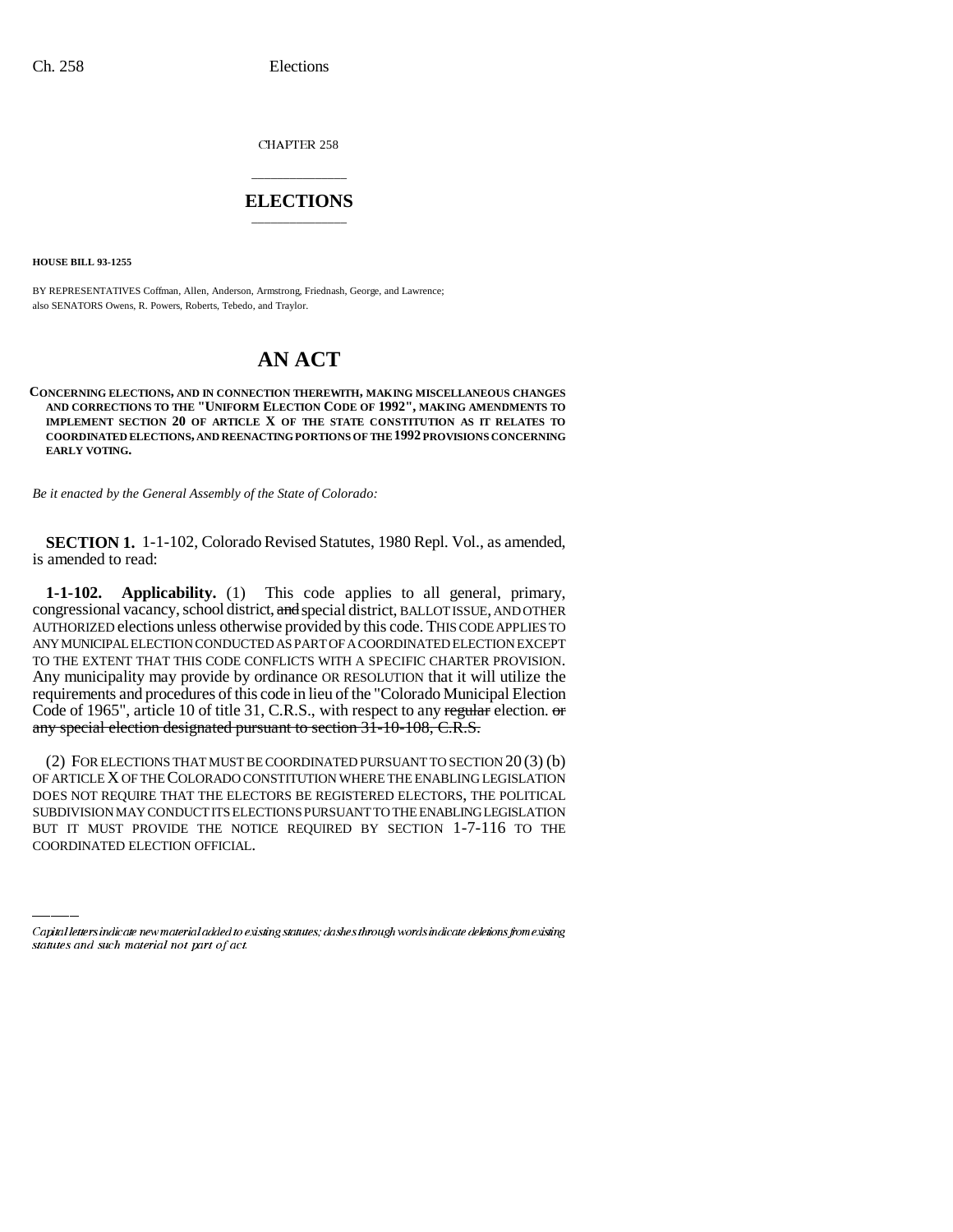CHAPTER 258

# ELECTIONS

**HOUSE BILL 93-1255**

BY REPRESENTATIVES Coffman, Allen, Anderson, Armstrong, Friednash, George, and Lawrence;
also SENATORS Owens, R. Powers, Roberts, Tebedo, and Traylor.

# AN ACT

**CONCERNING ELECTIONS, AND IN CONNECTION THEREWITH, MAKING MISCELLANEOUS CHANGES AND CORRECTIONS TO THE "UNIFORM ELECTION CODE OF 1992", MAKING AMENDMENTS TO IMPLEMENT SECTION 20 OF ARTICLE X OF THE STATE CONSTITUTION AS IT RELATES TO COORDINATED ELECTIONS, AND REENACTING PORTIONS OF THE 1992 PROVISIONS CONCERNING EARLY VOTING.**

*Be it enacted by the General Assembly of the State of Colorado:*

**SECTION 1.** 1-1-102, Colorado Revised Statutes, 1980 Repl. Vol., as amended, is amended to read:

**1-1-102. Applicability.** (1) This code applies to all general, primary, congressional vacancy, school district, ~~and~~ special district, BALLOT ISSUE, AND OTHER AUTHORIZED elections unless otherwise provided by this code. THIS CODE APPLIES TO ANY MUNICIPAL ELECTION CONDUCTED AS PART OF A COORDINATED ELECTION EXCEPT TO THE EXTENT THAT THIS CODE CONFLICTS WITH A SPECIFIC CHARTER PROVISION. Any municipality may provide by ordinance OR RESOLUTION that it will utilize the requirements and procedures of this code in lieu of the "Colorado Municipal Election Code of 1965", article 10 of title 31, C.R.S., with respect to any ~~regular~~ election. ~~or any special election designated pursuant to section 31-10-108, C.R.S.~~

(2) FOR ELECTIONS THAT MUST BE COORDINATED PURSUANT TO SECTION 20 (3) (b) OF ARTICLE X OF THE COLORADO CONSTITUTION WHERE THE ENABLING LEGISLATION DOES NOT REQUIRE THAT THE ELECTORS BE REGISTERED ELECTORS, THE POLITICAL SUBDIVISION MAY CONDUCT ITS ELECTIONS PURSUANT TO THE ENABLING LEGISLATION BUT IT MUST PROVIDE THE NOTICE REQUIRED BY SECTION 1-7-116 TO THE COORDINATED ELECTION OFFICIAL.

Capital letters indicate new material added to existing statutes; dashes through words indicate deletions from existing statutes and such material not part of act.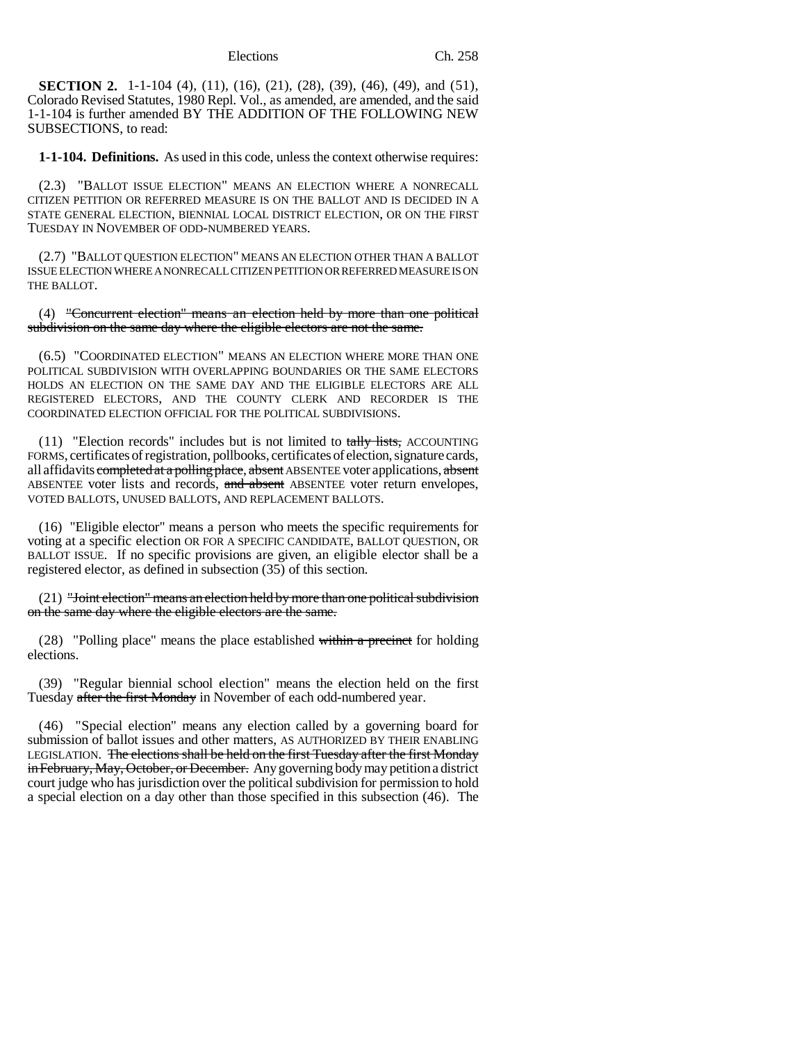**SECTION 2.** 1-1-104 (4), (11), (16), (21), (28), (39), (46), (49), and (51), Colorado Revised Statutes, 1980 Repl. Vol., as amended, are amended, and the said 1-1-104 is further amended BY THE ADDITION OF THE FOLLOWING NEW SUBSECTIONS, to read:

**1-1-104. Definitions.** As used in this code, unless the context otherwise requires:

(2.3) "BALLOT ISSUE ELECTION" MEANS AN ELECTION WHERE A NONRECALL CITIZEN PETITION OR REFERRED MEASURE IS ON THE BALLOT AND IS DECIDED IN A STATE GENERAL ELECTION, BIENNIAL LOCAL DISTRICT ELECTION, OR ON THE FIRST TUESDAY IN NOVEMBER OF ODD-NUMBERED YEARS.

(2.7) "BALLOT QUESTION ELECTION" MEANS AN ELECTION OTHER THAN A BALLOT ISSUE ELECTION WHERE A NONRECALL CITIZEN PETITION OR REFERRED MEASURE IS ON THE BALLOT.

(4) ~~"Concurrent election" means an election held by more than one political subdivision on the same day where the eligible electors are not the same.~~

(6.5) "COORDINATED ELECTION" MEANS AN ELECTION WHERE MORE THAN ONE POLITICAL SUBDIVISION WITH OVERLAPPING BOUNDARIES OR THE SAME ELECTORS HOLDS AN ELECTION ON THE SAME DAY AND THE ELIGIBLE ELECTORS ARE ALL REGISTERED ELECTORS, AND THE COUNTY CLERK AND RECORDER IS THE COORDINATED ELECTION OFFICIAL FOR THE POLITICAL SUBDIVISIONS.

(11) "Election records" includes but is not limited to ~~tally lists,~~ ACCOUNTING FORMS, certificates of registration, pollbooks, certificates of election, signature cards, all affidavits ~~completed at a polling place~~, ~~absent~~ ABSENTEE voter applications, ~~absent~~ ABSENTEE voter lists and records, ~~and absent~~ ABSENTEE voter return envelopes, VOTED BALLOTS, UNUSED BALLOTS, AND REPLACEMENT BALLOTS.

(16) "Eligible elector" means a person who meets the specific requirements for voting at a specific election OR FOR A SPECIFIC CANDIDATE, BALLOT QUESTION, OR BALLOT ISSUE. If no specific provisions are given, an eligible elector shall be a registered elector, as defined in subsection (35) of this section.

(21) ~~"Joint election" means an election held by more than one political subdivision on the same day where the eligible electors are the same.~~

(28) "Polling place" means the place established ~~within a precinct~~ for holding elections.

(39) "Regular biennial school election" means the election held on the first Tuesday ~~after the first Monday~~ in November of each odd-numbered year.

(46) "Special election" means any election called by a governing board for submission of ballot issues and other matters, AS AUTHORIZED BY THEIR ENABLING LEGISLATION. ~~The elections shall be held on the first Tuesday after the first Monday in February, May, October, or December.~~ Any governing body may petition a district court judge who has jurisdiction over the political subdivision for permission to hold a special election on a day other than those specified in this subsection (46). The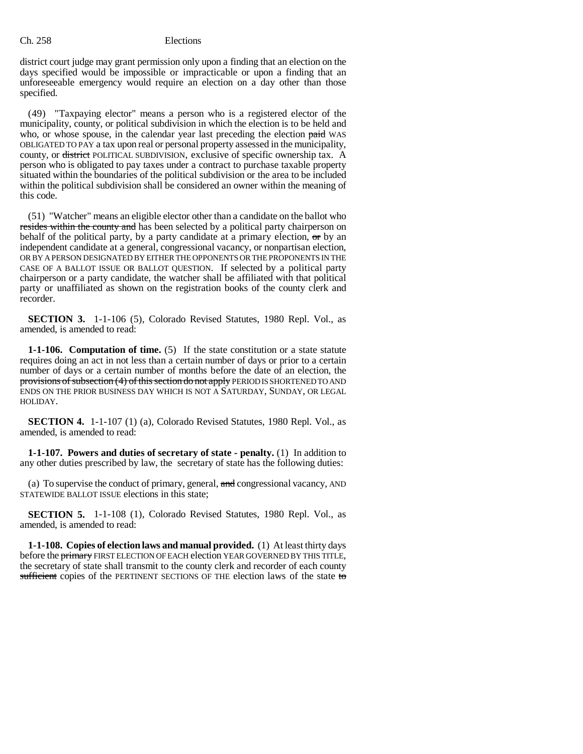district court judge may grant permission only upon a finding that an election on the days specified would be impossible or impracticable or upon a finding that an unforeseeable emergency would require an election on a day other than those specified.

(49) "Taxpaying elector" means a person who is a registered elector of the municipality, county, or political subdivision in which the election is to be held and who, or whose spouse, in the calendar year last preceding the election ~~paid~~ WAS OBLIGATED TO PAY a tax upon real or personal property assessed in the municipality, county, or ~~district~~ POLITICAL SUBDIVISION, exclusive of specific ownership tax. A person who is obligated to pay taxes under a contract to purchase taxable property situated within the boundaries of the political subdivision or the area to be included within the political subdivision shall be considered an owner within the meaning of this code.

(51) "Watcher" means an eligible elector other than a candidate on the ballot who ~~resides within the county and~~ has been selected by a political party chairperson on behalf of the political party, by a party candidate at a primary election, ~~or~~ by an independent candidate at a general, congressional vacancy, or nonpartisan election, OR BY A PERSON DESIGNATED BY EITHER THE OPPONENTS OR THE PROPONENTS IN THE CASE OF A BALLOT ISSUE OR BALLOT QUESTION. If selected by a political party chairperson or a party candidate, the watcher shall be affiliated with that political party or unaffiliated as shown on the registration books of the county clerk and recorder.

**SECTION 3.** 1-1-106 (5), Colorado Revised Statutes, 1980 Repl. Vol., as amended, is amended to read:

**1-1-106. Computation of time.** (5) If the state constitution or a state statute requires doing an act in not less than a certain number of days or prior to a certain number of days or a certain number of months before the date of an election, the ~~provisions of subsection (4) of this section do not apply~~ PERIOD IS SHORTENED TO AND ENDS ON THE PRIOR BUSINESS DAY WHICH IS NOT A SATURDAY, SUNDAY, OR LEGAL HOLIDAY.

**SECTION 4.** 1-1-107 (1) (a), Colorado Revised Statutes, 1980 Repl. Vol., as amended, is amended to read:

**1-1-107. Powers and duties of secretary of state - penalty.** (1) In addition to any other duties prescribed by law, the secretary of state has the following duties:

(a) To supervise the conduct of primary, general, ~~and~~ congressional vacancy, AND STATEWIDE BALLOT ISSUE elections in this state;

**SECTION 5.** 1-1-108 (1), Colorado Revised Statutes, 1980 Repl. Vol., as amended, is amended to read:

**1-1-108. Copies of election laws and manual provided.** (1) At least thirty days before the ~~primary~~ FIRST ELECTION OF EACH election YEAR GOVERNED BY THIS TITLE, the secretary of state shall transmit to the county clerk and recorder of each county ~~sufficient~~ copies of the PERTINENT SECTIONS OF THE election laws of the state ~~to~~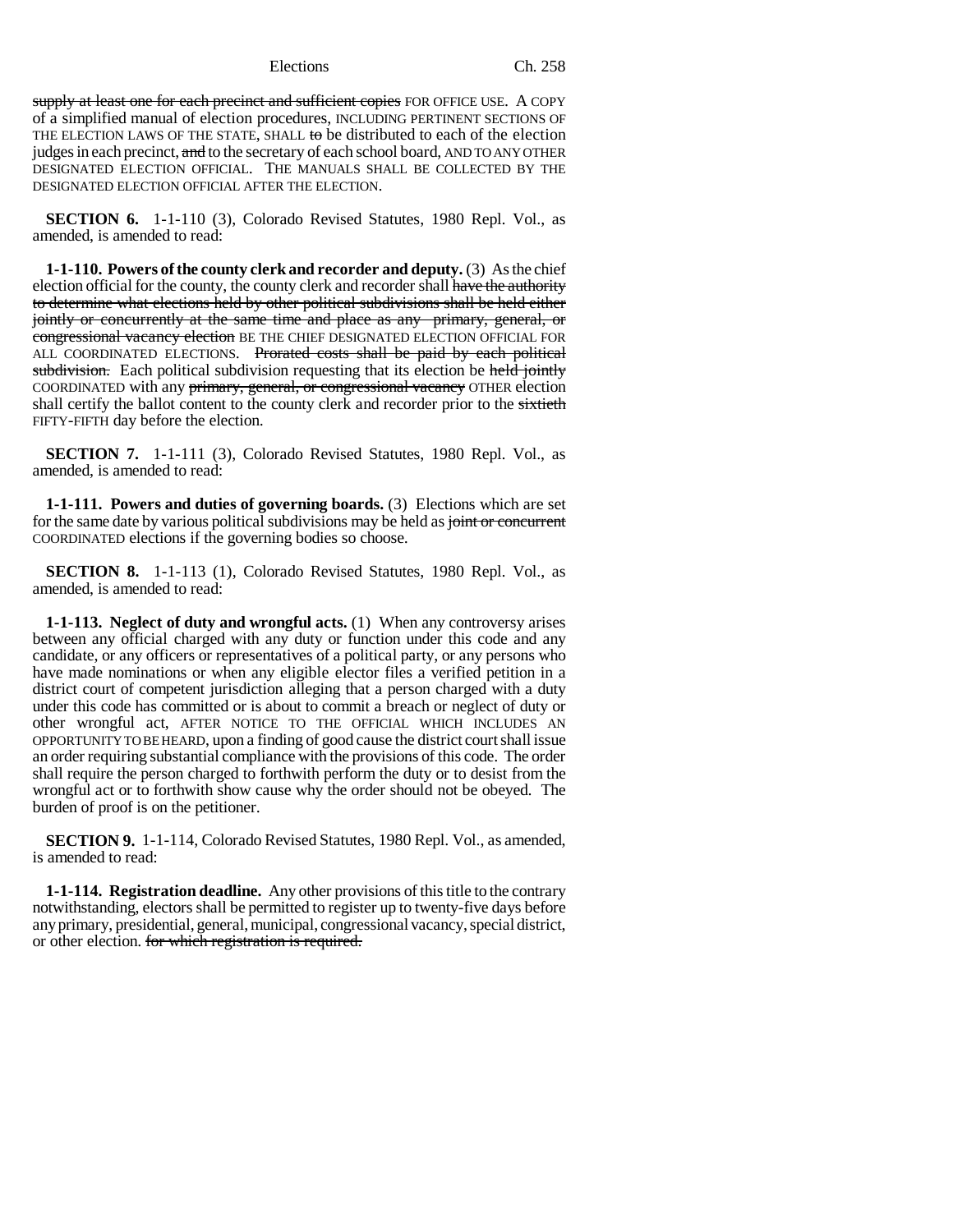~~supply at least one for each precinct and sufficient copies~~ FOR OFFICE USE. A COPY of a simplified manual of election procedures, INCLUDING PERTINENT SECTIONS OF THE ELECTION LAWS OF THE STATE, SHALL ~~to~~ be distributed to each of the election judges in each precinct, ~~and~~ to the secretary of each school board, AND TO ANY OTHER DESIGNATED ELECTION OFFICIAL. THE MANUALS SHALL BE COLLECTED BY THE DESIGNATED ELECTION OFFICIAL AFTER THE ELECTION.

**SECTION 6.** 1-1-110 (3), Colorado Revised Statutes, 1980 Repl. Vol., as amended, is amended to read:

**1-1-110. Powers of the county clerk and recorder and deputy.** (3) As the chief election official for the county, the county clerk and recorder shall ~~have the authority to determine what elections held by other political subdivisions shall be held either jointly or concurrently at the same time and place as any primary, general, or congressional vacancy election~~ BE THE CHIEF DESIGNATED ELECTION OFFICIAL FOR ALL COORDINATED ELECTIONS. ~~Prorated costs shall be paid by each political subdivision.~~ Each political subdivision requesting that its election be ~~held jointly~~ COORDINATED with any ~~primary, general, or congressional vacancy~~ OTHER election shall certify the ballot content to the county clerk and recorder prior to the ~~sixtieth~~ FIFTY-FIFTH day before the election.

**SECTION 7.** 1-1-111 (3), Colorado Revised Statutes, 1980 Repl. Vol., as amended, is amended to read:

**1-1-111. Powers and duties of governing boards.** (3) Elections which are set for the same date by various political subdivisions may be held as ~~joint or concurrent~~ COORDINATED elections if the governing bodies so choose.

**SECTION 8.** 1-1-113 (1), Colorado Revised Statutes, 1980 Repl. Vol., as amended, is amended to read:

**1-1-113. Neglect of duty and wrongful acts.** (1) When any controversy arises between any official charged with any duty or function under this code and any candidate, or any officers or representatives of a political party, or any persons who have made nominations or when any eligible elector files a verified petition in a district court of competent jurisdiction alleging that a person charged with a duty under this code has committed or is about to commit a breach or neglect of duty or other wrongful act, AFTER NOTICE TO THE OFFICIAL WHICH INCLUDES AN OPPORTUNITY TO BE HEARD, upon a finding of good cause the district court shall issue an order requiring substantial compliance with the provisions of this code. The order shall require the person charged to forthwith perform the duty or to desist from the wrongful act or to forthwith show cause why the order should not be obeyed. The burden of proof is on the petitioner.

**SECTION 9.** 1-1-114, Colorado Revised Statutes, 1980 Repl. Vol., as amended, is amended to read:

**1-1-114. Registration deadline.** Any other provisions of this title to the contrary notwithstanding, electors shall be permitted to register up to twenty-five days before any primary, presidential, general, municipal, congressional vacancy, special district, or other election. ~~for which registration is required.~~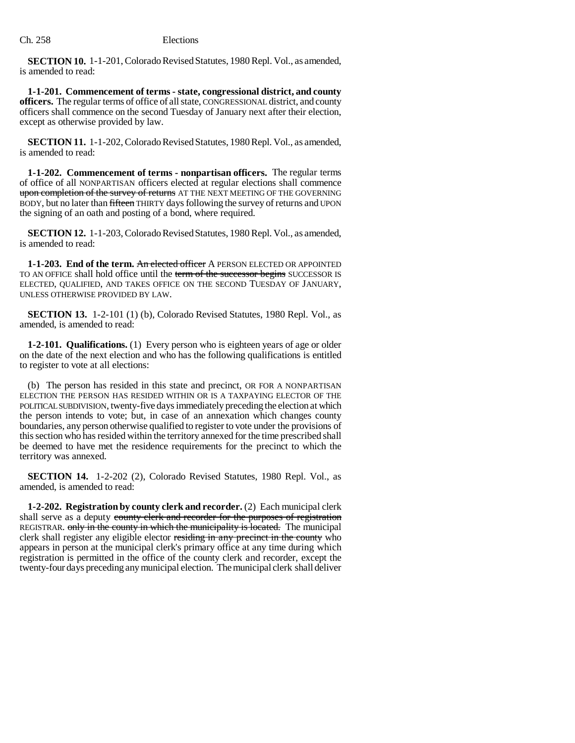**SECTION 10.** 1-1-201, Colorado Revised Statutes, 1980 Repl. Vol., as amended, is amended to read:

**1-1-201. Commencement of terms - state, congressional district, and county officers.** The regular terms of office of all state, CONGRESSIONAL district, and county officers shall commence on the second Tuesday of January next after their election, except as otherwise provided by law.

**SECTION 11.** 1-1-202, Colorado Revised Statutes, 1980 Repl. Vol., as amended, is amended to read:

**1-1-202. Commencement of terms - nonpartisan officers.** The regular terms of office of all NONPARTISAN officers elected at regular elections shall commence ~~upon completion of the survey of returns~~ AT THE NEXT MEETING OF THE GOVERNING BODY, but no later than ~~fifteen~~ THIRTY days following the survey of returns and UPON the signing of an oath and posting of a bond, where required.

**SECTION 12.** 1-1-203, Colorado Revised Statutes, 1980 Repl. Vol., as amended, is amended to read:

**1-1-203. End of the term.** ~~An elected officer~~ A PERSON ELECTED OR APPOINTED TO AN OFFICE shall hold office until the ~~term of the successor begins~~ SUCCESSOR IS ELECTED, QUALIFIED, AND TAKES OFFICE ON THE SECOND TUESDAY OF JANUARY, UNLESS OTHERWISE PROVIDED BY LAW.

**SECTION 13.** 1-2-101 (1) (b), Colorado Revised Statutes, 1980 Repl. Vol., as amended, is amended to read:

**1-2-101. Qualifications.** (1) Every person who is eighteen years of age or older on the date of the next election and who has the following qualifications is entitled to register to vote at all elections:

(b) The person has resided in this state and precinct, OR FOR A NONPARTISAN ELECTION THE PERSON HAS RESIDED WITHIN OR IS A TAXPAYING ELECTOR OF THE POLITICAL SUBDIVISION, twenty-five days immediately preceding the election at which the person intends to vote; but, in case of an annexation which changes county boundaries, any person otherwise qualified to register to vote under the provisions of this section who has resided within the territory annexed for the time prescribed shall be deemed to have met the residence requirements for the precinct to which the territory was annexed.

**SECTION 14.** 1-2-202 (2), Colorado Revised Statutes, 1980 Repl. Vol., as amended, is amended to read:

**1-2-202. Registration by county clerk and recorder.** (2) Each municipal clerk shall serve as a deputy ~~county clerk and recorder for the purposes of registration~~ REGISTRAR. ~~only in the county in which the municipality is located.~~ The municipal clerk shall register any eligible elector ~~residing in any precinct in the county~~ who appears in person at the municipal clerk's primary office at any time during which registration is permitted in the office of the county clerk and recorder, except the twenty-four days preceding any municipal election. The municipal clerk shall deliver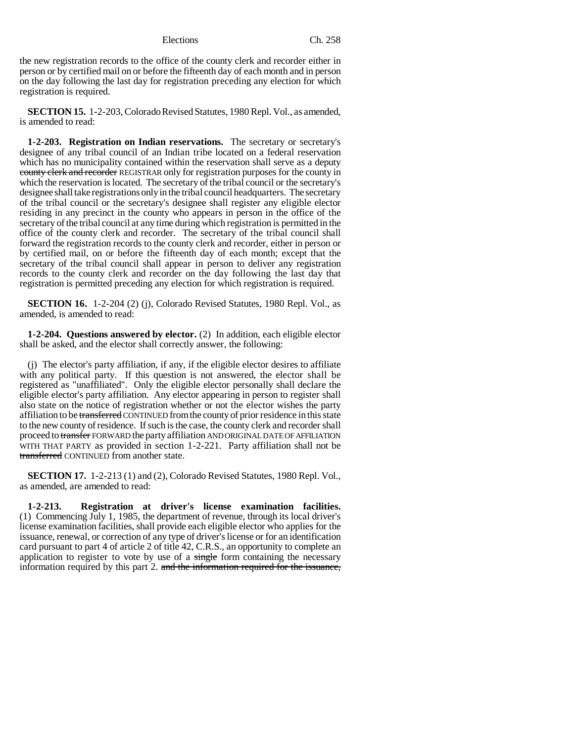the new registration records to the office of the county clerk and recorder either in person or by certified mail on or before the fifteenth day of each month and in person on the day following the last day for registration preceding any election for which registration is required.

**SECTION 15.** 1-2-203, Colorado Revised Statutes, 1980 Repl. Vol., as amended, is amended to read:

**1-2-203. Registration on Indian reservations.** The secretary or secretary's designee of any tribal council of an Indian tribe located on a federal reservation which has no municipality contained within the reservation shall serve as a deputy ~~county clerk and recorder~~ REGISTRAR only for registration purposes for the county in which the reservation is located. The secretary of the tribal council or the secretary's designee shall take registrations only in the tribal council headquarters. The secretary of the tribal council or the secretary's designee shall register any eligible elector residing in any precinct in the county who appears in person in the office of the secretary of the tribal council at any time during which registration is permitted in the office of the county clerk and recorder. The secretary of the tribal council shall forward the registration records to the county clerk and recorder, either in person or by certified mail, on or before the fifteenth day of each month; except that the secretary of the tribal council shall appear in person to deliver any registration records to the county clerk and recorder on the day following the last day that registration is permitted preceding any election for which registration is required.

**SECTION 16.** 1-2-204 (2) (j), Colorado Revised Statutes, 1980 Repl. Vol., as amended, is amended to read:

**1-2-204. Questions answered by elector.** (2) In addition, each eligible elector shall be asked, and the elector shall correctly answer, the following:

(j) The elector's party affiliation, if any, if the eligible elector desires to affiliate with any political party. If this question is not answered, the elector shall be registered as "unaffiliated". Only the eligible elector personally shall declare the eligible elector's party affiliation. Any elector appearing in person to register shall also state on the notice of registration whether or not the elector wishes the party affiliation to be ~~transferred~~ CONTINUED from the county of prior residence in this state to the new county of residence. If such is the case, the county clerk and recorder shall proceed to ~~transfer~~ FORWARD the party affiliation AND ORIGINAL DATE OF AFFILIATION WITH THAT PARTY as provided in section 1-2-221. Party affiliation shall not be ~~transferred~~ CONTINUED from another state.

**SECTION 17.** 1-2-213 (1) and (2), Colorado Revised Statutes, 1980 Repl. Vol., as amended, are amended to read:

**1-2-213. Registration at driver's license examination facilities.** (1) Commencing July 1, 1985, the department of revenue, through its local driver's license examination facilities, shall provide each eligible elector who applies for the issuance, renewal, or correction of any type of driver's license or for an identification card pursuant to part 4 of article 2 of title 42, C.R.S., an opportunity to complete an application to register to vote by use of a ~~single~~ form containing the necessary information required by this part 2. ~~and the information required for the issuance,~~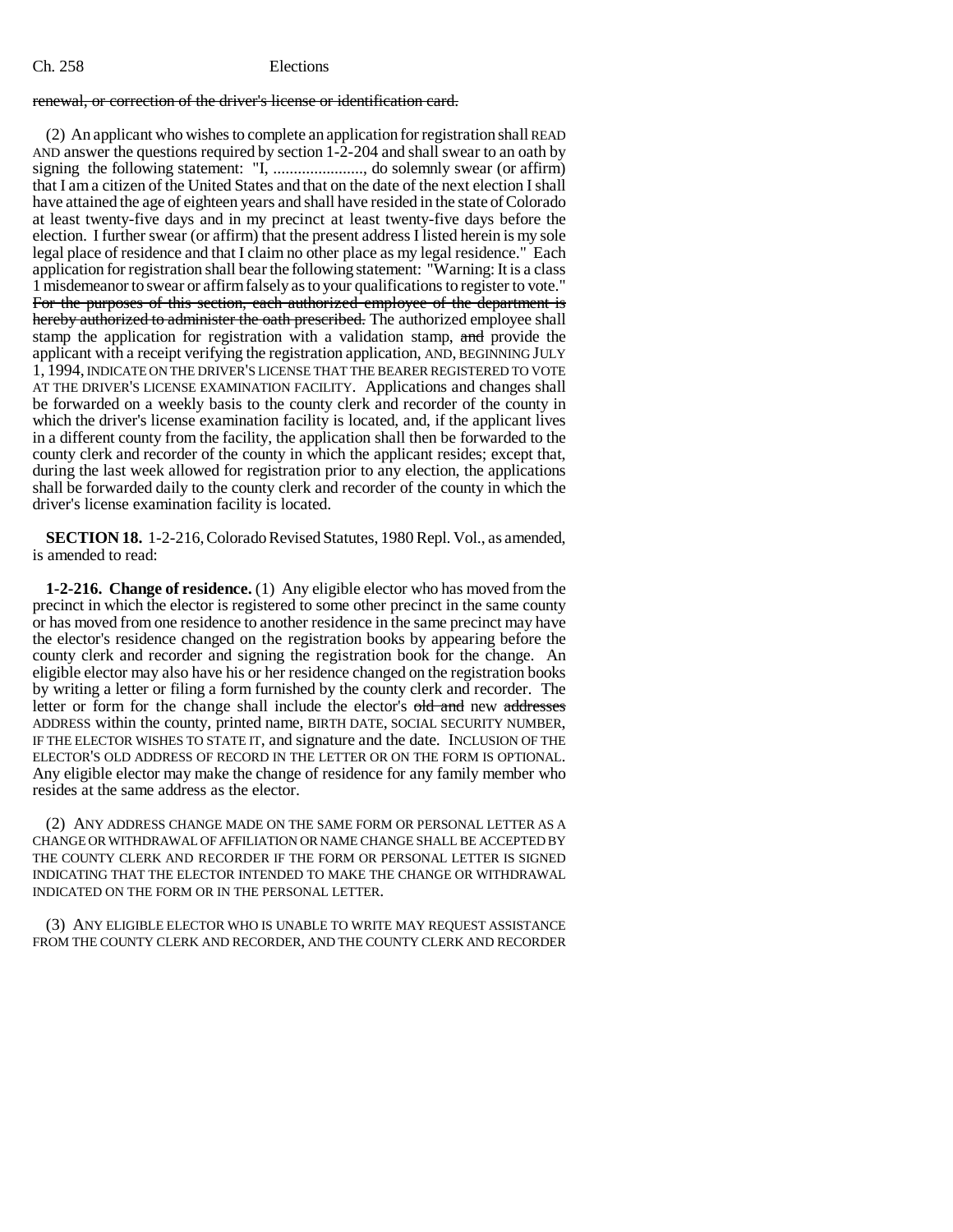renewal, or correction of the driver's license or identification card.

(2) An applicant who wishes to complete an application for registration shall READ AND answer the questions required by section 1-2-204 and shall swear to an oath by signing the following statement: "I, ......................, do solemnly swear (or affirm) that I am a citizen of the United States and that on the date of the next election I shall have attained the age of eighteen years and shall have resided in the state of Colorado at least twenty-five days and in my precinct at least twenty-five days before the election. I further swear (or affirm) that the present address I listed herein is my sole legal place of residence and that I claim no other place as my legal residence." Each application for registration shall bear the following statement: "Warning: It is a class 1 misdemeanor to swear or affirm falsely as to your qualifications to register to vote." For the purposes of this section, each authorized employee of the department is hereby authorized to administer the oath prescribed. The authorized employee shall stamp the application for registration with a validation stamp, and provide the applicant with a receipt verifying the registration application, AND, BEGINNING JULY 1, 1994, INDICATE ON THE DRIVER'S LICENSE THAT THE BEARER REGISTERED TO VOTE AT THE DRIVER'S LICENSE EXAMINATION FACILITY. Applications and changes shall be forwarded on a weekly basis to the county clerk and recorder of the county in which the driver's license examination facility is located, and, if the applicant lives in a different county from the facility, the application shall then be forwarded to the county clerk and recorder of the county in which the applicant resides; except that, during the last week allowed for registration prior to any election, the applications shall be forwarded daily to the county clerk and recorder of the county in which the driver's license examination facility is located.

**SECTION 18.** 1-2-216, Colorado Revised Statutes, 1980 Repl. Vol., as amended, is amended to read:

**1-2-216. Change of residence.** (1) Any eligible elector who has moved from the precinct in which the elector is registered to some other precinct in the same county or has moved from one residence to another residence in the same precinct may have the elector's residence changed on the registration books by appearing before the county clerk and recorder and signing the registration book for the change. An eligible elector may also have his or her residence changed on the registration books by writing a letter or filing a form furnished by the county clerk and recorder. The letter or form for the change shall include the elector's old and new addresses ADDRESS within the county, printed name, BIRTH DATE, SOCIAL SECURITY NUMBER, IF THE ELECTOR WISHES TO STATE IT, and signature and the date. INCLUSION OF THE ELECTOR'S OLD ADDRESS OF RECORD IN THE LETTER OR ON THE FORM IS OPTIONAL. Any eligible elector may make the change of residence for any family member who resides at the same address as the elector.

(2) ANY ADDRESS CHANGE MADE ON THE SAME FORM OR PERSONAL LETTER AS A CHANGE OR WITHDRAWAL OF AFFILIATION OR NAME CHANGE SHALL BE ACCEPTED BY THE COUNTY CLERK AND RECORDER IF THE FORM OR PERSONAL LETTER IS SIGNED INDICATING THAT THE ELECTOR INTENDED TO MAKE THE CHANGE OR WITHDRAWAL INDICATED ON THE FORM OR IN THE PERSONAL LETTER.

(3) ANY ELIGIBLE ELECTOR WHO IS UNABLE TO WRITE MAY REQUEST ASSISTANCE FROM THE COUNTY CLERK AND RECORDER, AND THE COUNTY CLERK AND RECORDER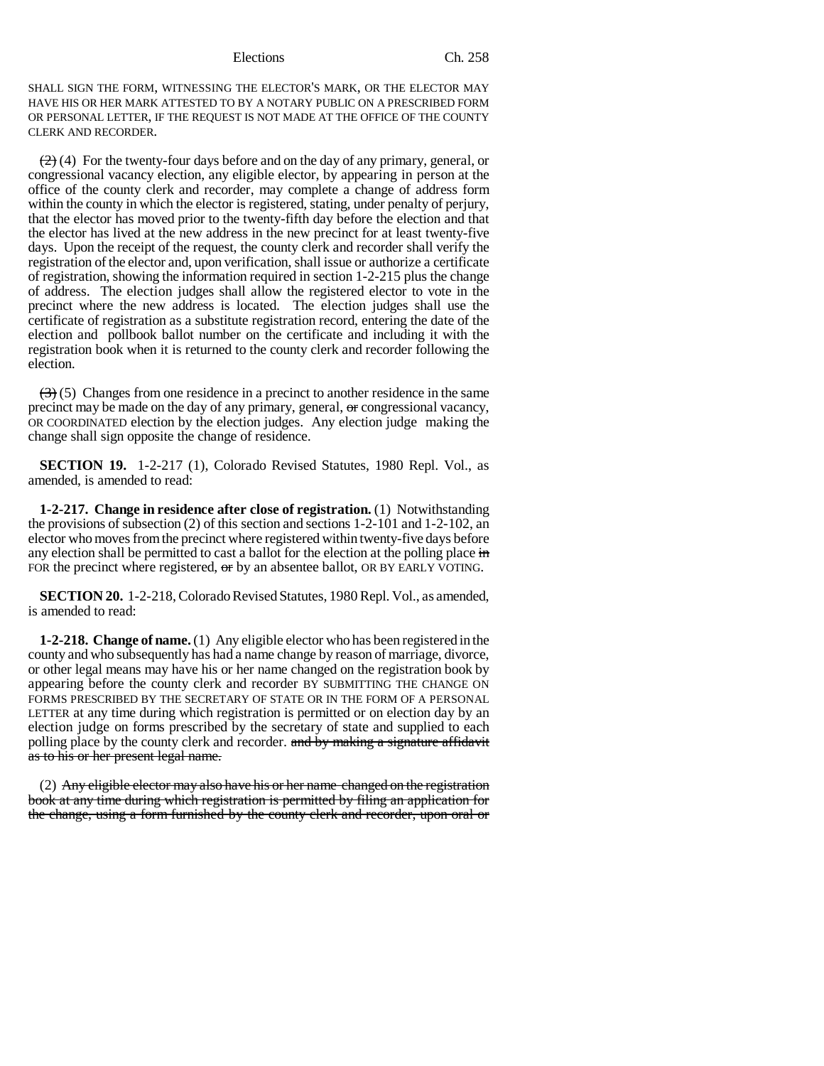SHALL SIGN THE FORM, WITNESSING THE ELECTOR'S MARK, OR THE ELECTOR MAY HAVE HIS OR HER MARK ATTESTED TO BY A NOTARY PUBLIC ON A PRESCRIBED FORM OR PERSONAL LETTER, IF THE REQUEST IS NOT MADE AT THE OFFICE OF THE COUNTY CLERK AND RECORDER.

~~(2)~~ (4) For the twenty-four days before and on the day of any primary, general, or congressional vacancy election, any eligible elector, by appearing in person at the office of the county clerk and recorder, may complete a change of address form within the county in which the elector is registered, stating, under penalty of perjury, that the elector has moved prior to the twenty-fifth day before the election and that the elector has lived at the new address in the new precinct for at least twenty-five days. Upon the receipt of the request, the county clerk and recorder shall verify the registration of the elector and, upon verification, shall issue or authorize a certificate of registration, showing the information required in section 1-2-215 plus the change of address. The election judges shall allow the registered elector to vote in the precinct where the new address is located. The election judges shall use the certificate of registration as a substitute registration record, entering the date of the election and pollbook ballot number on the certificate and including it with the registration book when it is returned to the county clerk and recorder following the election.

~~(3)~~ (5) Changes from one residence in a precinct to another residence in the same precinct may be made on the day of any primary, general, ~~or~~ congressional vacancy, OR COORDINATED election by the election judges. Any election judge making the change shall sign opposite the change of residence.

**SECTION 19.** 1-2-217 (1), Colorado Revised Statutes, 1980 Repl. Vol., as amended, is amended to read:

**1-2-217. Change in residence after close of registration.** (1) Notwithstanding the provisions of subsection (2) of this section and sections 1-2-101 and 1-2-102, an elector who moves from the precinct where registered within twenty-five days before any election shall be permitted to cast a ballot for the election at the polling place ~~in~~ FOR the precinct where registered, ~~or~~ by an absentee ballot, OR BY EARLY VOTING.

**SECTION 20.** 1-2-218, Colorado Revised Statutes, 1980 Repl. Vol., as amended, is amended to read:

**1-2-218. Change of name.** (1) Any eligible elector who has been registered in the county and who subsequently has had a name change by reason of marriage, divorce, or other legal means may have his or her name changed on the registration book by appearing before the county clerk and recorder BY SUBMITTING THE CHANGE ON FORMS PRESCRIBED BY THE SECRETARY OF STATE OR IN THE FORM OF A PERSONAL LETTER at any time during which registration is permitted or on election day by an election judge on forms prescribed by the secretary of state and supplied to each polling place by the county clerk and recorder. ~~and by making a signature affidavit as to his or her present legal name.~~

(2) ~~Any eligible elector may also have his or her name changed on the registration book at any time during which registration is permitted by filing an application for the change, using a form furnished by the county clerk and recorder, upon oral or~~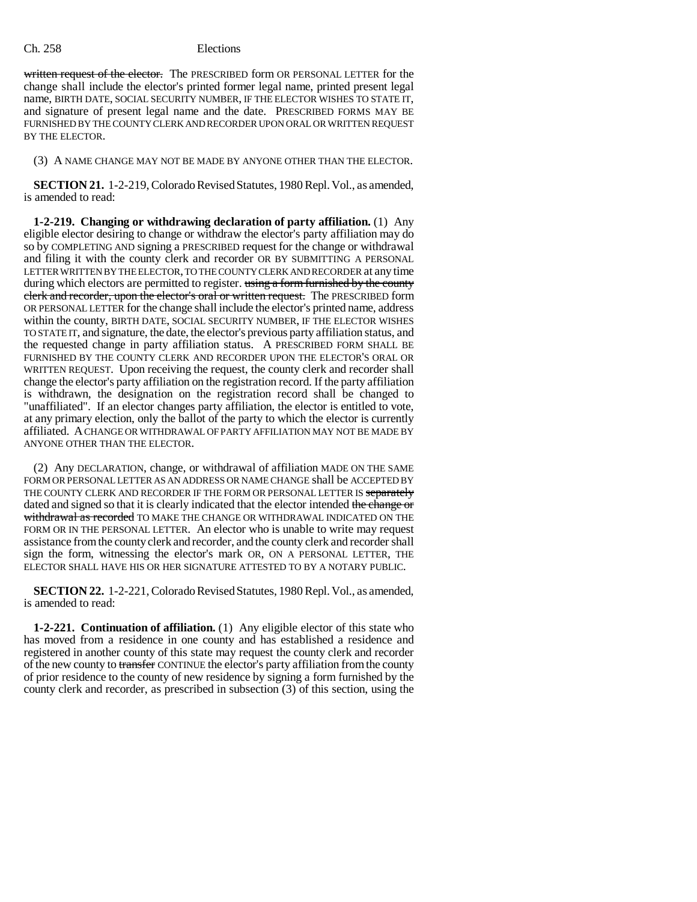~~written request of the elector.~~ The PRESCRIBED form OR PERSONAL LETTER for the change shall include the elector's printed former legal name, printed present legal name, BIRTH DATE, SOCIAL SECURITY NUMBER, IF THE ELECTOR WISHES TO STATE IT, and signature of present legal name and the date. PRESCRIBED FORMS MAY BE FURNISHED BY THE COUNTY CLERK AND RECORDER UPON ORAL OR WRITTEN REQUEST BY THE ELECTOR.

(3) A NAME CHANGE MAY NOT BE MADE BY ANYONE OTHER THAN THE ELECTOR.

**SECTION 21.** 1-2-219, Colorado Revised Statutes, 1980 Repl. Vol., as amended, is amended to read:

**1-2-219. Changing or withdrawing declaration of party affiliation.** (1) Any eligible elector desiring to change or withdraw the elector's party affiliation may do so by COMPLETING AND signing a PRESCRIBED request for the change or withdrawal and filing it with the county clerk and recorder OR BY SUBMITTING A PERSONAL LETTER WRITTEN BY THE ELECTOR, TO THE COUNTY CLERK AND RECORDER at any time during which electors are permitted to register. ~~using a form furnished by the county clerk and recorder, upon the elector's oral or written request.~~ The PRESCRIBED form OR PERSONAL LETTER for the change shall include the elector's printed name, address within the county, BIRTH DATE, SOCIAL SECURITY NUMBER, IF THE ELECTOR WISHES TO STATE IT, and signature, the date, the elector's previous party affiliation status, and the requested change in party affiliation status. A PRESCRIBED FORM SHALL BE FURNISHED BY THE COUNTY CLERK AND RECORDER UPON THE ELECTOR'S ORAL OR WRITTEN REQUEST. Upon receiving the request, the county clerk and recorder shall change the elector's party affiliation on the registration record. If the party affiliation is withdrawn, the designation on the registration record shall be changed to "unaffiliated". If an elector changes party affiliation, the elector is entitled to vote, at any primary election, only the ballot of the party to which the elector is currently affiliated. A CHANGE OR WITHDRAWAL OF PARTY AFFILIATION MAY NOT BE MADE BY ANYONE OTHER THAN THE ELECTOR.

(2) Any DECLARATION, change, or withdrawal of affiliation MADE ON THE SAME FORM OR PERSONAL LETTER AS AN ADDRESS OR NAME CHANGE shall be ACCEPTED BY THE COUNTY CLERK AND RECORDER IF THE FORM OR PERSONAL LETTER IS ~~separately~~ dated and signed so that it is clearly indicated that the elector intended ~~the change or withdrawal as recorded~~ TO MAKE THE CHANGE OR WITHDRAWAL INDICATED ON THE FORM OR IN THE PERSONAL LETTER. An elector who is unable to write may request assistance from the county clerk and recorder, and the county clerk and recorder shall sign the form, witnessing the elector's mark OR, ON A PERSONAL LETTER, THE ELECTOR SHALL HAVE HIS OR HER SIGNATURE ATTESTED TO BY A NOTARY PUBLIC.

**SECTION 22.** 1-2-221, Colorado Revised Statutes, 1980 Repl. Vol., as amended, is amended to read:

**1-2-221. Continuation of affiliation.** (1) Any eligible elector of this state who has moved from a residence in one county and has established a residence and registered in another county of this state may request the county clerk and recorder of the new county to ~~transfer~~ CONTINUE the elector's party affiliation from the county of prior residence to the county of new residence by signing a form furnished by the county clerk and recorder, as prescribed in subsection (3) of this section, using the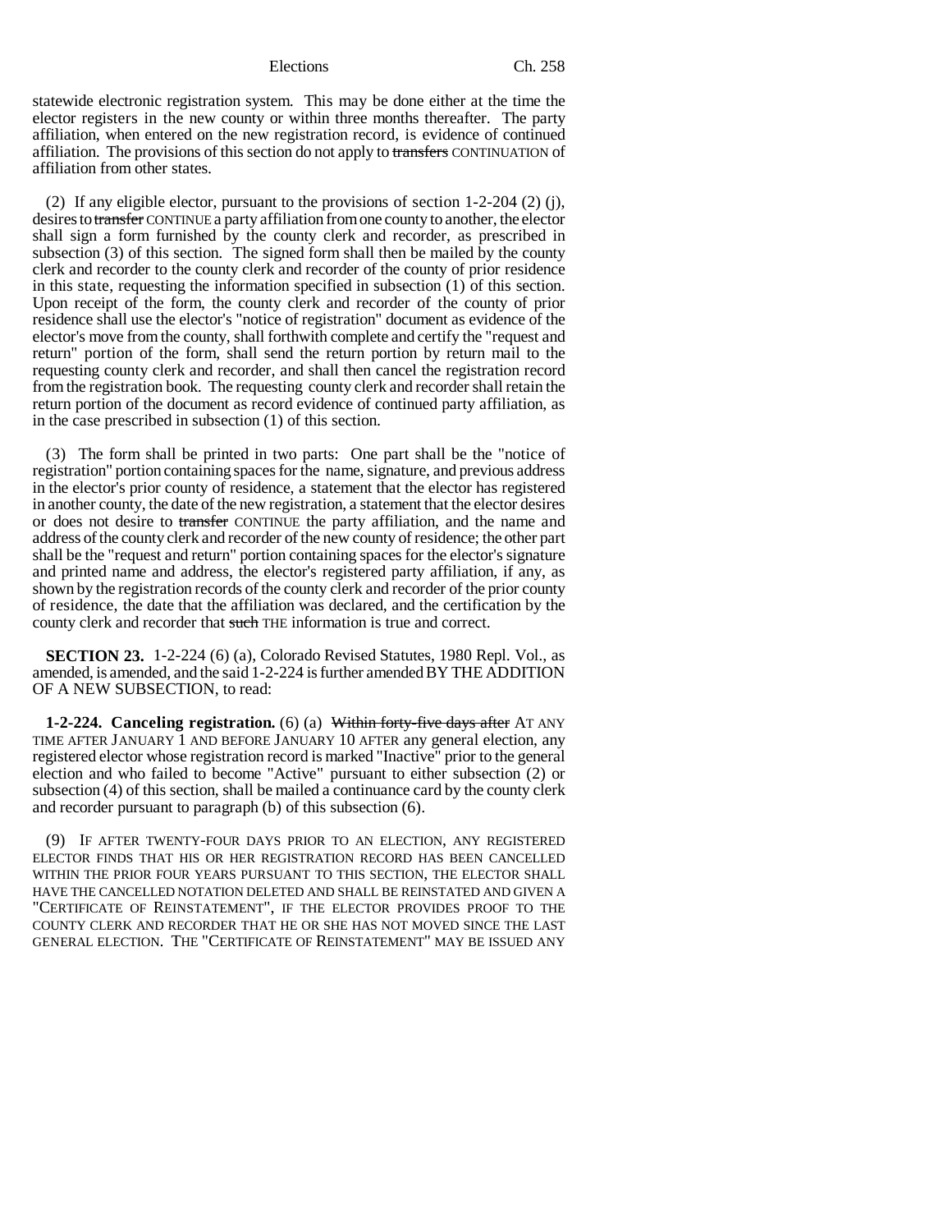statewide electronic registration system. This may be done either at the time the elector registers in the new county or within three months thereafter. The party affiliation, when entered on the new registration record, is evidence of continued affiliation. The provisions of this section do not apply to ~~transfers~~ CONTINUATION of affiliation from other states.

(2) If any eligible elector, pursuant to the provisions of section 1-2-204 (2) (j), desires to ~~transfer~~ CONTINUE a party affiliation from one county to another, the elector shall sign a form furnished by the county clerk and recorder, as prescribed in subsection (3) of this section. The signed form shall then be mailed by the county clerk and recorder to the county clerk and recorder of the county of prior residence in this state, requesting the information specified in subsection (1) of this section. Upon receipt of the form, the county clerk and recorder of the county of prior residence shall use the elector's "notice of registration" document as evidence of the elector's move from the county, shall forthwith complete and certify the "request and return" portion of the form, shall send the return portion by return mail to the requesting county clerk and recorder, and shall then cancel the registration record from the registration book. The requesting county clerk and recorder shall retain the return portion of the document as record evidence of continued party affiliation, as in the case prescribed in subsection (1) of this section.

(3) The form shall be printed in two parts: One part shall be the "notice of registration" portion containing spaces for the name, signature, and previous address in the elector's prior county of residence, a statement that the elector has registered in another county, the date of the new registration, a statement that the elector desires or does not desire to ~~transfer~~ CONTINUE the party affiliation, and the name and address of the county clerk and recorder of the new county of residence; the other part shall be the "request and return" portion containing spaces for the elector's signature and printed name and address, the elector's registered party affiliation, if any, as shown by the registration records of the county clerk and recorder of the prior county of residence, the date that the affiliation was declared, and the certification by the county clerk and recorder that ~~such~~ THE information is true and correct.

**SECTION 23.** 1-2-224 (6) (a), Colorado Revised Statutes, 1980 Repl. Vol., as amended, is amended, and the said 1-2-224 is further amended BY THE ADDITION OF A NEW SUBSECTION, to read:

**1-2-224. Canceling registration.** (6) (a) ~~Within forty-five days after~~ AT ANY TIME AFTER JANUARY 1 AND BEFORE JANUARY 10 AFTER any general election, any registered elector whose registration record is marked "Inactive" prior to the general election and who failed to become "Active" pursuant to either subsection (2) or subsection (4) of this section, shall be mailed a continuance card by the county clerk and recorder pursuant to paragraph (b) of this subsection (6).

(9) IF AFTER TWENTY-FOUR DAYS PRIOR TO AN ELECTION, ANY REGISTERED ELECTOR FINDS THAT HIS OR HER REGISTRATION RECORD HAS BEEN CANCELLED WITHIN THE PRIOR FOUR YEARS PURSUANT TO THIS SECTION, THE ELECTOR SHALL HAVE THE CANCELLED NOTATION DELETED AND SHALL BE REINSTATED AND GIVEN A "CERTIFICATE OF REINSTATEMENT", IF THE ELECTOR PROVIDES PROOF TO THE COUNTY CLERK AND RECORDER THAT HE OR SHE HAS NOT MOVED SINCE THE LAST GENERAL ELECTION. THE "CERTIFICATE OF REINSTATEMENT" MAY BE ISSUED ANY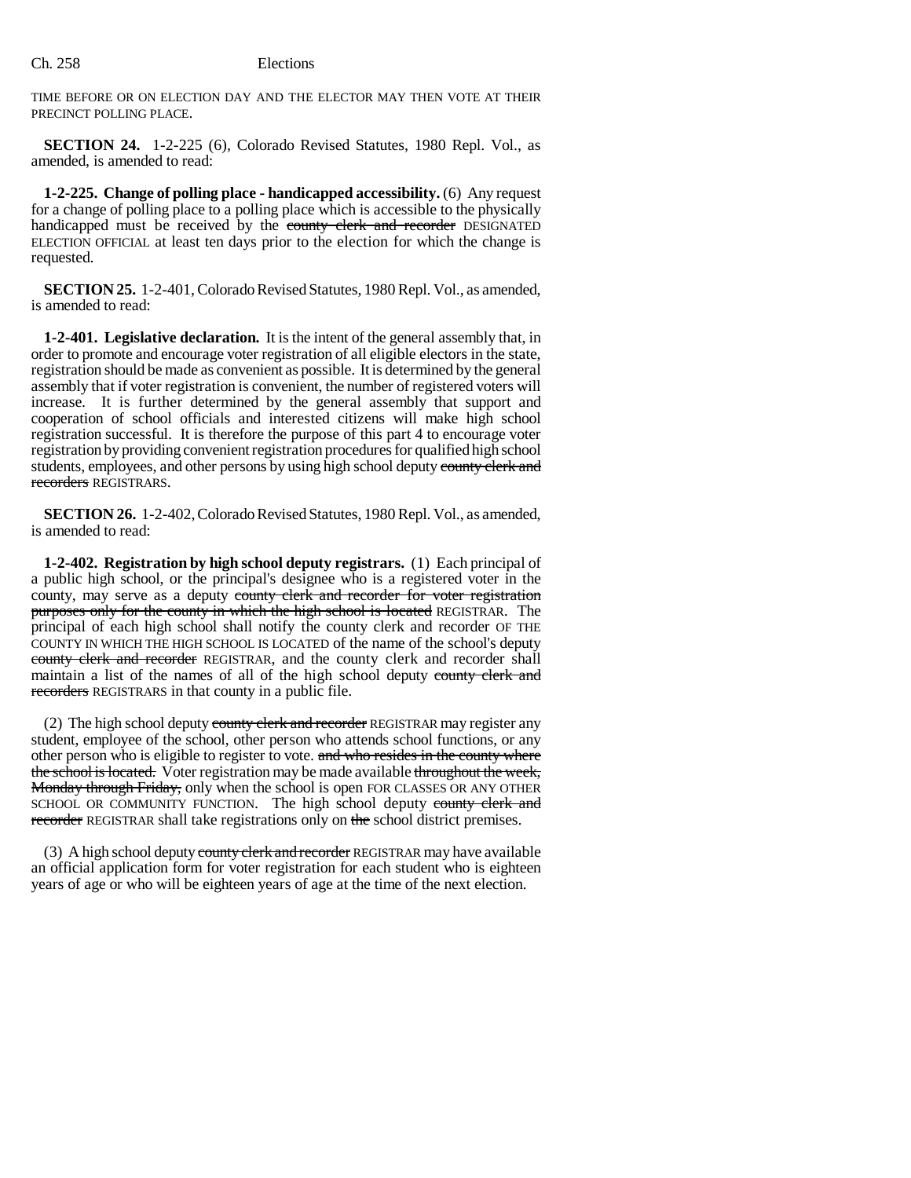TIME BEFORE OR ON ELECTION DAY AND THE ELECTOR MAY THEN VOTE AT THEIR PRECINCT POLLING PLACE.

**SECTION 24.** 1-2-225 (6), Colorado Revised Statutes, 1980 Repl. Vol., as amended, is amended to read:

**1-2-225. Change of polling place - handicapped accessibility.** (6) Any request for a change of polling place to a polling place which is accessible to the physically handicapped must be received by the ~~county clerk and recorder~~ DESIGNATED ELECTION OFFICIAL at least ten days prior to the election for which the change is requested.

**SECTION 25.** 1-2-401, Colorado Revised Statutes, 1980 Repl. Vol., as amended, is amended to read:

**1-2-401. Legislative declaration.** It is the intent of the general assembly that, in order to promote and encourage voter registration of all eligible electors in the state, registration should be made as convenient as possible. It is determined by the general assembly that if voter registration is convenient, the number of registered voters will increase. It is further determined by the general assembly that support and cooperation of school officials and interested citizens will make high school registration successful. It is therefore the purpose of this part 4 to encourage voter registration by providing convenient registration procedures for qualified high school students, employees, and other persons by using high school deputy ~~county clerk and recorders~~ REGISTRARS.

**SECTION 26.** 1-2-402, Colorado Revised Statutes, 1980 Repl. Vol., as amended, is amended to read:

**1-2-402. Registration by high school deputy registrars.** (1) Each principal of a public high school, or the principal's designee who is a registered voter in the county, may serve as a deputy ~~county clerk and recorder for voter registration purposes only for the county in which the high school is located~~ REGISTRAR. The principal of each high school shall notify the county clerk and recorder OF THE COUNTY IN WHICH THE HIGH SCHOOL IS LOCATED of the name of the school's deputy ~~county clerk and recorder~~ REGISTRAR, and the county clerk and recorder shall maintain a list of the names of all of the high school deputy ~~county clerk and recorders~~ REGISTRARS in that county in a public file.

(2) The high school deputy ~~county clerk and recorder~~ REGISTRAR may register any student, employee of the school, other person who attends school functions, or any other person who is eligible to register to vote. ~~and who resides in the county where the school is located.~~ Voter registration may be made available ~~throughout the week, Monday through Friday,~~ only when the school is open FOR CLASSES OR ANY OTHER SCHOOL OR COMMUNITY FUNCTION. The high school deputy ~~county clerk and recorder~~ REGISTRAR shall take registrations only on ~~the~~ school district premises.

(3) A high school deputy ~~county clerk and recorder~~ REGISTRAR may have available an official application form for voter registration for each student who is eighteen years of age or who will be eighteen years of age at the time of the next election.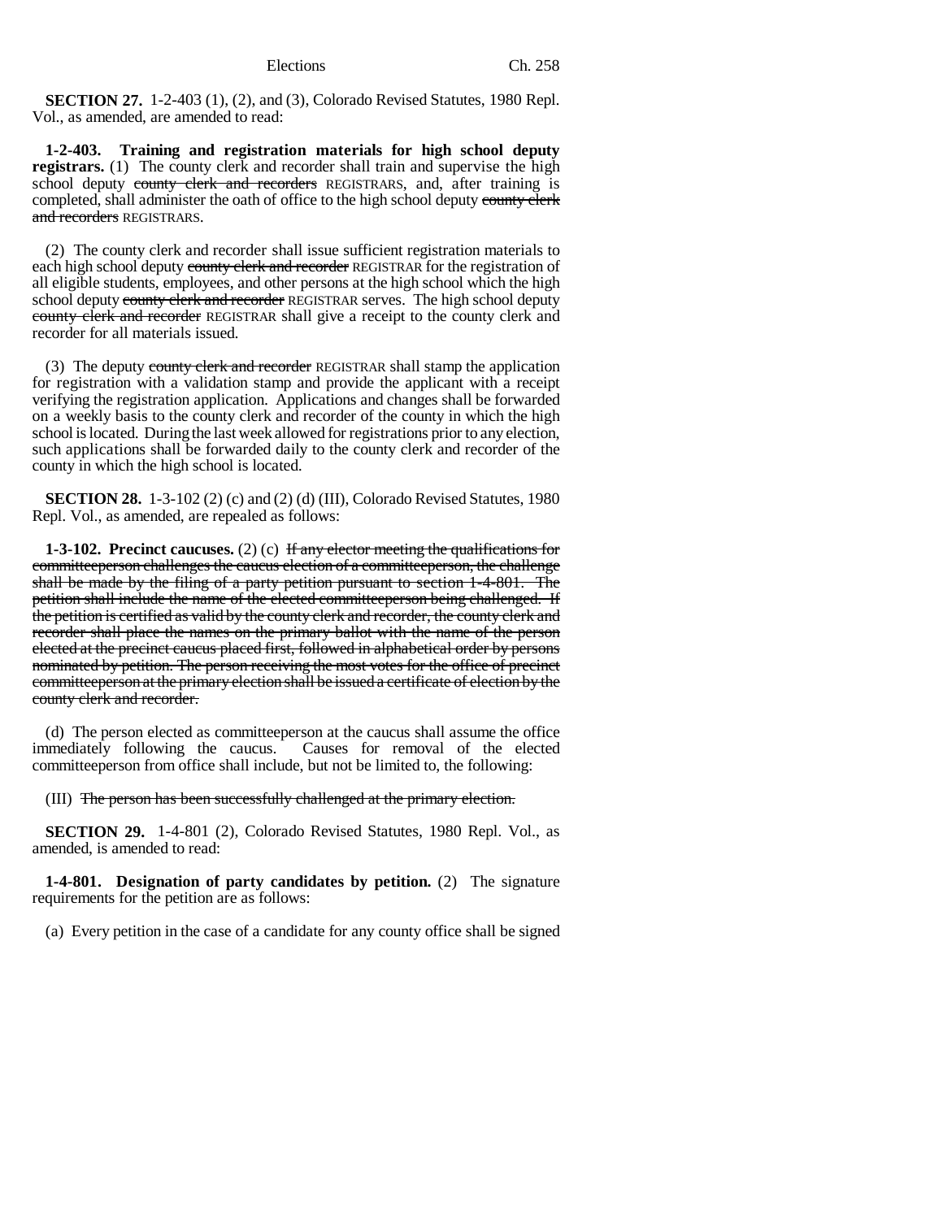**SECTION 27.** 1-2-403 (1), (2), and (3), Colorado Revised Statutes, 1980 Repl. Vol., as amended, are amended to read:

**1-2-403. Training and registration materials for high school deputy registrars.** (1) The county clerk and recorder shall train and supervise the high school deputy ~~county clerk and recorders~~ REGISTRARS, and, after training is completed, shall administer the oath of office to the high school deputy ~~county clerk and recorders~~ REGISTRARS.

(2) The county clerk and recorder shall issue sufficient registration materials to each high school deputy ~~county clerk and recorder~~ REGISTRAR for the registration of all eligible students, employees, and other persons at the high school which the high school deputy ~~county clerk and recorder~~ REGISTRAR serves. The high school deputy ~~county clerk and recorder~~ REGISTRAR shall give a receipt to the county clerk and recorder for all materials issued.

(3) The deputy ~~county clerk and recorder~~ REGISTRAR shall stamp the application for registration with a validation stamp and provide the applicant with a receipt verifying the registration application. Applications and changes shall be forwarded on a weekly basis to the county clerk and recorder of the county in which the high school is located. During the last week allowed for registrations prior to any election, such applications shall be forwarded daily to the county clerk and recorder of the county in which the high school is located.

**SECTION 28.** 1-3-102 (2) (c) and (2) (d) (III), Colorado Revised Statutes, 1980 Repl. Vol., as amended, are repealed as follows:

**1-3-102. Precinct caucuses.** (2) (c) ~~If any elector meeting the qualifications for committeeperson challenges the caucus election of a committeeperson, the challenge shall be made by the filing of a party petition pursuant to section 1-4-801. The petition shall include the name of the elected committeeperson being challenged. If the petition is certified as valid by the county clerk and recorder, the county clerk and recorder shall place the names on the primary ballot with the name of the person elected at the precinct caucus placed first, followed in alphabetical order by persons nominated by petition. The person receiving the most votes for the office of precinct committeeperson at the primary election shall be issued a certificate of election by the county clerk and recorder.~~

(d) The person elected as committeeperson at the caucus shall assume the office immediately following the caucus. Causes for removal of the elected committeeperson from office shall include, but not be limited to, the following:

(III) ~~The person has been successfully challenged at the primary election.~~

**SECTION 29.** 1-4-801 (2), Colorado Revised Statutes, 1980 Repl. Vol., as amended, is amended to read:

**1-4-801. Designation of party candidates by petition.** (2) The signature requirements for the petition are as follows:

(a) Every petition in the case of a candidate for any county office shall be signed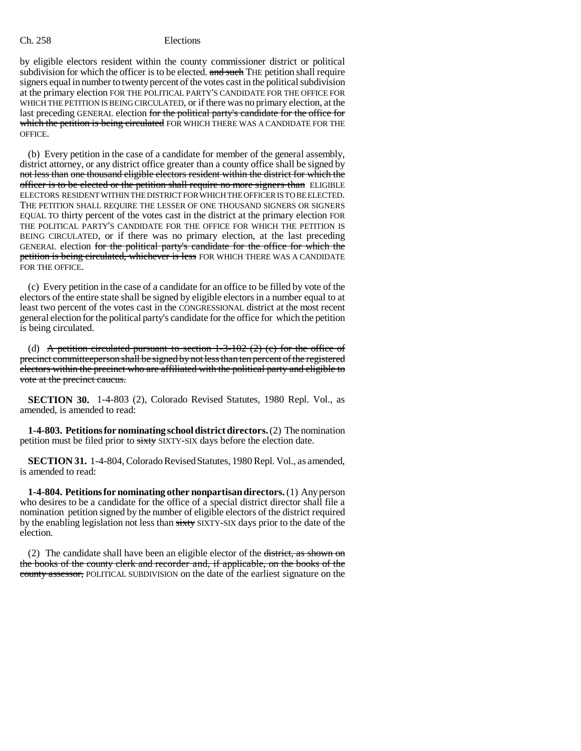by eligible electors resident within the county commissioner district or political subdivision for which the officer is to be elected. ~~and such~~ THE petition shall require signers equal in number to twenty percent of the votes cast in the political subdivision at the primary election FOR THE POLITICAL PARTY'S CANDIDATE FOR THE OFFICE FOR WHICH THE PETITION IS BEING CIRCULATED, or if there was no primary election, at the last preceding GENERAL election ~~for the political party's candidate for the office for which the petition is being circulated~~ FOR WHICH THERE WAS A CANDIDATE FOR THE OFFICE.

(b) Every petition in the case of a candidate for member of the general assembly, district attorney, or any district office greater than a county office shall be signed by ~~not less than one thousand eligible electors resident within the district for which the officer is to be elected or the petition shall require no more signers than~~ ELIGIBLE ELECTORS RESIDENT WITHIN THE DISTRICT FOR WHICH THE OFFICER IS TO BE ELECTED. THE PETITION SHALL REQUIRE THE LESSER OF ONE THOUSAND SIGNERS OR SIGNERS EQUAL TO thirty percent of the votes cast in the district at the primary election FOR THE POLITICAL PARTY'S CANDIDATE FOR THE OFFICE FOR WHICH THE PETITION IS BEING CIRCULATED, or if there was no primary election, at the last preceding GENERAL election ~~for the political party's candidate for the office for which the petition is being circulated, whichever is less~~ FOR WHICH THERE WAS A CANDIDATE FOR THE OFFICE.

(c) Every petition in the case of a candidate for an office to be filled by vote of the electors of the entire state shall be signed by eligible electors in a number equal to at least two percent of the votes cast in the CONGRESSIONAL district at the most recent general election for the political party's candidate for the office for which the petition is being circulated.

(d) ~~A petition circulated pursuant to section 1-3-102 (2) (c) for the office of precinct committeeperson shall be signed by not less than ten percent of the registered electors within the precinct who are affiliated with the political party and eligible to vote at the precinct caucus.~~

**SECTION 30.** 1-4-803 (2), Colorado Revised Statutes, 1980 Repl. Vol., as amended, is amended to read:

**1-4-803. Petitions for nominating school district directors.** (2) The nomination petition must be filed prior to ~~sixty~~ SIXTY-SIX days before the election date.

**SECTION 31.** 1-4-804, Colorado Revised Statutes, 1980 Repl. Vol., as amended, is amended to read:

**1-4-804. Petitions for nominating other nonpartisan directors.** (1) Any person who desires to be a candidate for the office of a special district director shall file a nomination petition signed by the number of eligible electors of the district required by the enabling legislation not less than ~~sixty~~ SIXTY-SIX days prior to the date of the election.

(2) The candidate shall have been an eligible elector of the ~~district, as shown on the books of the county clerk and recorder and, if applicable, on the books of the county assessor,~~ POLITICAL SUBDIVISION on the date of the earliest signature on the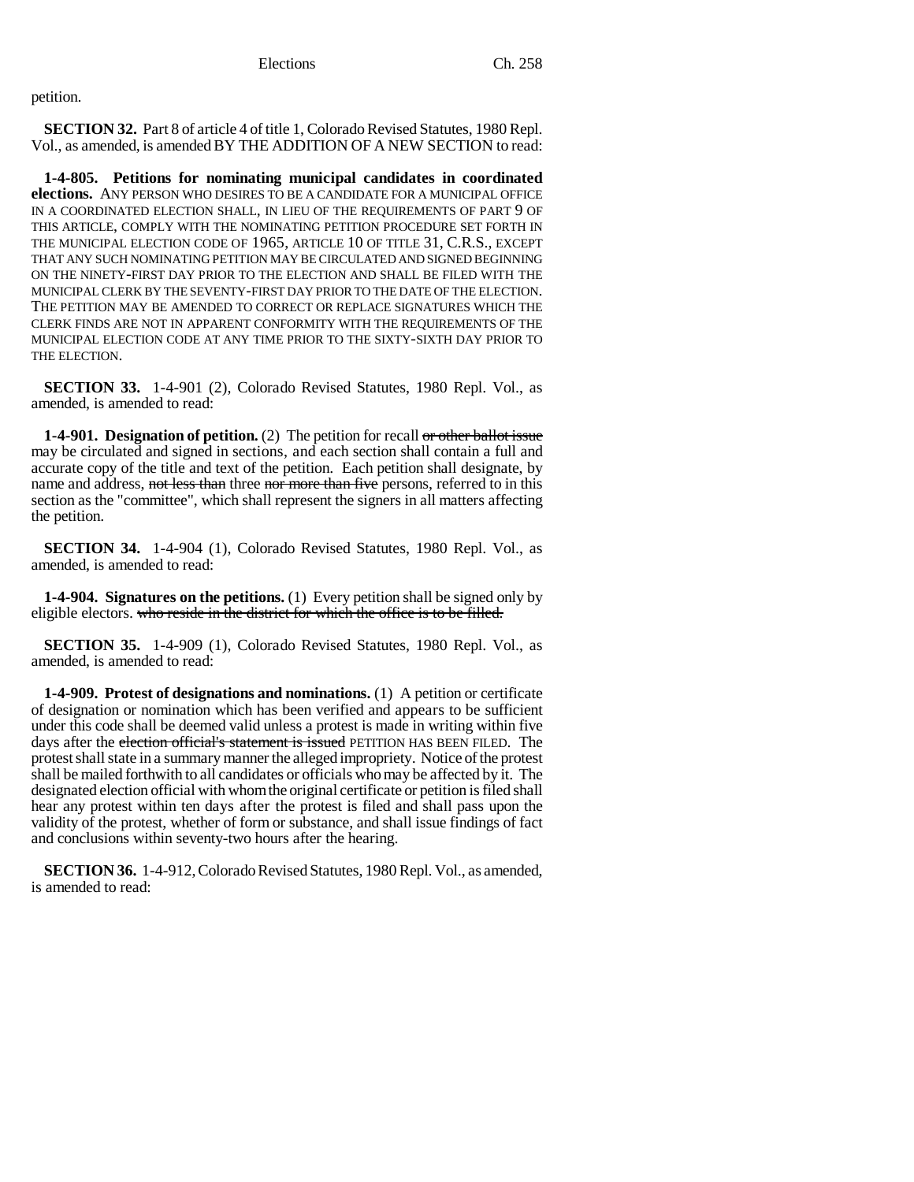petition.

**SECTION 32.** Part 8 of article 4 of title 1, Colorado Revised Statutes, 1980 Repl. Vol., as amended, is amended BY THE ADDITION OF A NEW SECTION to read:

**1-4-805. Petitions for nominating municipal candidates in coordinated elections.** ANY PERSON WHO DESIRES TO BE A CANDIDATE FOR A MUNICIPAL OFFICE IN A COORDINATED ELECTION SHALL, IN LIEU OF THE REQUIREMENTS OF PART 9 OF THIS ARTICLE, COMPLY WITH THE NOMINATING PETITION PROCEDURE SET FORTH IN THE MUNICIPAL ELECTION CODE OF 1965, ARTICLE 10 OF TITLE 31, C.R.S., EXCEPT THAT ANY SUCH NOMINATING PETITION MAY BE CIRCULATED AND SIGNED BEGINNING ON THE NINETY-FIRST DAY PRIOR TO THE ELECTION AND SHALL BE FILED WITH THE MUNICIPAL CLERK BY THE SEVENTY-FIRST DAY PRIOR TO THE DATE OF THE ELECTION. THE PETITION MAY BE AMENDED TO CORRECT OR REPLACE SIGNATURES WHICH THE CLERK FINDS ARE NOT IN APPARENT CONFORMITY WITH THE REQUIREMENTS OF THE MUNICIPAL ELECTION CODE AT ANY TIME PRIOR TO THE SIXTY-SIXTH DAY PRIOR TO THE ELECTION.

**SECTION 33.** 1-4-901 (2), Colorado Revised Statutes, 1980 Repl. Vol., as amended, is amended to read:

**1-4-901. Designation of petition.** (2) The petition for recall ~~or other ballot issue~~ may be circulated and signed in sections, and each section shall contain a full and accurate copy of the title and text of the petition. Each petition shall designate, by name and address, ~~not less than~~ three ~~nor more than five~~ persons, referred to in this section as the "committee", which shall represent the signers in all matters affecting the petition.

**SECTION 34.** 1-4-904 (1), Colorado Revised Statutes, 1980 Repl. Vol., as amended, is amended to read:

**1-4-904. Signatures on the petitions.** (1) Every petition shall be signed only by eligible electors. ~~who reside in the district for which the office is to be filled.~~

**SECTION 35.** 1-4-909 (1), Colorado Revised Statutes, 1980 Repl. Vol., as amended, is amended to read:

**1-4-909. Protest of designations and nominations.** (1) A petition or certificate of designation or nomination which has been verified and appears to be sufficient under this code shall be deemed valid unless a protest is made in writing within five days after the ~~election official's statement is issued~~ PETITION HAS BEEN FILED. The protest shall state in a summary manner the alleged impropriety. Notice of the protest shall be mailed forthwith to all candidates or officials who may be affected by it. The designated election official with whom the original certificate or petition is filed shall hear any protest within ten days after the protest is filed and shall pass upon the validity of the protest, whether of form or substance, and shall issue findings of fact and conclusions within seventy-two hours after the hearing.

**SECTION 36.** 1-4-912, Colorado Revised Statutes, 1980 Repl. Vol., as amended, is amended to read: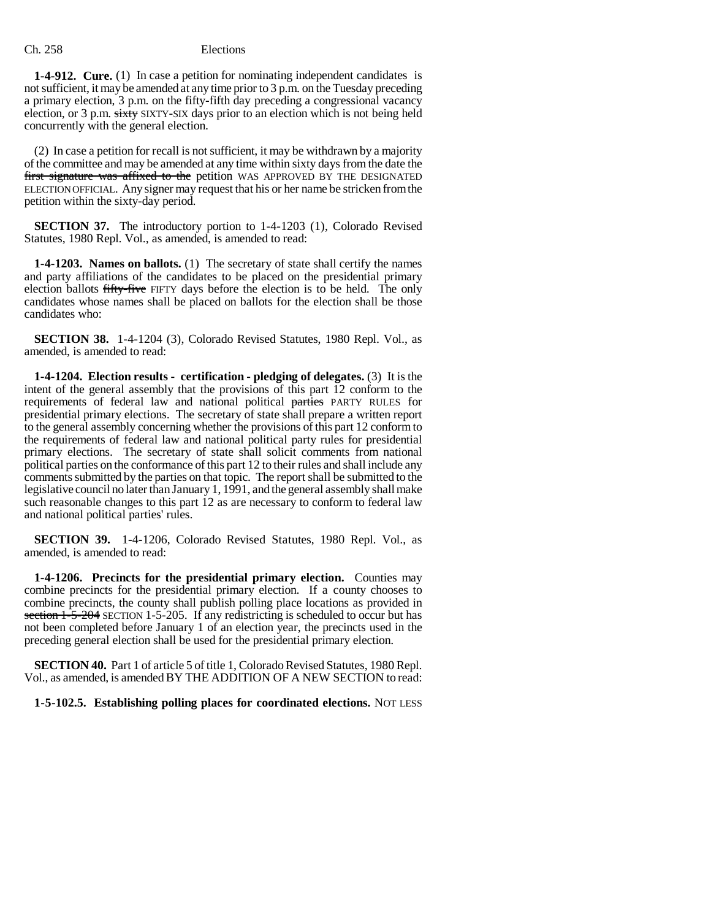**1-4-912. Cure.** (1) In case a petition for nominating independent candidates is not sufficient, it may be amended at any time prior to 3 p.m. on the Tuesday preceding a primary election, 3 p.m. on the fifty-fifth day preceding a congressional vacancy election, or 3 p.m. ~~sixty~~ SIXTY-SIX days prior to an election which is not being held concurrently with the general election.

(2) In case a petition for recall is not sufficient, it may be withdrawn by a majority of the committee and may be amended at any time within sixty days from the date the ~~first signature was affixed to the~~ petition WAS APPROVED BY THE DESIGNATED ELECTION OFFICIAL. Any signer may request that his or her name be stricken from the petition within the sixty-day period.

**SECTION 37.** The introductory portion to 1-4-1203 (1), Colorado Revised Statutes, 1980 Repl. Vol., as amended, is amended to read:

**1-4-1203. Names on ballots.** (1) The secretary of state shall certify the names and party affiliations of the candidates to be placed on the presidential primary election ballots ~~fifty-five~~ FIFTY days before the election is to be held. The only candidates whose names shall be placed on ballots for the election shall be those candidates who:

**SECTION 38.** 1-4-1204 (3), Colorado Revised Statutes, 1980 Repl. Vol., as amended, is amended to read:

**1-4-1204. Election results - certification - pledging of delegates.** (3) It is the intent of the general assembly that the provisions of this part 12 conform to the requirements of federal law and national political ~~parties~~ PARTY RULES for presidential primary elections. The secretary of state shall prepare a written report to the general assembly concerning whether the provisions of this part 12 conform to the requirements of federal law and national political party rules for presidential primary elections. The secretary of state shall solicit comments from national political parties on the conformance of this part 12 to their rules and shall include any comments submitted by the parties on that topic. The report shall be submitted to the legislative council no later than January 1, 1991, and the general assembly shall make such reasonable changes to this part 12 as are necessary to conform to federal law and national political parties' rules.

**SECTION 39.** 1-4-1206, Colorado Revised Statutes, 1980 Repl. Vol., as amended, is amended to read:

**1-4-1206. Precincts for the presidential primary election.** Counties may combine precincts for the presidential primary election. If a county chooses to combine precincts, the county shall publish polling place locations as provided in ~~section 1-5-204~~ SECTION 1-5-205. If any redistricting is scheduled to occur but has not been completed before January 1 of an election year, the precincts used in the preceding general election shall be used for the presidential primary election.

**SECTION 40.** Part 1 of article 5 of title 1, Colorado Revised Statutes, 1980 Repl. Vol., as amended, is amended BY THE ADDITION OF A NEW SECTION to read:

**1-5-102.5. Establishing polling places for coordinated elections.** NOT LESS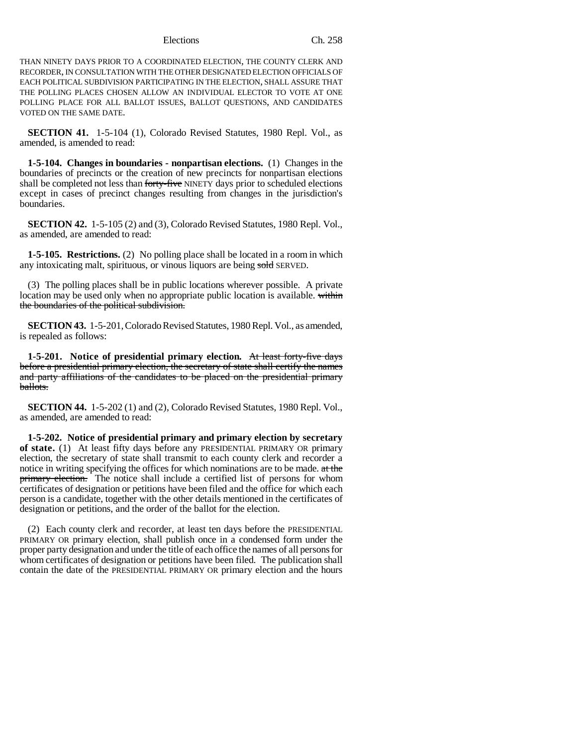THAN NINETY DAYS PRIOR TO A COORDINATED ELECTION, THE COUNTY CLERK AND RECORDER, IN CONSULTATION WITH THE OTHER DESIGNATED ELECTION OFFICIALS OF EACH POLITICAL SUBDIVISION PARTICIPATING IN THE ELECTION, SHALL ASSURE THAT THE POLLING PLACES CHOSEN ALLOW AN INDIVIDUAL ELECTOR TO VOTE AT ONE POLLING PLACE FOR ALL BALLOT ISSUES, BALLOT QUESTIONS, AND CANDIDATES VOTED ON THE SAME DATE.

**SECTION 41.** 1-5-104 (1), Colorado Revised Statutes, 1980 Repl. Vol., as amended, is amended to read:

**1-5-104. Changes in boundaries - nonpartisan elections.** (1) Changes in the boundaries of precincts or the creation of new precincts for nonpartisan elections shall be completed not less than ~~forty-five~~ NINETY days prior to scheduled elections except in cases of precinct changes resulting from changes in the jurisdiction's boundaries.

**SECTION 42.** 1-5-105 (2) and (3), Colorado Revised Statutes, 1980 Repl. Vol., as amended, are amended to read:

**1-5-105. Restrictions.** (2) No polling place shall be located in a room in which any intoxicating malt, spirituous, or vinous liquors are being ~~sold~~ SERVED.

(3) The polling places shall be in public locations wherever possible. A private location may be used only when no appropriate public location is available. ~~within the boundaries of the political subdivision.~~

**SECTION 43.** 1-5-201, Colorado Revised Statutes, 1980 Repl. Vol., as amended, is repealed as follows:

**1-5-201. Notice of presidential primary election.** ~~At least forty-five days before a presidential primary election, the secretary of state shall certify the names and party affiliations of the candidates to be placed on the presidential primary ballots.~~

**SECTION 44.** 1-5-202 (1) and (2), Colorado Revised Statutes, 1980 Repl. Vol., as amended, are amended to read:

**1-5-202. Notice of presidential primary and primary election by secretary of state.** (1) At least fifty days before any PRESIDENTIAL PRIMARY OR primary election, the secretary of state shall transmit to each county clerk and recorder a notice in writing specifying the offices for which nominations are to be made. ~~at the primary election.~~ The notice shall include a certified list of persons for whom certificates of designation or petitions have been filed and the office for which each person is a candidate, together with the other details mentioned in the certificates of designation or petitions, and the order of the ballot for the election.

(2) Each county clerk and recorder, at least ten days before the PRESIDENTIAL PRIMARY OR primary election, shall publish once in a condensed form under the proper party designation and under the title of each office the names of all persons for whom certificates of designation or petitions have been filed. The publication shall contain the date of the PRESIDENTIAL PRIMARY OR primary election and the hours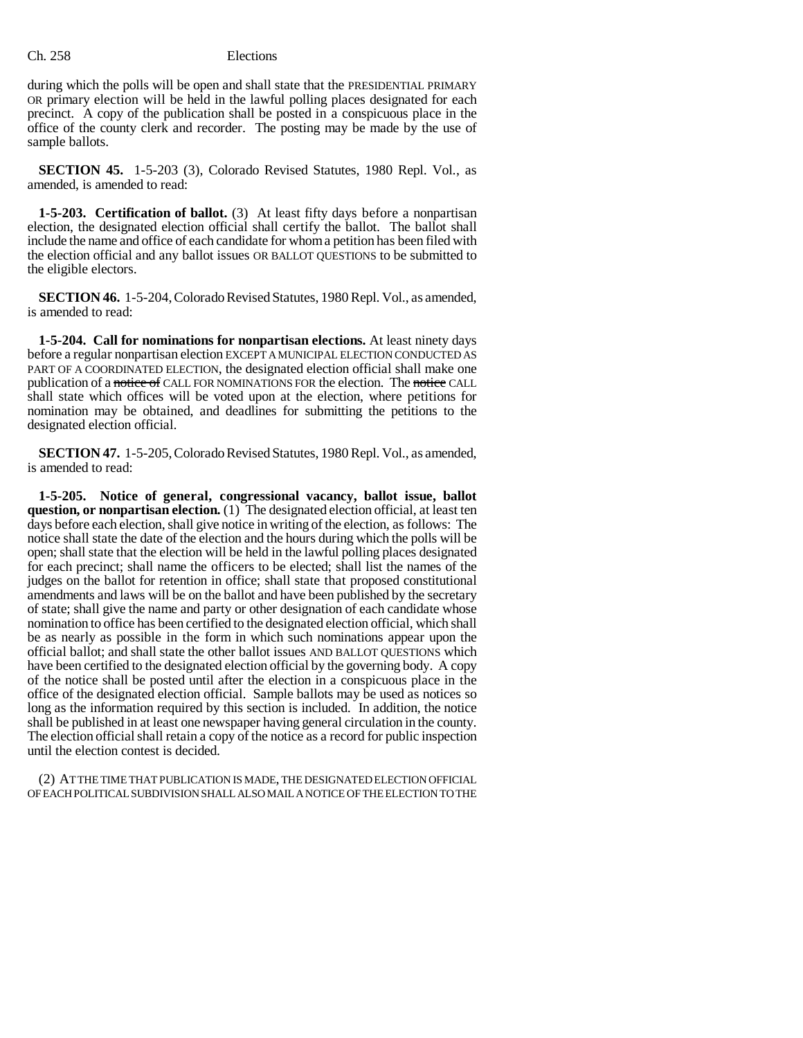during which the polls will be open and shall state that the PRESIDENTIAL PRIMARY OR primary election will be held in the lawful polling places designated for each precinct. A copy of the publication shall be posted in a conspicuous place in the office of the county clerk and recorder. The posting may be made by the use of sample ballots.

**SECTION 45.** 1-5-203 (3), Colorado Revised Statutes, 1980 Repl. Vol., as amended, is amended to read:

**1-5-203. Certification of ballot.** (3) At least fifty days before a nonpartisan election, the designated election official shall certify the ballot. The ballot shall include the name and office of each candidate for whom a petition has been filed with the election official and any ballot issues OR BALLOT QUESTIONS to be submitted to the eligible electors.

**SECTION 46.** 1-5-204, Colorado Revised Statutes, 1980 Repl. Vol., as amended, is amended to read:

**1-5-204. Call for nominations for nonpartisan elections.** At least ninety days before a regular nonpartisan election EXCEPT A MUNICIPAL ELECTION CONDUCTED AS PART OF A COORDINATED ELECTION, the designated election official shall make one publication of a ~~notice of~~ CALL FOR NOMINATIONS FOR the election. The ~~notice~~ CALL shall state which offices will be voted upon at the election, where petitions for nomination may be obtained, and deadlines for submitting the petitions to the designated election official.

**SECTION 47.** 1-5-205, Colorado Revised Statutes, 1980 Repl. Vol., as amended, is amended to read:

**1-5-205. Notice of general, congressional vacancy, ballot issue, ballot question, or nonpartisan election.** (1) The designated election official, at least ten days before each election, shall give notice in writing of the election, as follows: The notice shall state the date of the election and the hours during which the polls will be open; shall state that the election will be held in the lawful polling places designated for each precinct; shall name the officers to be elected; shall list the names of the judges on the ballot for retention in office; shall state that proposed constitutional amendments and laws will be on the ballot and have been published by the secretary of state; shall give the name and party or other designation of each candidate whose nomination to office has been certified to the designated election official, which shall be as nearly as possible in the form in which such nominations appear upon the official ballot; and shall state the other ballot issues AND BALLOT QUESTIONS which have been certified to the designated election official by the governing body. A copy of the notice shall be posted until after the election in a conspicuous place in the office of the designated election official. Sample ballots may be used as notices so long as the information required by this section is included. In addition, the notice shall be published in at least one newspaper having general circulation in the county. The election official shall retain a copy of the notice as a record for public inspection until the election contest is decided.

(2) AT THE TIME THAT PUBLICATION IS MADE, THE DESIGNATED ELECTION OFFICIAL OF EACH POLITICAL SUBDIVISION SHALL ALSO MAIL A NOTICE OF THE ELECTION TO THE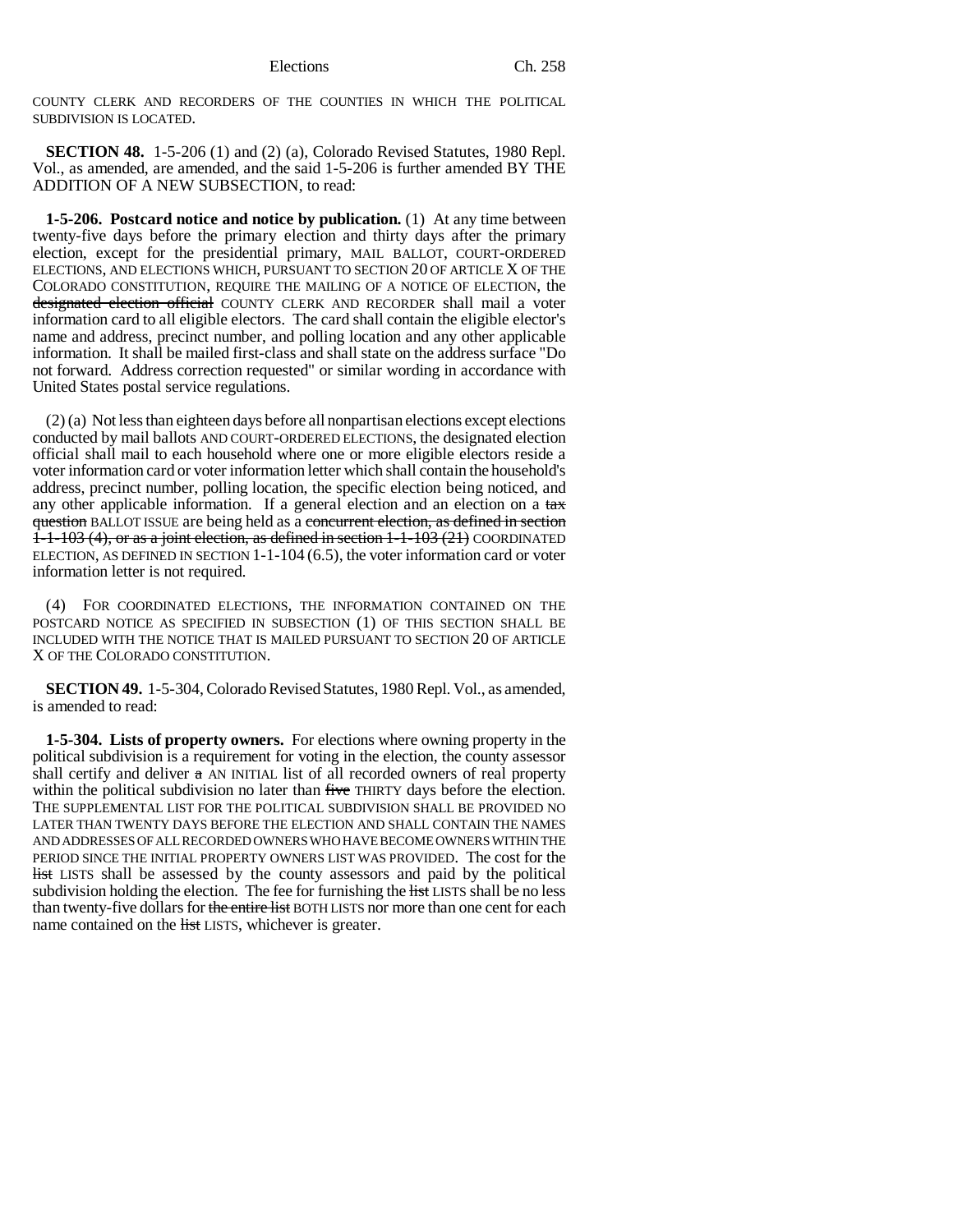COUNTY CLERK AND RECORDERS OF THE COUNTIES IN WHICH THE POLITICAL SUBDIVISION IS LOCATED.

**SECTION 48.** 1-5-206 (1) and (2) (a), Colorado Revised Statutes, 1980 Repl. Vol., as amended, are amended, and the said 1-5-206 is further amended BY THE ADDITION OF A NEW SUBSECTION, to read:

**1-5-206. Postcard notice and notice by publication.** (1) At any time between twenty-five days before the primary election and thirty days after the primary election, except for the presidential primary, MAIL BALLOT, COURT-ORDERED ELECTIONS, AND ELECTIONS WHICH, PURSUANT TO SECTION 20 OF ARTICLE X OF THE COLORADO CONSTITUTION, REQUIRE THE MAILING OF A NOTICE OF ELECTION, the ~~designated election official~~ COUNTY CLERK AND RECORDER shall mail a voter information card to all eligible electors. The card shall contain the eligible elector's name and address, precinct number, and polling location and any other applicable information. It shall be mailed first-class and shall state on the address surface "Do not forward. Address correction requested" or similar wording in accordance with United States postal service regulations.

(2) (a) Not less than eighteen days before all nonpartisan elections except elections conducted by mail ballots AND COURT-ORDERED ELECTIONS, the designated election official shall mail to each household where one or more eligible electors reside a voter information card or voter information letter which shall contain the household's address, precinct number, polling location, the specific election being noticed, and any other applicable information. If a general election and an election on a ~~tax question~~ BALLOT ISSUE are being held as a ~~concurrent election, as defined in section 1-1-103 (4), or as a joint election, as defined in section 1-1-103 (21)~~ COORDINATED ELECTION, AS DEFINED IN SECTION 1-1-104 (6.5), the voter information card or voter information letter is not required.

(4) FOR COORDINATED ELECTIONS, THE INFORMATION CONTAINED ON THE POSTCARD NOTICE AS SPECIFIED IN SUBSECTION (1) OF THIS SECTION SHALL BE INCLUDED WITH THE NOTICE THAT IS MAILED PURSUANT TO SECTION 20 OF ARTICLE X OF THE COLORADO CONSTITUTION.

**SECTION 49.** 1-5-304, Colorado Revised Statutes, 1980 Repl. Vol., as amended, is amended to read:

**1-5-304. Lists of property owners.** For elections where owning property in the political subdivision is a requirement for voting in the election, the county assessor shall certify and deliver ~~a~~ AN INITIAL list of all recorded owners of real property within the political subdivision no later than ~~five~~ THIRTY days before the election. THE SUPPLEMENTAL LIST FOR THE POLITICAL SUBDIVISION SHALL BE PROVIDED NO LATER THAN TWENTY DAYS BEFORE THE ELECTION AND SHALL CONTAIN THE NAMES AND ADDRESSES OF ALL RECORDED OWNERS WHO HAVE BECOME OWNERS WITHIN THE PERIOD SINCE THE INITIAL PROPERTY OWNERS LIST WAS PROVIDED. The cost for the ~~list~~ LISTS shall be assessed by the county assessors and paid by the political subdivision holding the election. The fee for furnishing the ~~list~~ LISTS shall be no less than twenty-five dollars for ~~the entire list~~ BOTH LISTS nor more than one cent for each name contained on the ~~list~~ LISTS, whichever is greater.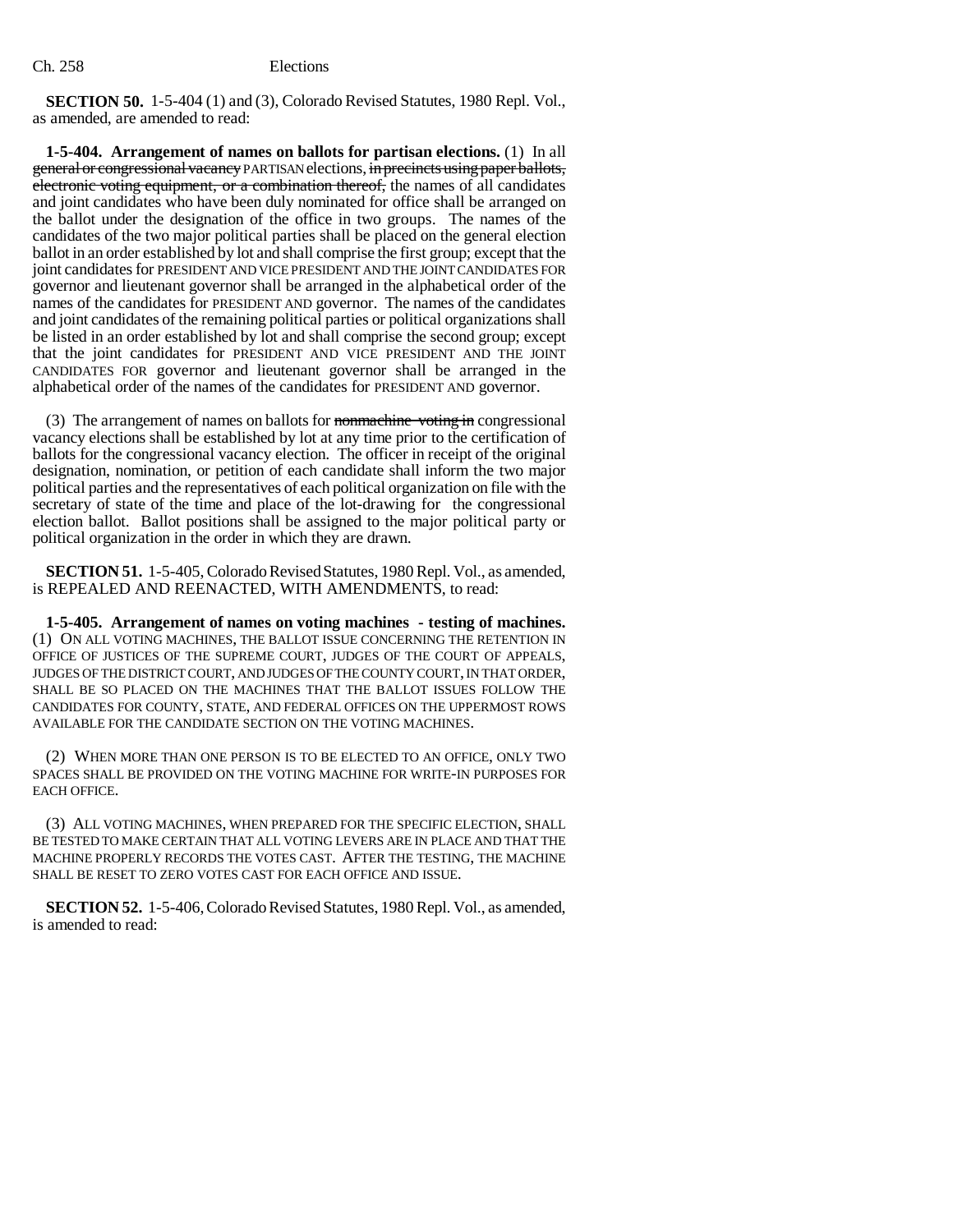**SECTION 50.** 1-5-404 (1) and (3), Colorado Revised Statutes, 1980 Repl. Vol., as amended, are amended to read:

**1-5-404. Arrangement of names on ballots for partisan elections.** (1) In all ~~general or congressional vacancy~~ PARTISAN elections, ~~in precincts using paper ballots, electronic voting equipment, or a combination thereof,~~ the names of all candidates and joint candidates who have been duly nominated for office shall be arranged on the ballot under the designation of the office in two groups. The names of the candidates of the two major political parties shall be placed on the general election ballot in an order established by lot and shall comprise the first group; except that the joint candidates for PRESIDENT AND VICE PRESIDENT AND THE JOINT CANDIDATES FOR governor and lieutenant governor shall be arranged in the alphabetical order of the names of the candidates for PRESIDENT AND governor. The names of the candidates and joint candidates of the remaining political parties or political organizations shall be listed in an order established by lot and shall comprise the second group; except that the joint candidates for PRESIDENT AND VICE PRESIDENT AND THE JOINT CANDIDATES FOR governor and lieutenant governor shall be arranged in the alphabetical order of the names of the candidates for PRESIDENT AND governor.

(3) The arrangement of names on ballots for ~~nonmachine voting in~~ congressional vacancy elections shall be established by lot at any time prior to the certification of ballots for the congressional vacancy election. The officer in receipt of the original designation, nomination, or petition of each candidate shall inform the two major political parties and the representatives of each political organization on file with the secretary of state of the time and place of the lot-drawing for the congressional election ballot. Ballot positions shall be assigned to the major political party or political organization in the order in which they are drawn.

**SECTION 51.** 1-5-405, Colorado Revised Statutes, 1980 Repl. Vol., as amended, is REPEALED AND REENACTED, WITH AMENDMENTS, to read:

**1-5-405. Arrangement of names on voting machines - testing of machines.** (1) ON ALL VOTING MACHINES, THE BALLOT ISSUE CONCERNING THE RETENTION IN OFFICE OF JUSTICES OF THE SUPREME COURT, JUDGES OF THE COURT OF APPEALS, JUDGES OF THE DISTRICT COURT, AND JUDGES OF THE COUNTY COURT, IN THAT ORDER, SHALL BE SO PLACED ON THE MACHINES THAT THE BALLOT ISSUES FOLLOW THE CANDIDATES FOR COUNTY, STATE, AND FEDERAL OFFICES ON THE UPPERMOST ROWS AVAILABLE FOR THE CANDIDATE SECTION ON THE VOTING MACHINES.

(2) WHEN MORE THAN ONE PERSON IS TO BE ELECTED TO AN OFFICE, ONLY TWO SPACES SHALL BE PROVIDED ON THE VOTING MACHINE FOR WRITE-IN PURPOSES FOR EACH OFFICE.

(3) ALL VOTING MACHINES, WHEN PREPARED FOR THE SPECIFIC ELECTION, SHALL BE TESTED TO MAKE CERTAIN THAT ALL VOTING LEVERS ARE IN PLACE AND THAT THE MACHINE PROPERLY RECORDS THE VOTES CAST. AFTER THE TESTING, THE MACHINE SHALL BE RESET TO ZERO VOTES CAST FOR EACH OFFICE AND ISSUE.

**SECTION 52.** 1-5-406, Colorado Revised Statutes, 1980 Repl. Vol., as amended, is amended to read: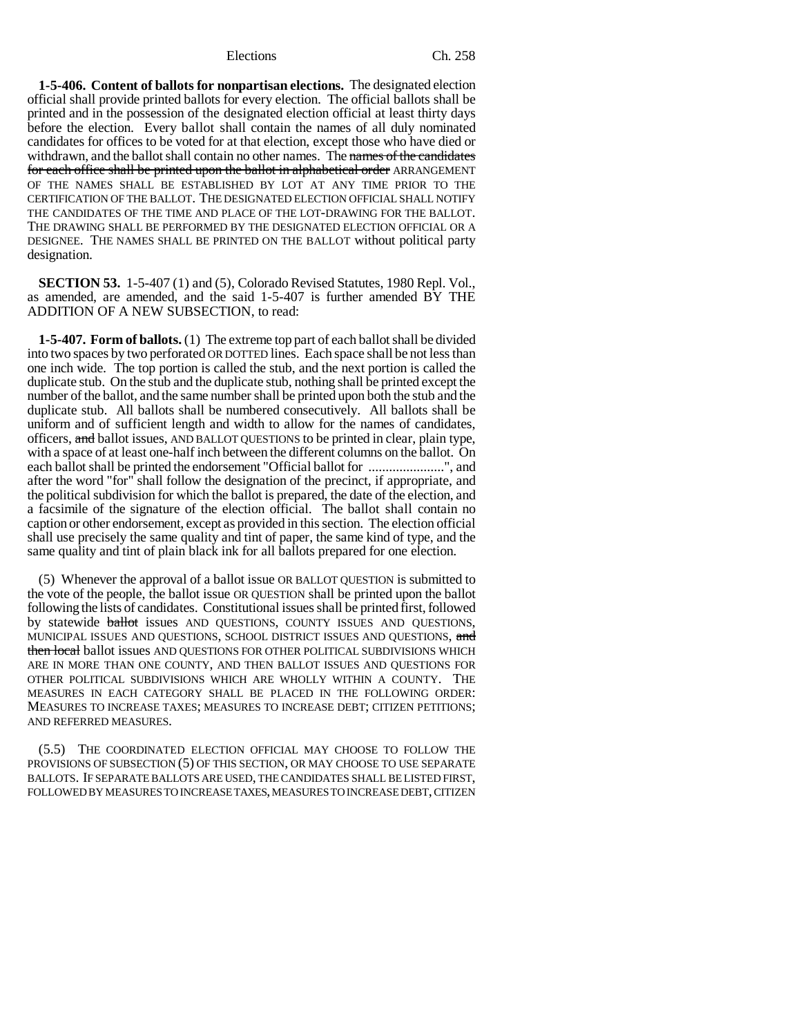**1-5-406. Content of ballots for nonpartisan elections.** The designated election official shall provide printed ballots for every election. The official ballots shall be printed and in the possession of the designated election official at least thirty days before the election. Every ballot shall contain the names of all duly nominated candidates for offices to be voted for at that election, except those who have died or withdrawn, and the ballot shall contain no other names. The ~~names of the candidates for each office shall be printed upon the ballot in alphabetical order~~ ARRANGEMENT OF THE NAMES SHALL BE ESTABLISHED BY LOT AT ANY TIME PRIOR TO THE CERTIFICATION OF THE BALLOT. THE DESIGNATED ELECTION OFFICIAL SHALL NOTIFY THE CANDIDATES OF THE TIME AND PLACE OF THE LOT-DRAWING FOR THE BALLOT. THE DRAWING SHALL BE PERFORMED BY THE DESIGNATED ELECTION OFFICIAL OR A DESIGNEE. THE NAMES SHALL BE PRINTED ON THE BALLOT without political party designation.

**SECTION 53.** 1-5-407 (1) and (5), Colorado Revised Statutes, 1980 Repl. Vol., as amended, are amended, and the said 1-5-407 is further amended BY THE ADDITION OF A NEW SUBSECTION, to read:

**1-5-407. Form of ballots.** (1) The extreme top part of each ballot shall be divided into two spaces by two perforated OR DOTTED lines. Each space shall be not less than one inch wide. The top portion is called the stub, and the next portion is called the duplicate stub. On the stub and the duplicate stub, nothing shall be printed except the number of the ballot, and the same number shall be printed upon both the stub and the duplicate stub. All ballots shall be numbered consecutively. All ballots shall be uniform and of sufficient length and width to allow for the names of candidates, officers, ~~and~~ ballot issues, AND BALLOT QUESTIONS to be printed in clear, plain type, with a space of at least one-half inch between the different columns on the ballot. On each ballot shall be printed the endorsement "Official ballot for ......................", and after the word "for" shall follow the designation of the precinct, if appropriate, and the political subdivision for which the ballot is prepared, the date of the election, and a facsimile of the signature of the election official. The ballot shall contain no caption or other endorsement, except as provided in this section. The election official shall use precisely the same quality and tint of paper, the same kind of type, and the same quality and tint of plain black ink for all ballots prepared for one election.

(5) Whenever the approval of a ballot issue OR BALLOT QUESTION is submitted to the vote of the people, the ballot issue OR QUESTION shall be printed upon the ballot following the lists of candidates. Constitutional issues shall be printed first, followed by statewide ~~ballot~~ issues AND QUESTIONS, COUNTY ISSUES AND QUESTIONS, MUNICIPAL ISSUES AND QUESTIONS, SCHOOL DISTRICT ISSUES AND QUESTIONS, ~~and then local~~ ballot issues AND QUESTIONS FOR OTHER POLITICAL SUBDIVISIONS WHICH ARE IN MORE THAN ONE COUNTY, AND THEN BALLOT ISSUES AND QUESTIONS FOR OTHER POLITICAL SUBDIVISIONS WHICH ARE WHOLLY WITHIN A COUNTY. THE MEASURES IN EACH CATEGORY SHALL BE PLACED IN THE FOLLOWING ORDER: MEASURES TO INCREASE TAXES; MEASURES TO INCREASE DEBT; CITIZEN PETITIONS; AND REFERRED MEASURES.

(5.5) THE COORDINATED ELECTION OFFICIAL MAY CHOOSE TO FOLLOW THE PROVISIONS OF SUBSECTION (5) OF THIS SECTION, OR MAY CHOOSE TO USE SEPARATE BALLOTS. IF SEPARATE BALLOTS ARE USED, THE CANDIDATES SHALL BE LISTED FIRST, FOLLOWED BY MEASURES TO INCREASE TAXES, MEASURES TO INCREASE DEBT, CITIZEN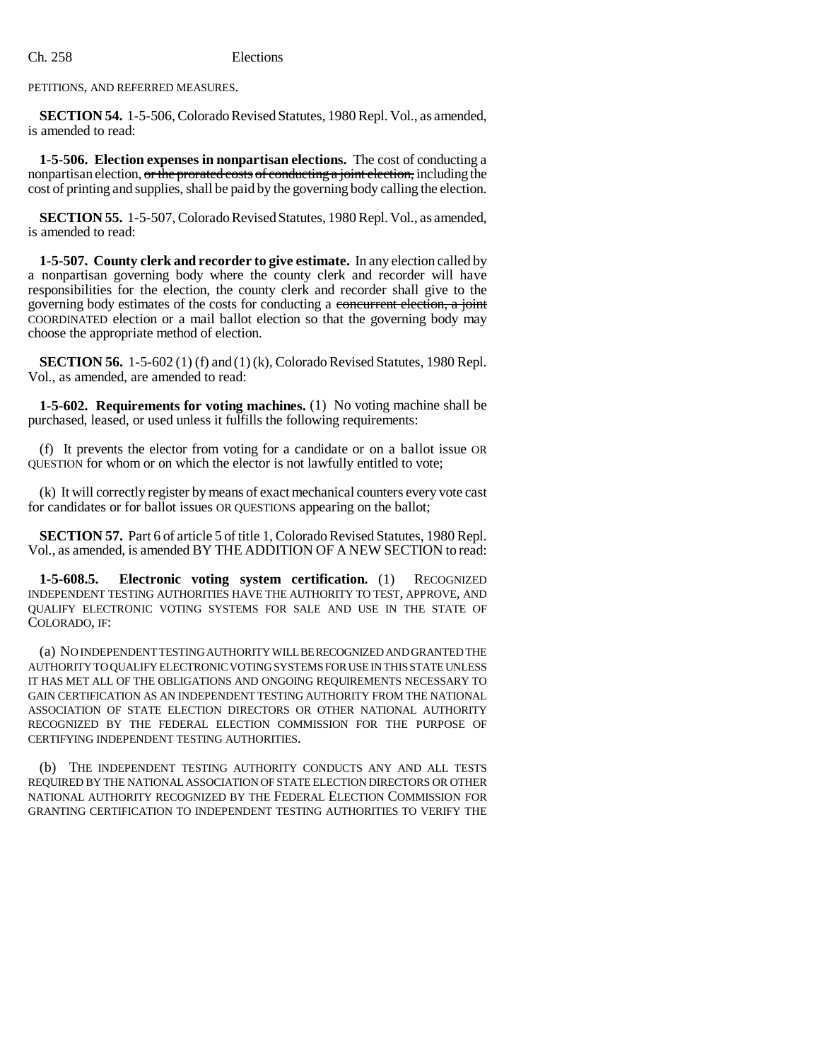PETITIONS, AND REFERRED MEASURES.

**SECTION 54.** 1-5-506, Colorado Revised Statutes, 1980 Repl. Vol., as amended, is amended to read:

**1-5-506. Election expenses in nonpartisan elections.** The cost of conducting a nonpartisan election, ~~or the prorated costs of conducting a joint election,~~ including the cost of printing and supplies, shall be paid by the governing body calling the election.

**SECTION 55.** 1-5-507, Colorado Revised Statutes, 1980 Repl. Vol., as amended, is amended to read:

**1-5-507. County clerk and recorder to give estimate.** In any election called by a nonpartisan governing body where the county clerk and recorder will have responsibilities for the election, the county clerk and recorder shall give to the governing body estimates of the costs for conducting a ~~concurrent election, a joint~~ COORDINATED election or a mail ballot election so that the governing body may choose the appropriate method of election.

**SECTION 56.** 1-5-602 (1) (f) and (1) (k), Colorado Revised Statutes, 1980 Repl. Vol., as amended, are amended to read:

**1-5-602. Requirements for voting machines.** (1) No voting machine shall be purchased, leased, or used unless it fulfills the following requirements:

(f) It prevents the elector from voting for a candidate or on a ballot issue OR QUESTION for whom or on which the elector is not lawfully entitled to vote;

(k) It will correctly register by means of exact mechanical counters every vote cast for candidates or for ballot issues OR QUESTIONS appearing on the ballot;

**SECTION 57.** Part 6 of article 5 of title 1, Colorado Revised Statutes, 1980 Repl. Vol., as amended, is amended BY THE ADDITION OF A NEW SECTION to read:

**1-5-608.5. Electronic voting system certification.** (1) RECOGNIZED INDEPENDENT TESTING AUTHORITIES HAVE THE AUTHORITY TO TEST, APPROVE, AND QUALIFY ELECTRONIC VOTING SYSTEMS FOR SALE AND USE IN THE STATE OF COLORADO, IF:

(a) NO INDEPENDENT TESTING AUTHORITY WILL BE RECOGNIZED AND GRANTED THE AUTHORITY TO QUALIFY ELECTRONIC VOTING SYSTEMS FOR USE IN THIS STATE UNLESS IT HAS MET ALL OF THE OBLIGATIONS AND ONGOING REQUIREMENTS NECESSARY TO GAIN CERTIFICATION AS AN INDEPENDENT TESTING AUTHORITY FROM THE NATIONAL ASSOCIATION OF STATE ELECTION DIRECTORS OR OTHER NATIONAL AUTHORITY RECOGNIZED BY THE FEDERAL ELECTION COMMISSION FOR THE PURPOSE OF CERTIFYING INDEPENDENT TESTING AUTHORITIES.

(b) THE INDEPENDENT TESTING AUTHORITY CONDUCTS ANY AND ALL TESTS REQUIRED BY THE NATIONAL ASSOCIATION OF STATE ELECTION DIRECTORS OR OTHER NATIONAL AUTHORITY RECOGNIZED BY THE FEDERAL ELECTION COMMISSION FOR GRANTING CERTIFICATION TO INDEPENDENT TESTING AUTHORITIES TO VERIFY THE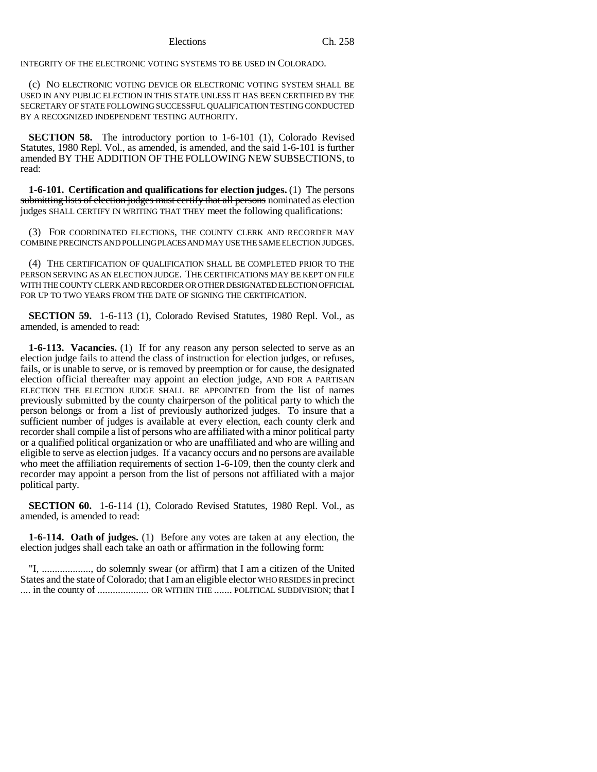INTEGRITY OF THE ELECTRONIC VOTING SYSTEMS TO BE USED IN COLORADO.

(c) NO ELECTRONIC VOTING DEVICE OR ELECTRONIC VOTING SYSTEM SHALL BE USED IN ANY PUBLIC ELECTION IN THIS STATE UNLESS IT HAS BEEN CERTIFIED BY THE SECRETARY OF STATE FOLLOWING SUCCESSFUL QUALIFICATION TESTING CONDUCTED BY A RECOGNIZED INDEPENDENT TESTING AUTHORITY.

**SECTION 58.** The introductory portion to 1-6-101 (1), Colorado Revised Statutes, 1980 Repl. Vol., as amended, is amended, and the said 1-6-101 is further amended BY THE ADDITION OF THE FOLLOWING NEW SUBSECTIONS, to read:

**1-6-101. Certification and qualifications for election judges.** (1) The persons ~~submitting lists of election judges must certify that all persons~~ nominated as election judges SHALL CERTIFY IN WRITING THAT THEY meet the following qualifications:

(3) FOR COORDINATED ELECTIONS, THE COUNTY CLERK AND RECORDER MAY COMBINE PRECINCTS AND POLLING PLACES AND MAY USE THE SAME ELECTION JUDGES.

(4) THE CERTIFICATION OF QUALIFICATION SHALL BE COMPLETED PRIOR TO THE PERSON SERVING AS AN ELECTION JUDGE. THE CERTIFICATIONS MAY BE KEPT ON FILE WITH THE COUNTY CLERK AND RECORDER OR OTHER DESIGNATED ELECTION OFFICIAL FOR UP TO TWO YEARS FROM THE DATE OF SIGNING THE CERTIFICATION.

**SECTION 59.** 1-6-113 (1), Colorado Revised Statutes, 1980 Repl. Vol., as amended, is amended to read:

**1-6-113. Vacancies.** (1) If for any reason any person selected to serve as an election judge fails to attend the class of instruction for election judges, or refuses, fails, or is unable to serve, or is removed by preemption or for cause, the designated election official thereafter may appoint an election judge, AND FOR A PARTISAN ELECTION THE ELECTION JUDGE SHALL BE APPOINTED from the list of names previously submitted by the county chairperson of the political party to which the person belongs or from a list of previously authorized judges. To insure that a sufficient number of judges is available at every election, each county clerk and recorder shall compile a list of persons who are affiliated with a minor political party or a qualified political organization or who are unaffiliated and who are willing and eligible to serve as election judges. If a vacancy occurs and no persons are available who meet the affiliation requirements of section 1-6-109, then the county clerk and recorder may appoint a person from the list of persons not affiliated with a major political party.

**SECTION 60.** 1-6-114 (1), Colorado Revised Statutes, 1980 Repl. Vol., as amended, is amended to read:

**1-6-114. Oath of judges.** (1) Before any votes are taken at any election, the election judges shall each take an oath or affirmation in the following form:

"I, ..................., do solemnly swear (or affirm) that I am a citizen of the United States and the state of Colorado; that I am an eligible elector WHO RESIDES in precinct .... in the county of .................... OR WITHIN THE ....... POLITICAL SUBDIVISION; that I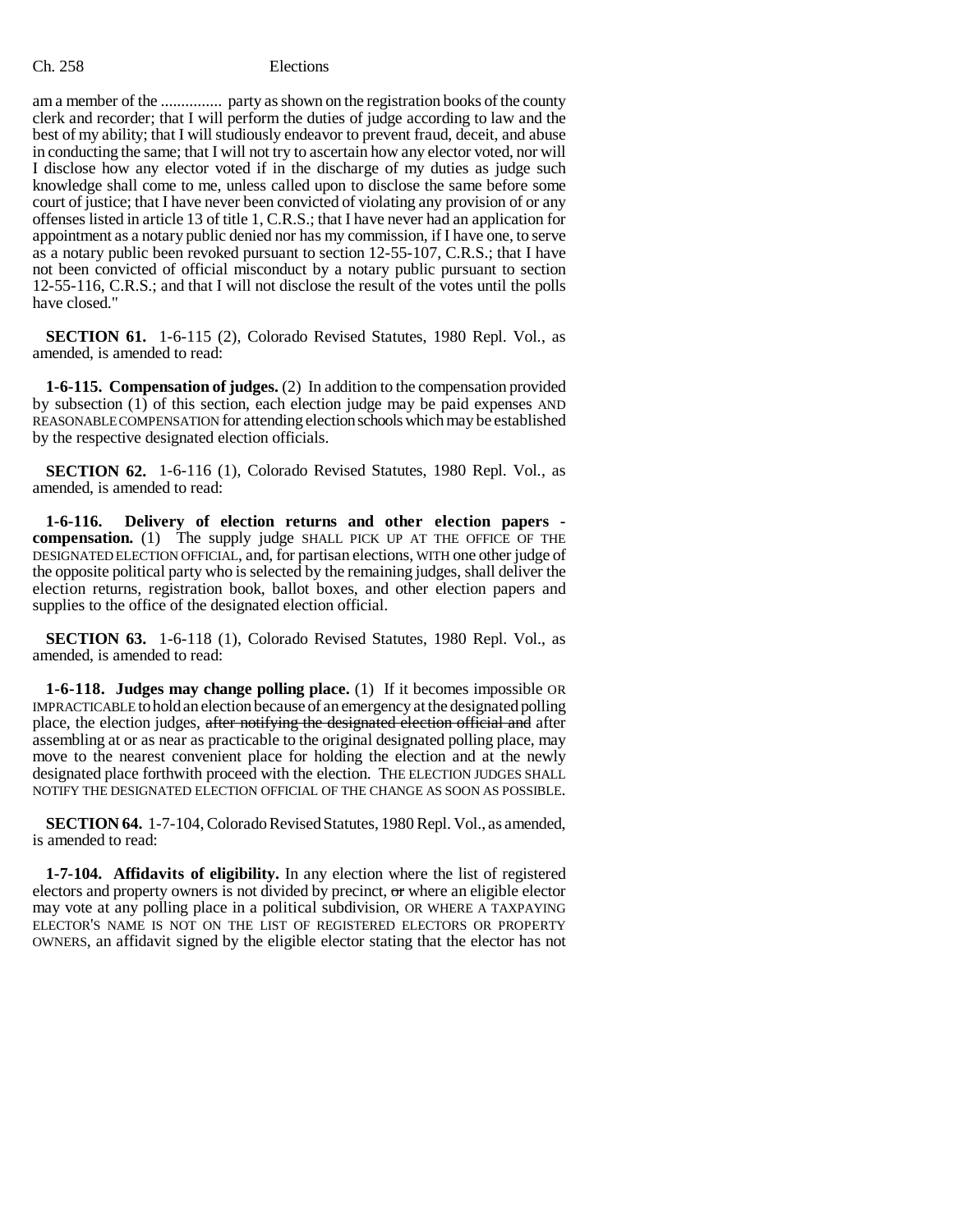am a member of the ............... party as shown on the registration books of the county clerk and recorder; that I will perform the duties of judge according to law and the best of my ability; that I will studiously endeavor to prevent fraud, deceit, and abuse in conducting the same; that I will not try to ascertain how any elector voted, nor will I disclose how any elector voted if in the discharge of my duties as judge such knowledge shall come to me, unless called upon to disclose the same before some court of justice; that I have never been convicted of violating any provision of or any offenses listed in article 13 of title 1, C.R.S.; that I have never had an application for appointment as a notary public denied nor has my commission, if I have one, to serve as a notary public been revoked pursuant to section 12-55-107, C.R.S.; that I have not been convicted of official misconduct by a notary public pursuant to section 12-55-116, C.R.S.; and that I will not disclose the result of the votes until the polls have closed."

**SECTION 61.** 1-6-115 (2), Colorado Revised Statutes, 1980 Repl. Vol., as amended, is amended to read:

**1-6-115. Compensation of judges.** (2) In addition to the compensation provided by subsection (1) of this section, each election judge may be paid expenses AND REASONABLE COMPENSATION for attending election schools which may be established by the respective designated election officials.

**SECTION 62.** 1-6-116 (1), Colorado Revised Statutes, 1980 Repl. Vol., as amended, is amended to read:

**1-6-116. Delivery of election returns and other election papers - compensation.** (1) The supply judge SHALL PICK UP AT THE OFFICE OF THE DESIGNATED ELECTION OFFICIAL, and, for partisan elections, WITH one other judge of the opposite political party who is selected by the remaining judges, shall deliver the election returns, registration book, ballot boxes, and other election papers and supplies to the office of the designated election official.

**SECTION 63.** 1-6-118 (1), Colorado Revised Statutes, 1980 Repl. Vol., as amended, is amended to read:

**1-6-118. Judges may change polling place.** (1) If it becomes impossible OR IMPRACTICABLE to hold an election because of an emergency at the designated polling place, the election judges, ~~after notifying the designated election official and~~ after assembling at or as near as practicable to the original designated polling place, may move to the nearest convenient place for holding the election and at the newly designated place forthwith proceed with the election. THE ELECTION JUDGES SHALL NOTIFY THE DESIGNATED ELECTION OFFICIAL OF THE CHANGE AS SOON AS POSSIBLE.

**SECTION 64.** 1-7-104, Colorado Revised Statutes, 1980 Repl. Vol., as amended, is amended to read:

**1-7-104. Affidavits of eligibility.** In any election where the list of registered electors and property owners is not divided by precinct, ~~or~~ where an eligible elector may vote at any polling place in a political subdivision, OR WHERE A TAXPAYING ELECTOR'S NAME IS NOT ON THE LIST OF REGISTERED ELECTORS OR PROPERTY OWNERS, an affidavit signed by the eligible elector stating that the elector has not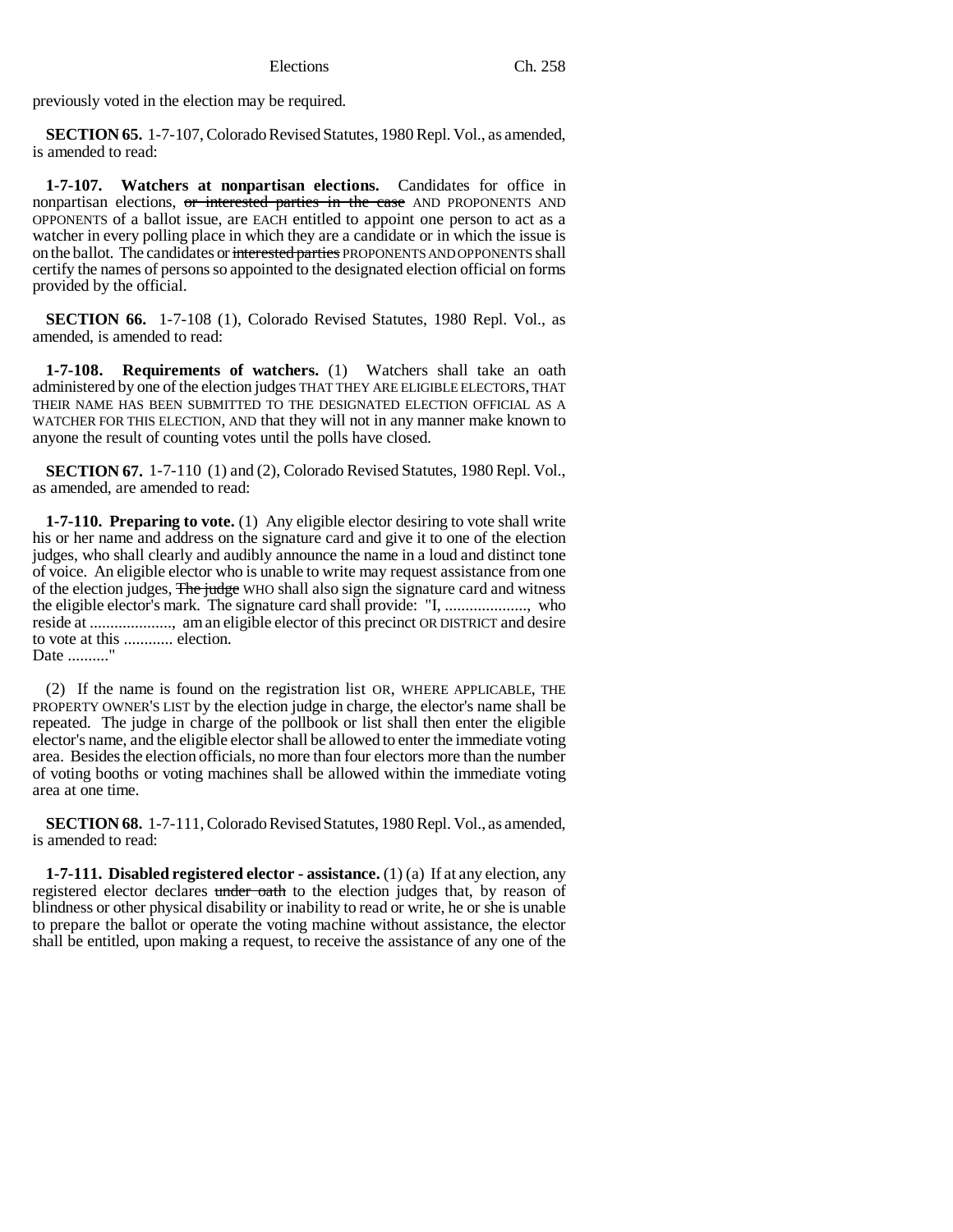previously voted in the election may be required.

**SECTION 65.** 1-7-107, Colorado Revised Statutes, 1980 Repl. Vol., as amended, is amended to read:

**1-7-107. Watchers at nonpartisan elections.** Candidates for office in nonpartisan elections, ~~or interested parties in the case~~ AND PROPONENTS AND OPPONENTS of a ballot issue, are EACH entitled to appoint one person to act as a watcher in every polling place in which they are a candidate or in which the issue is on the ballot. The candidates or ~~interested parties~~ PROPONENTS AND OPPONENTS shall certify the names of persons so appointed to the designated election official on forms provided by the official.

**SECTION 66.** 1-7-108 (1), Colorado Revised Statutes, 1980 Repl. Vol., as amended, is amended to read:

**1-7-108. Requirements of watchers.** (1) Watchers shall take an oath administered by one of the election judges THAT THEY ARE ELIGIBLE ELECTORS, THAT THEIR NAME HAS BEEN SUBMITTED TO THE DESIGNATED ELECTION OFFICIAL AS A WATCHER FOR THIS ELECTION, AND that they will not in any manner make known to anyone the result of counting votes until the polls have closed.

**SECTION 67.** 1-7-110 (1) and (2), Colorado Revised Statutes, 1980 Repl. Vol., as amended, are amended to read:

**1-7-110. Preparing to vote.** (1) Any eligible elector desiring to vote shall write his or her name and address on the signature card and give it to one of the election judges, who shall clearly and audibly announce the name in a loud and distinct tone of voice. An eligible elector who is unable to write may request assistance from one of the election judges, ~~The judge~~ WHO shall also sign the signature card and witness the eligible elector's mark. The signature card shall provide: "I, ...................., who reside at ...................., am an eligible elector of this precinct OR DISTRICT and desire to vote at this ............ election.
Date .........."

(2) If the name is found on the registration list OR, WHERE APPLICABLE, THE PROPERTY OWNER'S LIST by the election judge in charge, the elector's name shall be repeated. The judge in charge of the pollbook or list shall then enter the eligible elector's name, and the eligible elector shall be allowed to enter the immediate voting area. Besides the election officials, no more than four electors more than the number of voting booths or voting machines shall be allowed within the immediate voting area at one time.

**SECTION 68.** 1-7-111, Colorado Revised Statutes, 1980 Repl. Vol., as amended, is amended to read:

**1-7-111. Disabled registered elector - assistance.** (1) (a) If at any election, any registered elector declares ~~under oath~~ to the election judges that, by reason of blindness or other physical disability or inability to read or write, he or she is unable to prepare the ballot or operate the voting machine without assistance, the elector shall be entitled, upon making a request, to receive the assistance of any one of the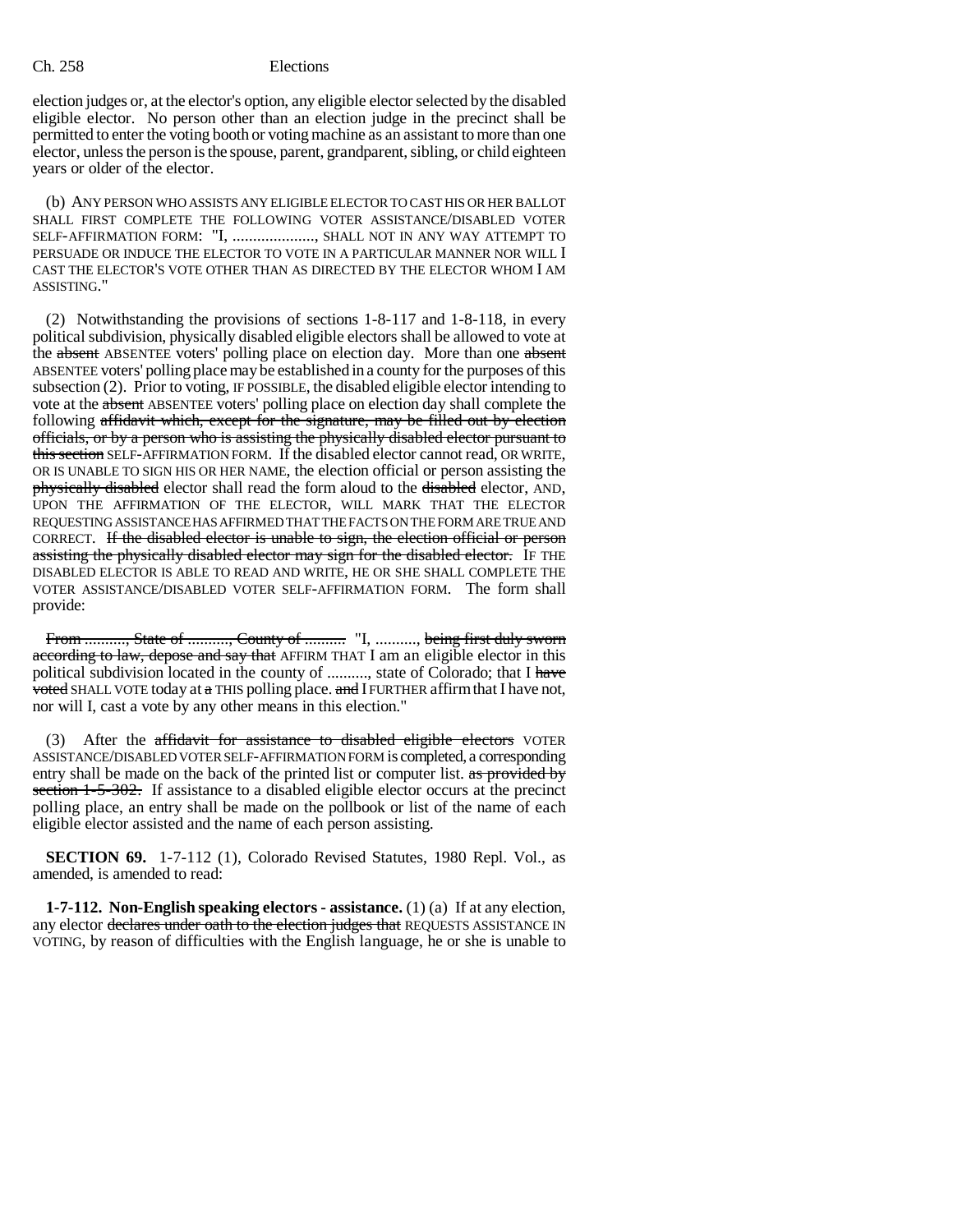election judges or, at the elector's option, any eligible elector selected by the disabled eligible elector. No person other than an election judge in the precinct shall be permitted to enter the voting booth or voting machine as an assistant to more than one elector, unless the person is the spouse, parent, grandparent, sibling, or child eighteen years or older of the elector.

(b) ANY PERSON WHO ASSISTS ANY ELIGIBLE ELECTOR TO CAST HIS OR HER BALLOT SHALL FIRST COMPLETE THE FOLLOWING VOTER ASSISTANCE/DISABLED VOTER SELF-AFFIRMATION FORM: "I, ...................., SHALL NOT IN ANY WAY ATTEMPT TO PERSUADE OR INDUCE THE ELECTOR TO VOTE IN A PARTICULAR MANNER NOR WILL I CAST THE ELECTOR'S VOTE OTHER THAN AS DIRECTED BY THE ELECTOR WHOM I AM ASSISTING."

(2) Notwithstanding the provisions of sections 1-8-117 and 1-8-118, in every political subdivision, physically disabled eligible electors shall be allowed to vote at the ~~absent~~ ABSENTEE voters' polling place on election day. More than one ~~absent~~ ABSENTEE voters' polling place may be established in a county for the purposes of this subsection (2). Prior to voting, IF POSSIBLE, the disabled eligible elector intending to vote at the ~~absent~~ ABSENTEE voters' polling place on election day shall complete the following ~~affidavit which, except for the signature, may be filled out by election officials, or by a person who is assisting the physically disabled elector pursuant to this section~~ SELF-AFFIRMATION FORM. If the disabled elector cannot read, OR WRITE, OR IS UNABLE TO SIGN HIS OR HER NAME, the election official or person assisting the ~~physically disabled~~ elector shall read the form aloud to the ~~disabled~~ elector, AND, UPON THE AFFIRMATION OF THE ELECTOR, WILL MARK THAT THE ELECTOR REQUESTING ASSISTANCE HAS AFFIRMED THAT THE FACTS ON THE FORM ARE TRUE AND CORRECT. ~~If the disabled elector is unable to sign, the election official or person assisting the physically disabled elector may sign for the disabled elector.~~ IF THE DISABLED ELECTOR IS ABLE TO READ AND WRITE, HE OR SHE SHALL COMPLETE THE VOTER ASSISTANCE/DISABLED VOTER SELF-AFFIRMATION FORM. The form shall provide:

~~From .........., State of .........., County of ..........~~ "I, .........., ~~being first duly sworn according to law, depose and say that~~ AFFIRM THAT I am an eligible elector in this political subdivision located in the county of .........., state of Colorado; that I ~~have voted~~ SHALL VOTE today at ~~a~~ THIS polling place. ~~and~~ I FURTHER affirm that I have not, nor will I, cast a vote by any other means in this election."

(3) After the ~~affidavit for assistance to disabled eligible electors~~ VOTER ASSISTANCE/DISABLED VOTER SELF-AFFIRMATION FORM is completed, a corresponding entry shall be made on the back of the printed list or computer list. ~~as provided by section 1-5-302.~~ If assistance to a disabled eligible elector occurs at the precinct polling place, an entry shall be made on the pollbook or list of the name of each eligible elector assisted and the name of each person assisting.

**SECTION 69.** 1-7-112 (1), Colorado Revised Statutes, 1980 Repl. Vol., as amended, is amended to read:

**1-7-112. Non-English speaking electors - assistance.** (1) (a) If at any election, any elector ~~declares under oath to the election judges that~~ REQUESTS ASSISTANCE IN VOTING, by reason of difficulties with the English language, he or she is unable to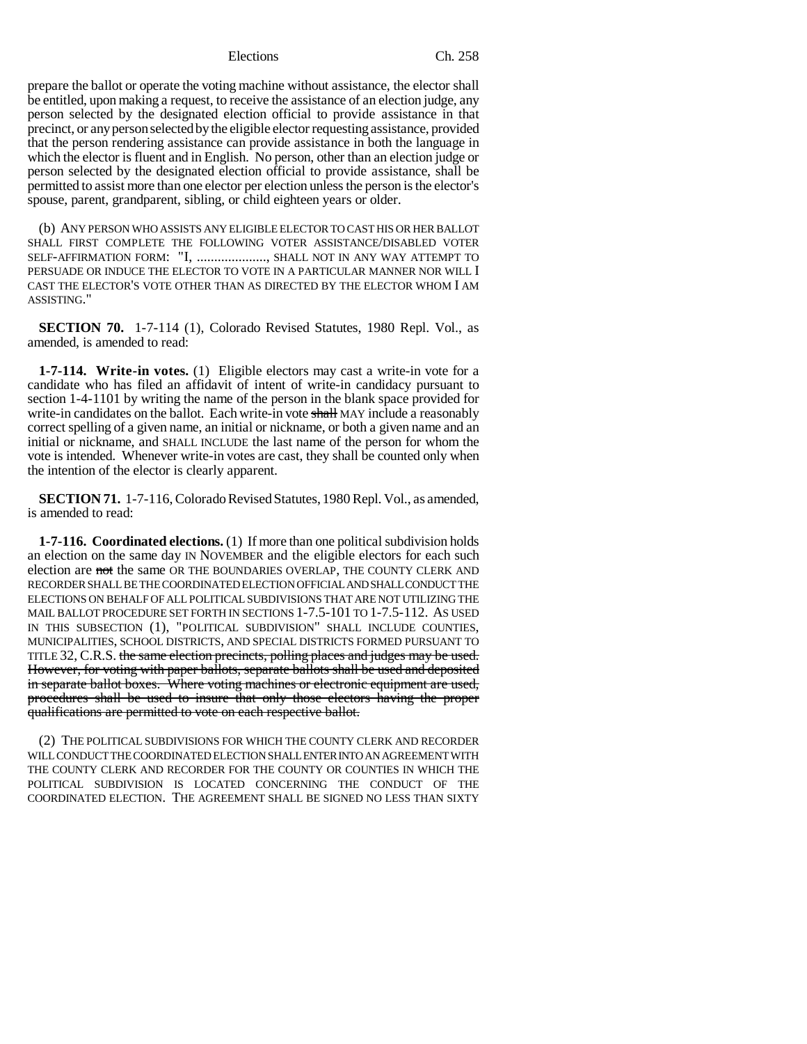prepare the ballot or operate the voting machine without assistance, the elector shall be entitled, upon making a request, to receive the assistance of an election judge, any person selected by the designated election official to provide assistance in that precinct, or any person selected by the eligible elector requesting assistance, provided that the person rendering assistance can provide assistance in both the language in which the elector is fluent and in English. No person, other than an election judge or person selected by the designated election official to provide assistance, shall be permitted to assist more than one elector per election unless the person is the elector's spouse, parent, grandparent, sibling, or child eighteen years or older.

(b) ANY PERSON WHO ASSISTS ANY ELIGIBLE ELECTOR TO CAST HIS OR HER BALLOT SHALL FIRST COMPLETE THE FOLLOWING VOTER ASSISTANCE/DISABLED VOTER SELF-AFFIRMATION FORM: "I, ...................., SHALL NOT IN ANY WAY ATTEMPT TO PERSUADE OR INDUCE THE ELECTOR TO VOTE IN A PARTICULAR MANNER NOR WILL I CAST THE ELECTOR'S VOTE OTHER THAN AS DIRECTED BY THE ELECTOR WHOM I AM ASSISTING."

**SECTION 70.** 1-7-114 (1), Colorado Revised Statutes, 1980 Repl. Vol., as amended, is amended to read:

**1-7-114. Write-in votes.** (1) Eligible electors may cast a write-in vote for a candidate who has filed an affidavit of intent of write-in candidacy pursuant to section 1-4-1101 by writing the name of the person in the blank space provided for write-in candidates on the ballot. Each write-in vote ~~shall~~ MAY include a reasonably correct spelling of a given name, an initial or nickname, or both a given name and an initial or nickname, and SHALL INCLUDE the last name of the person for whom the vote is intended. Whenever write-in votes are cast, they shall be counted only when the intention of the elector is clearly apparent.

**SECTION 71.** 1-7-116, Colorado Revised Statutes, 1980 Repl. Vol., as amended, is amended to read:

**1-7-116. Coordinated elections.** (1) If more than one political subdivision holds an election on the same day IN NOVEMBER and the eligible electors for each such election are ~~not~~ the same OR THE BOUNDARIES OVERLAP, THE COUNTY CLERK AND RECORDER SHALL BE THE COORDINATED ELECTION OFFICIAL AND SHALL CONDUCT THE ELECTIONS ON BEHALF OF ALL POLITICAL SUBDIVISIONS THAT ARE NOT UTILIZING THE MAIL BALLOT PROCEDURE SET FORTH IN SECTIONS 1-7.5-101 TO 1-7.5-112. AS USED IN THIS SUBSECTION (1), "POLITICAL SUBDIVISION" SHALL INCLUDE COUNTIES, MUNICIPALITIES, SCHOOL DISTRICTS, AND SPECIAL DISTRICTS FORMED PURSUANT TO TITLE 32, C.R.S. ~~the same election precincts, polling places and judges may be used. However, for voting with paper ballots, separate ballots shall be used and deposited in separate ballot boxes. Where voting machines or electronic equipment are used, procedures shall be used to insure that only those electors having the proper qualifications are permitted to vote on each respective ballot.~~

(2) THE POLITICAL SUBDIVISIONS FOR WHICH THE COUNTY CLERK AND RECORDER WILL CONDUCT THE COORDINATED ELECTION SHALL ENTER INTO AN AGREEMENT WITH THE COUNTY CLERK AND RECORDER FOR THE COUNTY OR COUNTIES IN WHICH THE POLITICAL SUBDIVISION IS LOCATED CONCERNING THE CONDUCT OF THE COORDINATED ELECTION. THE AGREEMENT SHALL BE SIGNED NO LESS THAN SIXTY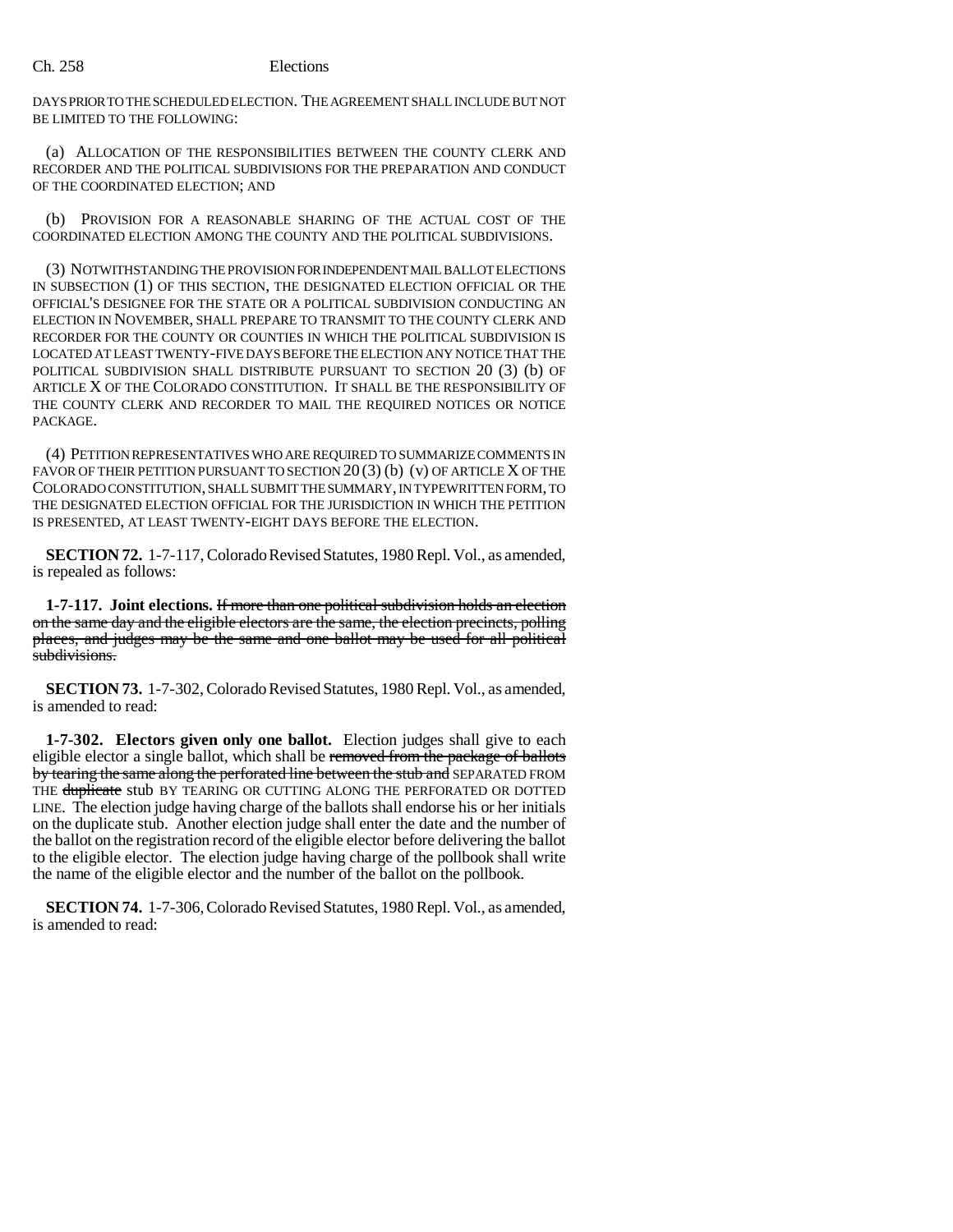DAYS PRIOR TO THE SCHEDULED ELECTION. THE AGREEMENT SHALL INCLUDE BUT NOT BE LIMITED TO THE FOLLOWING:

(a) ALLOCATION OF THE RESPONSIBILITIES BETWEEN THE COUNTY CLERK AND RECORDER AND THE POLITICAL SUBDIVISIONS FOR THE PREPARATION AND CONDUCT OF THE COORDINATED ELECTION; AND

(b) PROVISION FOR A REASONABLE SHARING OF THE ACTUAL COST OF THE COORDINATED ELECTION AMONG THE COUNTY AND THE POLITICAL SUBDIVISIONS.

(3) NOTWITHSTANDING THE PROVISION FOR INDEPENDENT MAIL BALLOT ELECTIONS IN SUBSECTION (1) OF THIS SECTION, THE DESIGNATED ELECTION OFFICIAL OR THE OFFICIAL'S DESIGNEE FOR THE STATE OR A POLITICAL SUBDIVISION CONDUCTING AN ELECTION IN NOVEMBER, SHALL PREPARE TO TRANSMIT TO THE COUNTY CLERK AND RECORDER FOR THE COUNTY OR COUNTIES IN WHICH THE POLITICAL SUBDIVISION IS LOCATED AT LEAST TWENTY-FIVE DAYS BEFORE THE ELECTION ANY NOTICE THAT THE POLITICAL SUBDIVISION SHALL DISTRIBUTE PURSUANT TO SECTION 20 (3) (b) OF ARTICLE X OF THE COLORADO CONSTITUTION. IT SHALL BE THE RESPONSIBILITY OF THE COUNTY CLERK AND RECORDER TO MAIL THE REQUIRED NOTICES OR NOTICE PACKAGE.

(4) PETITION REPRESENTATIVES WHO ARE REQUIRED TO SUMMARIZE COMMENTS IN FAVOR OF THEIR PETITION PURSUANT TO SECTION 20 (3) (b) (v) OF ARTICLE X OF THE COLORADO CONSTITUTION, SHALL SUBMIT THE SUMMARY, IN TYPEWRITTEN FORM, TO THE DESIGNATED ELECTION OFFICIAL FOR THE JURISDICTION IN WHICH THE PETITION IS PRESENTED, AT LEAST TWENTY-EIGHT DAYS BEFORE THE ELECTION.

**SECTION 72.** 1-7-117, Colorado Revised Statutes, 1980 Repl. Vol., as amended, is repealed as follows:

**1-7-117. Joint elections.** ~~If more than one political subdivision holds an election on the same day and the eligible electors are the same, the election precincts, polling places, and judges may be the same and one ballot may be used for all political subdivisions.~~

**SECTION 73.** 1-7-302, Colorado Revised Statutes, 1980 Repl. Vol., as amended, is amended to read:

**1-7-302. Electors given only one ballot.** Election judges shall give to each eligible elector a single ballot, which shall be ~~removed from the package of ballots by tearing the same along the perforated line between the stub and~~ SEPARATED FROM THE ~~duplicate~~ stub BY TEARING OR CUTTING ALONG THE PERFORATED OR DOTTED LINE. The election judge having charge of the ballots shall endorse his or her initials on the duplicate stub. Another election judge shall enter the date and the number of the ballot on the registration record of the eligible elector before delivering the ballot to the eligible elector. The election judge having charge of the pollbook shall write the name of the eligible elector and the number of the ballot on the pollbook.

**SECTION 74.** 1-7-306, Colorado Revised Statutes, 1980 Repl. Vol., as amended, is amended to read: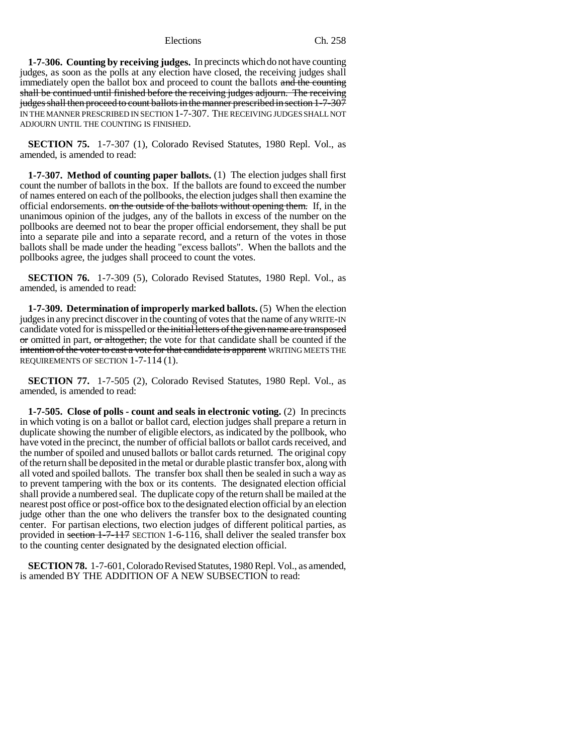**1-7-306. Counting by receiving judges.** In precincts which do not have counting judges, as soon as the polls at any election have closed, the receiving judges shall immediately open the ballot box and proceed to count the ballots ~~and the counting shall be continued until finished before the receiving judges adjourn. The receiving judges shall then proceed to count ballots in the manner prescribed in section 1-7-307~~ IN THE MANNER PRESCRIBED IN SECTION 1-7-307. THE RECEIVING JUDGES SHALL NOT ADJOURN UNTIL THE COUNTING IS FINISHED.

**SECTION 75.** 1-7-307 (1), Colorado Revised Statutes, 1980 Repl. Vol., as amended, is amended to read:

**1-7-307. Method of counting paper ballots.** (1) The election judges shall first count the number of ballots in the box. If the ballots are found to exceed the number of names entered on each of the pollbooks, the election judges shall then examine the official endorsements. ~~on the outside of the ballots without opening them.~~ If, in the unanimous opinion of the judges, any of the ballots in excess of the number on the pollbooks are deemed not to bear the proper official endorsement, they shall be put into a separate pile and into a separate record, and a return of the votes in those ballots shall be made under the heading "excess ballots". When the ballots and the pollbooks agree, the judges shall proceed to count the votes.

**SECTION 76.** 1-7-309 (5), Colorado Revised Statutes, 1980 Repl. Vol., as amended, is amended to read:

**1-7-309. Determination of improperly marked ballots.** (5) When the election judges in any precinct discover in the counting of votes that the name of any WRITE-IN candidate voted for is misspelled or ~~the initial letters of the given name are transposed or~~ omitted in part, ~~or altogether,~~ the vote for that candidate shall be counted if the ~~intention of the voter to cast a vote for that candidate is apparent~~ WRITING MEETS THE REQUIREMENTS OF SECTION 1-7-114 (1).

**SECTION 77.** 1-7-505 (2), Colorado Revised Statutes, 1980 Repl. Vol., as amended, is amended to read:

**1-7-505. Close of polls - count and seals in electronic voting.** (2) In precincts in which voting is on a ballot or ballot card, election judges shall prepare a return in duplicate showing the number of eligible electors, as indicated by the pollbook, who have voted in the precinct, the number of official ballots or ballot cards received, and the number of spoiled and unused ballots or ballot cards returned. The original copy of the return shall be deposited in the metal or durable plastic transfer box, along with all voted and spoiled ballots. The transfer box shall then be sealed in such a way as to prevent tampering with the box or its contents. The designated election official shall provide a numbered seal. The duplicate copy of the return shall be mailed at the nearest post office or post-office box to the designated election official by an election judge other than the one who delivers the transfer box to the designated counting center. For partisan elections, two election judges of different political parties, as provided in ~~section 1-7-117~~ SECTION 1-6-116, shall deliver the sealed transfer box to the counting center designated by the designated election official.

**SECTION 78.** 1-7-601, Colorado Revised Statutes, 1980 Repl. Vol., as amended, is amended BY THE ADDITION OF A NEW SUBSECTION to read: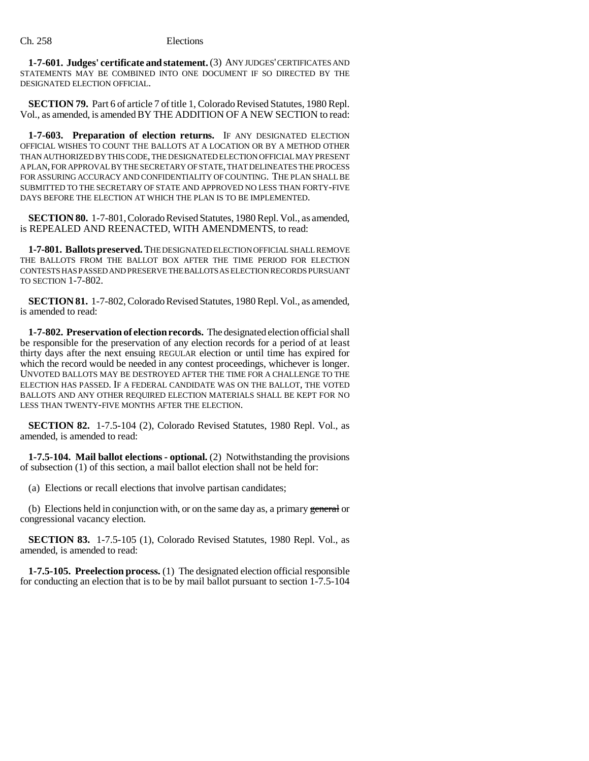**1-7-601. Judges' certificate and statement.** (3) ANY JUDGES' CERTIFICATES AND STATEMENTS MAY BE COMBINED INTO ONE DOCUMENT IF SO DIRECTED BY THE DESIGNATED ELECTION OFFICIAL.

**SECTION 79.** Part 6 of article 7 of title 1, Colorado Revised Statutes, 1980 Repl. Vol., as amended, is amended BY THE ADDITION OF A NEW SECTION to read:

**1-7-603. Preparation of election returns.** IF ANY DESIGNATED ELECTION OFFICIAL WISHES TO COUNT THE BALLOTS AT A LOCATION OR BY A METHOD OTHER THAN AUTHORIZED BY THIS CODE, THE DESIGNATED ELECTION OFFICIAL MAY PRESENT A PLAN, FOR APPROVAL BY THE SECRETARY OF STATE, THAT DELINEATES THE PROCESS FOR ASSURING ACCURACY AND CONFIDENTIALITY OF COUNTING. THE PLAN SHALL BE SUBMITTED TO THE SECRETARY OF STATE AND APPROVED NO LESS THAN FORTY-FIVE DAYS BEFORE THE ELECTION AT WHICH THE PLAN IS TO BE IMPLEMENTED.

**SECTION 80.** 1-7-801, Colorado Revised Statutes, 1980 Repl. Vol., as amended, is REPEALED AND REENACTED, WITH AMENDMENTS, to read:

**1-7-801. Ballots preserved.** THE DESIGNATED ELECTION OFFICIAL SHALL REMOVE THE BALLOTS FROM THE BALLOT BOX AFTER THE TIME PERIOD FOR ELECTION CONTESTS HAS PASSED AND PRESERVE THE BALLOTS AS ELECTION RECORDS PURSUANT TO SECTION 1-7-802.

**SECTION 81.** 1-7-802, Colorado Revised Statutes, 1980 Repl. Vol., as amended, is amended to read:

**1-7-802. Preservation of election records.** The designated election official shall be responsible for the preservation of any election records for a period of at least thirty days after the next ensuing REGULAR election or until time has expired for which the record would be needed in any contest proceedings, whichever is longer. UNVOTED BALLOTS MAY BE DESTROYED AFTER THE TIME FOR A CHALLENGE TO THE ELECTION HAS PASSED. IF A FEDERAL CANDIDATE WAS ON THE BALLOT, THE VOTED BALLOTS AND ANY OTHER REQUIRED ELECTION MATERIALS SHALL BE KEPT FOR NO LESS THAN TWENTY-FIVE MONTHS AFTER THE ELECTION.

**SECTION 82.** 1-7.5-104 (2), Colorado Revised Statutes, 1980 Repl. Vol., as amended, is amended to read:

**1-7.5-104. Mail ballot elections - optional.** (2) Notwithstanding the provisions of subsection (1) of this section, a mail ballot election shall not be held for:

(a) Elections or recall elections that involve partisan candidates;

(b) Elections held in conjunction with, or on the same day as, a primary ~~general~~ or congressional vacancy election.

**SECTION 83.** 1-7.5-105 (1), Colorado Revised Statutes, 1980 Repl. Vol., as amended, is amended to read:

**1-7.5-105. Preelection process.** (1) The designated election official responsible for conducting an election that is to be by mail ballot pursuant to section 1-7.5-104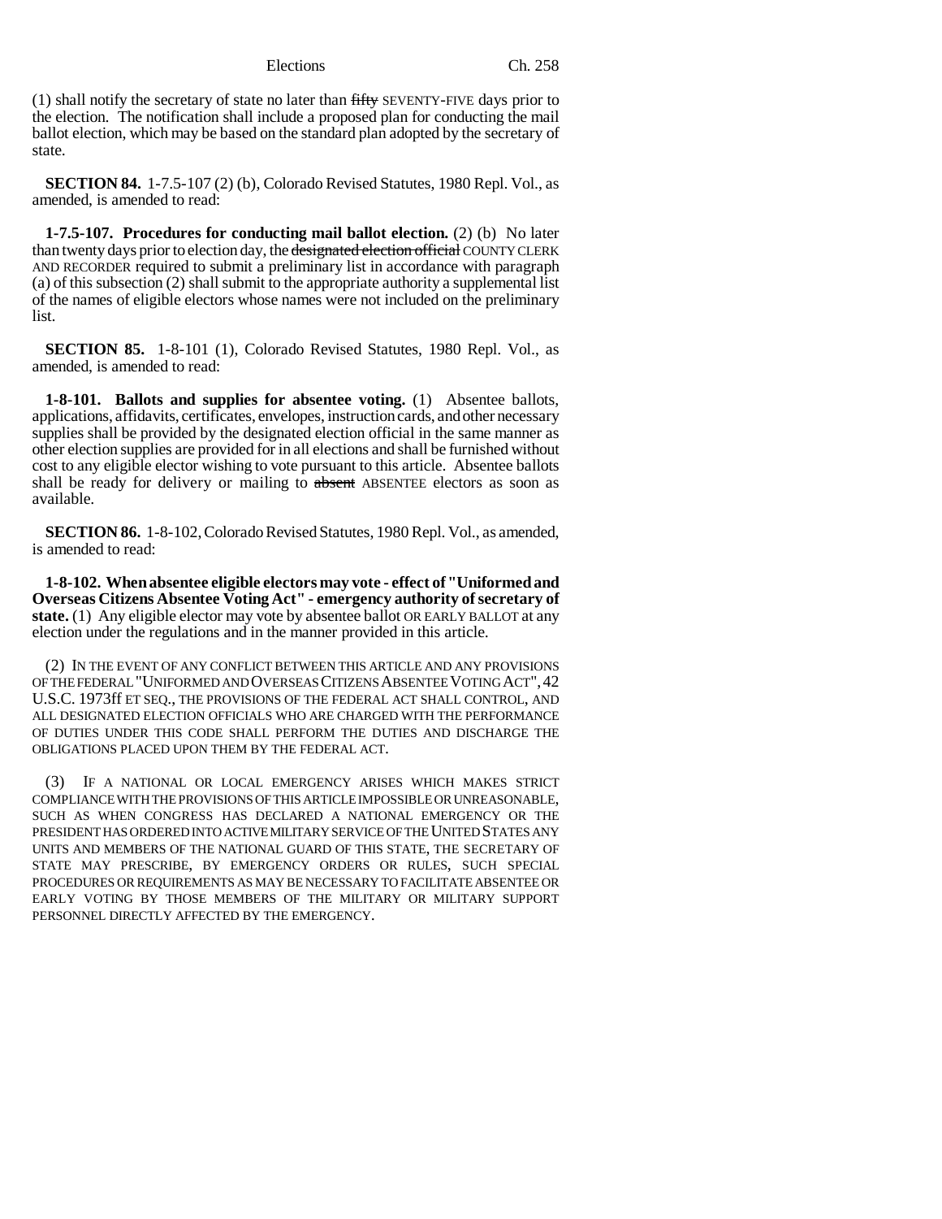(1) shall notify the secretary of state no later than ~~fifty~~ SEVENTY-FIVE days prior to the election. The notification shall include a proposed plan for conducting the mail ballot election, which may be based on the standard plan adopted by the secretary of state.

**SECTION 84.** 1-7.5-107 (2) (b), Colorado Revised Statutes, 1980 Repl. Vol., as amended, is amended to read:

**1-7.5-107. Procedures for conducting mail ballot election.** (2) (b) No later than twenty days prior to election day, the ~~designated election official~~ COUNTY CLERK AND RECORDER required to submit a preliminary list in accordance with paragraph (a) of this subsection (2) shall submit to the appropriate authority a supplemental list of the names of eligible electors whose names were not included on the preliminary list.

**SECTION 85.** 1-8-101 (1), Colorado Revised Statutes, 1980 Repl. Vol., as amended, is amended to read:

**1-8-101. Ballots and supplies for absentee voting.** (1) Absentee ballots, applications, affidavits, certificates, envelopes, instruction cards, and other necessary supplies shall be provided by the designated election official in the same manner as other election supplies are provided for in all elections and shall be furnished without cost to any eligible elector wishing to vote pursuant to this article. Absentee ballots shall be ready for delivery or mailing to ~~absent~~ ABSENTEE electors as soon as available.

**SECTION 86.** 1-8-102, Colorado Revised Statutes, 1980 Repl. Vol., as amended, is amended to read:

**1-8-102. When absentee eligible electors may vote - effect of "Uniformed and Overseas Citizens Absentee Voting Act" - emergency authority of secretary of state.** (1) Any eligible elector may vote by absentee ballot OR EARLY BALLOT at any election under the regulations and in the manner provided in this article.

(2) IN THE EVENT OF ANY CONFLICT BETWEEN THIS ARTICLE AND ANY PROVISIONS OF THE FEDERAL "UNIFORMED AND OVERSEAS CITIZENS ABSENTEE VOTING ACT", 42 U.S.C. 1973ff ET SEQ., THE PROVISIONS OF THE FEDERAL ACT SHALL CONTROL, AND ALL DESIGNATED ELECTION OFFICIALS WHO ARE CHARGED WITH THE PERFORMANCE OF DUTIES UNDER THIS CODE SHALL PERFORM THE DUTIES AND DISCHARGE THE OBLIGATIONS PLACED UPON THEM BY THE FEDERAL ACT.

(3) IF A NATIONAL OR LOCAL EMERGENCY ARISES WHICH MAKES STRICT COMPLIANCE WITH THE PROVISIONS OF THIS ARTICLE IMPOSSIBLE OR UNREASONABLE, SUCH AS WHEN CONGRESS HAS DECLARED A NATIONAL EMERGENCY OR THE PRESIDENT HAS ORDERED INTO ACTIVE MILITARY SERVICE OF THE UNITED STATES ANY UNITS AND MEMBERS OF THE NATIONAL GUARD OF THIS STATE, THE SECRETARY OF STATE MAY PRESCRIBE, BY EMERGENCY ORDERS OR RULES, SUCH SPECIAL PROCEDURES OR REQUIREMENTS AS MAY BE NECESSARY TO FACILITATE ABSENTEE OR EARLY VOTING BY THOSE MEMBERS OF THE MILITARY OR MILITARY SUPPORT PERSONNEL DIRECTLY AFFECTED BY THE EMERGENCY.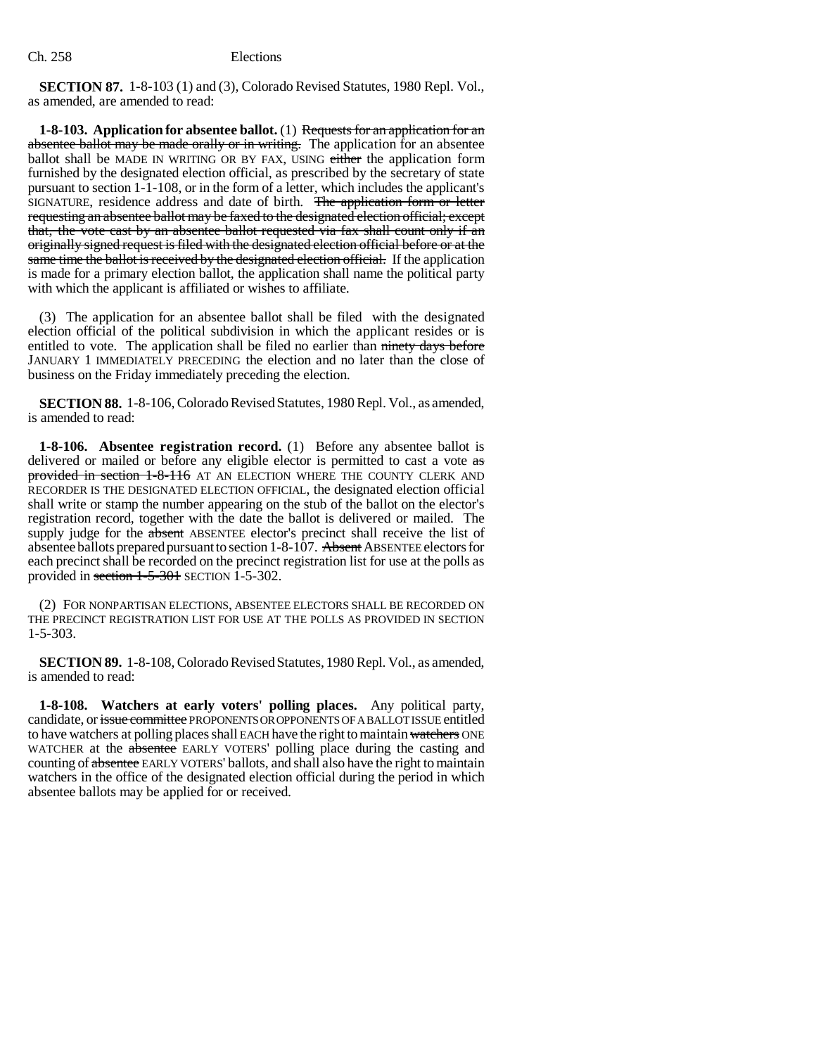**SECTION 87.** 1-8-103 (1) and (3), Colorado Revised Statutes, 1980 Repl. Vol., as amended, are amended to read:

**1-8-103. Application for absentee ballot.** (1) ~~Requests for an application for an absentee ballot may be made orally or in writing.~~ The application for an absentee ballot shall be MADE IN WRITING OR BY FAX, USING ~~either~~ the application form furnished by the designated election official, as prescribed by the secretary of state pursuant to section 1-1-108, or in the form of a letter, which includes the applicant's SIGNATURE, residence address and date of birth. ~~The application form or letter requesting an absentee ballot may be faxed to the designated election official; except that, the vote cast by an absentee ballot requested via fax shall count only if an originally signed request is filed with the designated election official before or at the same time the ballot is received by the designated election official.~~ If the application is made for a primary election ballot, the application shall name the political party with which the applicant is affiliated or wishes to affiliate.

(3) The application for an absentee ballot shall be filed with the designated election official of the political subdivision in which the applicant resides or is entitled to vote. The application shall be filed no earlier than ~~ninety days before~~ JANUARY 1 IMMEDIATELY PRECEDING the election and no later than the close of business on the Friday immediately preceding the election.

**SECTION 88.** 1-8-106, Colorado Revised Statutes, 1980 Repl. Vol., as amended, is amended to read:

**1-8-106. Absentee registration record.** (1) Before any absentee ballot is delivered or mailed or before any eligible elector is permitted to cast a vote ~~as provided in section 1-8-116~~ AT AN ELECTION WHERE THE COUNTY CLERK AND RECORDER IS THE DESIGNATED ELECTION OFFICIAL, the designated election official shall write or stamp the number appearing on the stub of the ballot on the elector's registration record, together with the date the ballot is delivered or mailed. The supply judge for the ~~absent~~ ABSENTEE elector's precinct shall receive the list of absentee ballots prepared pursuant to section 1-8-107. ~~Absent~~ ABSENTEE electors for each precinct shall be recorded on the precinct registration list for use at the polls as provided in ~~section 1-5-301~~ SECTION 1-5-302.

(2) FOR NONPARTISAN ELECTIONS, ABSENTEE ELECTORS SHALL BE RECORDED ON THE PRECINCT REGISTRATION LIST FOR USE AT THE POLLS AS PROVIDED IN SECTION 1-5-303.

**SECTION 89.** 1-8-108, Colorado Revised Statutes, 1980 Repl. Vol., as amended, is amended to read:

**1-8-108. Watchers at early voters' polling places.** Any political party, candidate, or ~~issue committee~~ PROPONENTS OR OPPONENTS OF A BALLOT ISSUE entitled to have watchers at polling places shall EACH have the right to maintain ~~watchers~~ ONE WATCHER at the ~~absentee~~ EARLY VOTERS' polling place during the casting and counting of ~~absentee~~ EARLY VOTERS' ballots, and shall also have the right to maintain watchers in the office of the designated election official during the period in which absentee ballots may be applied for or received.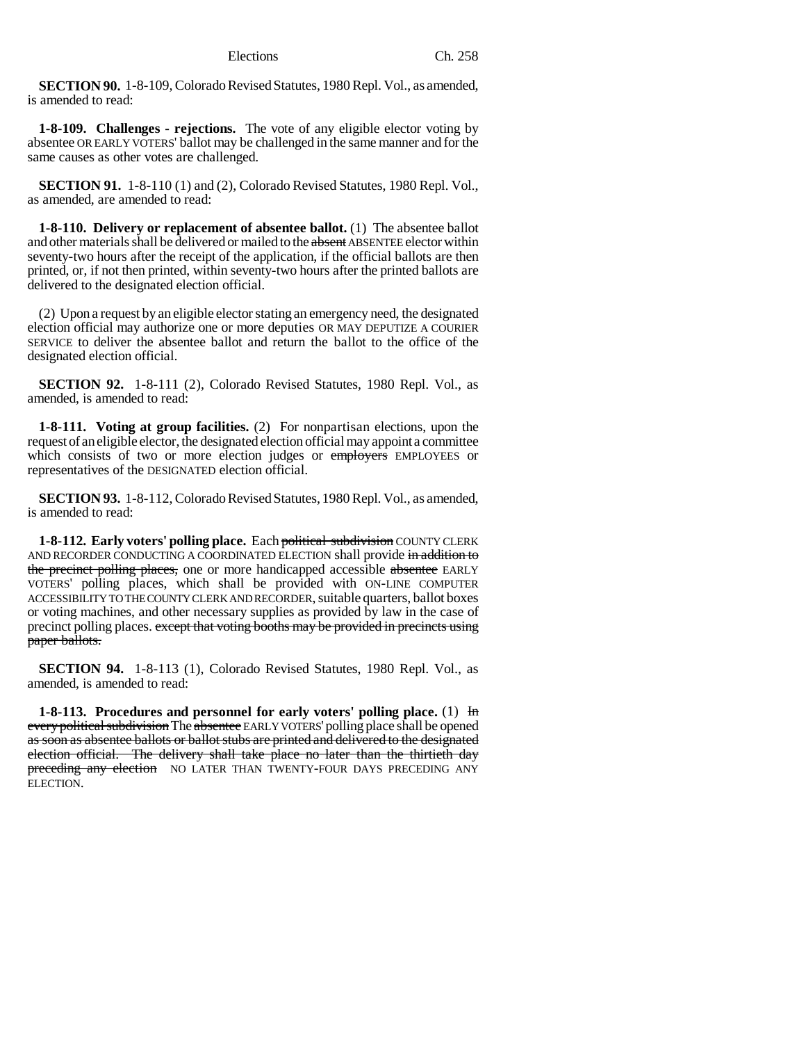**SECTION 90.** 1-8-109, Colorado Revised Statutes, 1980 Repl. Vol., as amended, is amended to read:

**1-8-109. Challenges - rejections.** The vote of any eligible elector voting by absentee OR EARLY VOTERS' ballot may be challenged in the same manner and for the same causes as other votes are challenged.

**SECTION 91.** 1-8-110 (1) and (2), Colorado Revised Statutes, 1980 Repl. Vol., as amended, are amended to read:

**1-8-110. Delivery or replacement of absentee ballot.** (1) The absentee ballot and other materials shall be delivered or mailed to the ~~absent~~ ABSENTEE elector within seventy-two hours after the receipt of the application, if the official ballots are then printed, or, if not then printed, within seventy-two hours after the printed ballots are delivered to the designated election official.

(2) Upon a request by an eligible elector stating an emergency need, the designated election official may authorize one or more deputies OR MAY DEPUTIZE A COURIER SERVICE to deliver the absentee ballot and return the ballot to the office of the designated election official.

**SECTION 92.** 1-8-111 (2), Colorado Revised Statutes, 1980 Repl. Vol., as amended, is amended to read:

**1-8-111. Voting at group facilities.** (2) For nonpartisan elections, upon the request of an eligible elector, the designated election official may appoint a committee which consists of two or more election judges or ~~employers~~ EMPLOYEES or representatives of the DESIGNATED election official.

**SECTION 93.** 1-8-112, Colorado Revised Statutes, 1980 Repl. Vol., as amended, is amended to read:

**1-8-112. Early voters' polling place.** Each ~~political subdivision~~ COUNTY CLERK AND RECORDER CONDUCTING A COORDINATED ELECTION shall provide ~~in addition to the precinct polling places,~~ one or more handicapped accessible ~~absentee~~ EARLY VOTERS' polling places, which shall be provided with ON-LINE COMPUTER ACCESSIBILITY TO THE COUNTY CLERK AND RECORDER, suitable quarters, ballot boxes or voting machines, and other necessary supplies as provided by law in the case of precinct polling places. ~~except that voting booths may be provided in precincts using paper ballots.~~

**SECTION 94.** 1-8-113 (1), Colorado Revised Statutes, 1980 Repl. Vol., as amended, is amended to read:

**1-8-113. Procedures and personnel for early voters' polling place.** (1) ~~In every political subdivision~~ The ~~absentee~~ EARLY VOTERS' polling place shall be opened ~~as soon as absentee ballots or ballot stubs are printed and delivered to the designated election official. The delivery shall take place no later than the thirtieth day preceding any election~~ NO LATER THAN TWENTY-FOUR DAYS PRECEDING ANY ELECTION.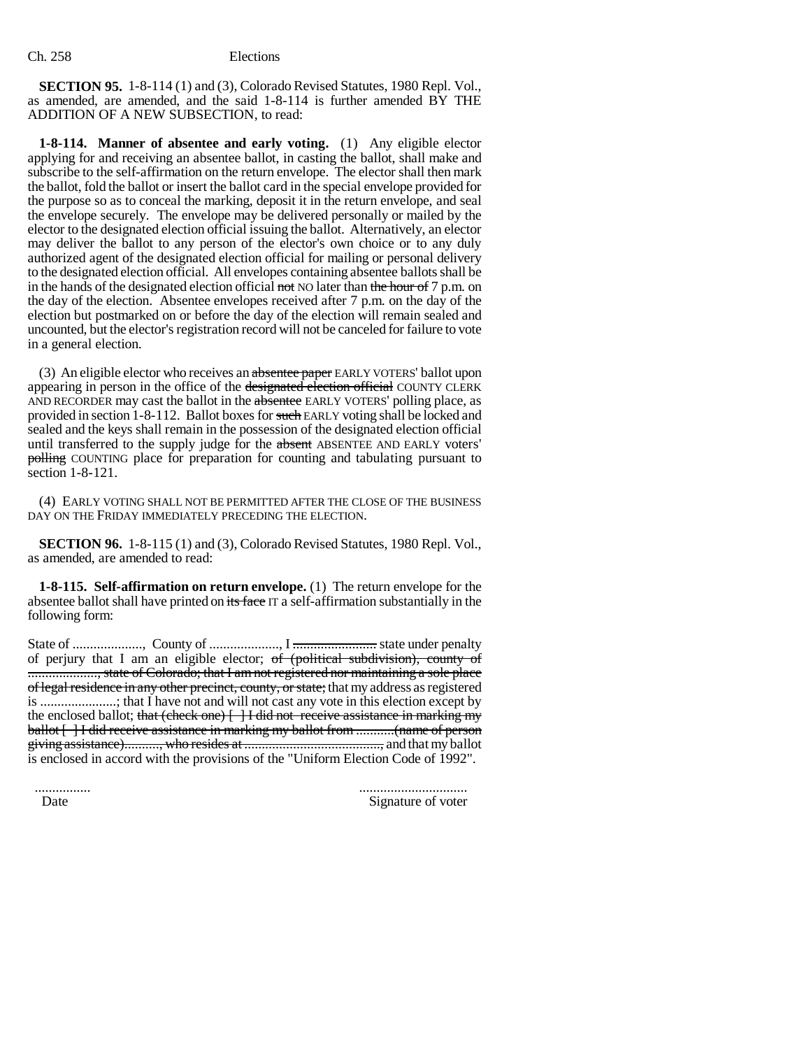**SECTION 95.** 1-8-114 (1) and (3), Colorado Revised Statutes, 1980 Repl. Vol., as amended, are amended, and the said 1-8-114 is further amended BY THE ADDITION OF A NEW SUBSECTION, to read:

**1-8-114. Manner of absentee and early voting.** (1) Any eligible elector applying for and receiving an absentee ballot, in casting the ballot, shall make and subscribe to the self-affirmation on the return envelope. The elector shall then mark the ballot, fold the ballot or insert the ballot card in the special envelope provided for the purpose so as to conceal the marking, deposit it in the return envelope, and seal the envelope securely. The envelope may be delivered personally or mailed by the elector to the designated election official issuing the ballot. Alternatively, an elector may deliver the ballot to any person of the elector's own choice or to any duly authorized agent of the designated election official for mailing or personal delivery to the designated election official. All envelopes containing absentee ballots shall be in the hands of the designated election official ~~not~~ NO later than ~~the hour of~~ 7 p.m. on the day of the election. Absentee envelopes received after 7 p.m. on the day of the election but postmarked on or before the day of the election will remain sealed and uncounted, but the elector's registration record will not be canceled for failure to vote in a general election.

(3) An eligible elector who receives an ~~absentee paper~~ EARLY VOTERS' ballot upon appearing in person in the office of the ~~designated election official~~ COUNTY CLERK AND RECORDER may cast the ballot in the ~~absentee~~ EARLY VOTERS' polling place, as provided in section 1-8-112. Ballot boxes for ~~such~~ EARLY voting shall be locked and sealed and the keys shall remain in the possession of the designated election official until transferred to the supply judge for the ~~absent~~ ABSENTEE AND EARLY voters' ~~polling~~ COUNTING place for preparation for counting and tabulating pursuant to section 1-8-121.

(4) EARLY VOTING SHALL NOT BE PERMITTED AFTER THE CLOSE OF THE BUSINESS DAY ON THE FRIDAY IMMEDIATELY PRECEDING THE ELECTION.

**SECTION 96.** 1-8-115 (1) and (3), Colorado Revised Statutes, 1980 Repl. Vol., as amended, are amended to read:

**1-8-115. Self-affirmation on return envelope.** (1) The return envelope for the absentee ballot shall have printed on ~~its face~~ IT a self-affirmation substantially in the following form:

State of ...................., County of ...................., I ~~.......................~~ state under penalty of perjury that I am an eligible elector; ~~of (political subdivision), county of ...................., state of Colorado; that I am not registered nor maintaining a sole place of legal residence in any other precinct, county, or state;~~ that my address as registered is ......................; that I have not and will not cast any vote in this election except by the enclosed ballot; ~~that (check one) [ ] I did not receive assistance in marking my ballot [ ] I did receive assistance in marking my ballot from ..........(name of person giving assistance).........., who resides at .......................................,~~ and that my ballot is enclosed in accord with the provisions of the "Uniform Election Code of 1992".

| ................ | .............................. |
|---|---|
| Date | Signature of voter |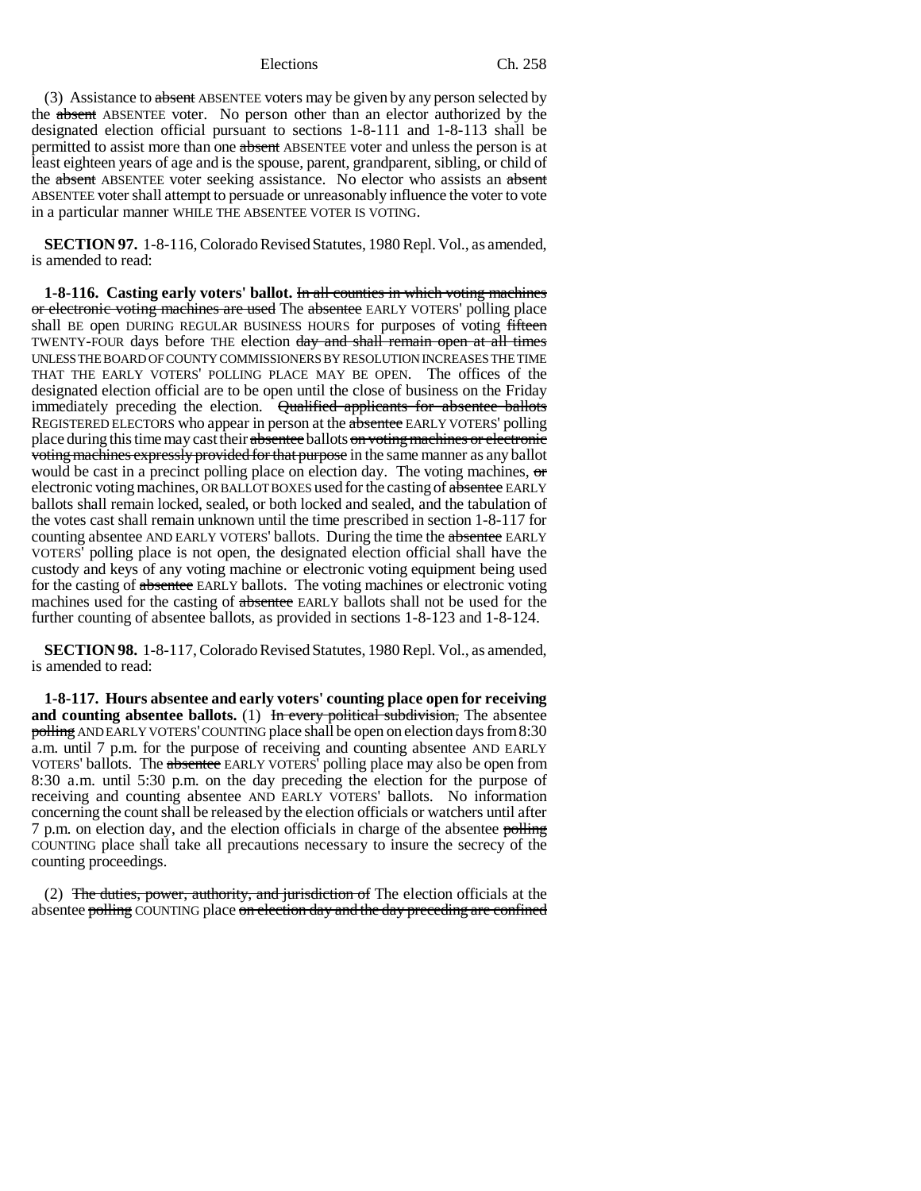(3) Assistance to ~~absent~~ ABSENTEE voters may be given by any person selected by the ~~absent~~ ABSENTEE voter. No person other than an elector authorized by the designated election official pursuant to sections 1-8-111 and 1-8-113 shall be permitted to assist more than one ~~absent~~ ABSENTEE voter and unless the person is at least eighteen years of age and is the spouse, parent, grandparent, sibling, or child of the ~~absent~~ ABSENTEE voter seeking assistance. No elector who assists an ~~absent~~ ABSENTEE voter shall attempt to persuade or unreasonably influence the voter to vote in a particular manner WHILE THE ABSENTEE VOTER IS VOTING.

**SECTION 97.** 1-8-116, Colorado Revised Statutes, 1980 Repl. Vol., as amended, is amended to read:

**1-8-116. Casting early voters' ballot.** ~~In all counties in which voting machines or electronic voting machines are used~~ The ~~absentee~~ EARLY VOTERS' polling place shall BE open DURING REGULAR BUSINESS HOURS for purposes of voting ~~fifteen~~ TWENTY-FOUR days before THE election ~~day and shall remain open at all times~~ UNLESS THE BOARD OF COUNTY COMMISSIONERS BY RESOLUTION INCREASES THE TIME THAT THE EARLY VOTERS' POLLING PLACE MAY BE OPEN. The offices of the designated election official are to be open until the close of business on the Friday immediately preceding the election. ~~Qualified applicants for absentee ballots~~ REGISTERED ELECTORS who appear in person at the ~~absentee~~ EARLY VOTERS' polling place during this time may cast their ~~absentee~~ ballots ~~on voting machines or electronic voting machines expressly provided for that purpose~~ in the same manner as any ballot would be cast in a precinct polling place on election day. The voting machines, ~~or~~ electronic voting machines, OR BALLOT BOXES used for the casting of ~~absentee~~ EARLY ballots shall remain locked, sealed, or both locked and sealed, and the tabulation of the votes cast shall remain unknown until the time prescribed in section 1-8-117 for counting absentee AND EARLY VOTERS' ballots. During the time the ~~absentee~~ EARLY VOTERS' polling place is not open, the designated election official shall have the custody and keys of any voting machine or electronic voting equipment being used for the casting of ~~absentee~~ EARLY ballots. The voting machines or electronic voting machines used for the casting of ~~absentee~~ EARLY ballots shall not be used for the further counting of absentee ballots, as provided in sections 1-8-123 and 1-8-124.

**SECTION 98.** 1-8-117, Colorado Revised Statutes, 1980 Repl. Vol., as amended, is amended to read:

**1-8-117. Hours absentee and early voters' counting place open for receiving and counting absentee ballots.** (1) ~~In every political subdivision,~~ The absentee ~~polling~~ AND EARLY VOTERS' COUNTING place shall be open on election days from 8:30 a.m. until 7 p.m. for the purpose of receiving and counting absentee AND EARLY VOTERS' ballots. The ~~absentee~~ EARLY VOTERS' polling place may also be open from 8:30 a.m. until 5:30 p.m. on the day preceding the election for the purpose of receiving and counting absentee AND EARLY VOTERS' ballots. No information concerning the count shall be released by the election officials or watchers until after 7 p.m. on election day, and the election officials in charge of the absentee ~~polling~~ COUNTING place shall take all precautions necessary to insure the secrecy of the counting proceedings.

(2) ~~The duties, power, authority, and jurisdiction of~~ The election officials at the absentee ~~polling~~ COUNTING place ~~on election day and the day preceding are confined~~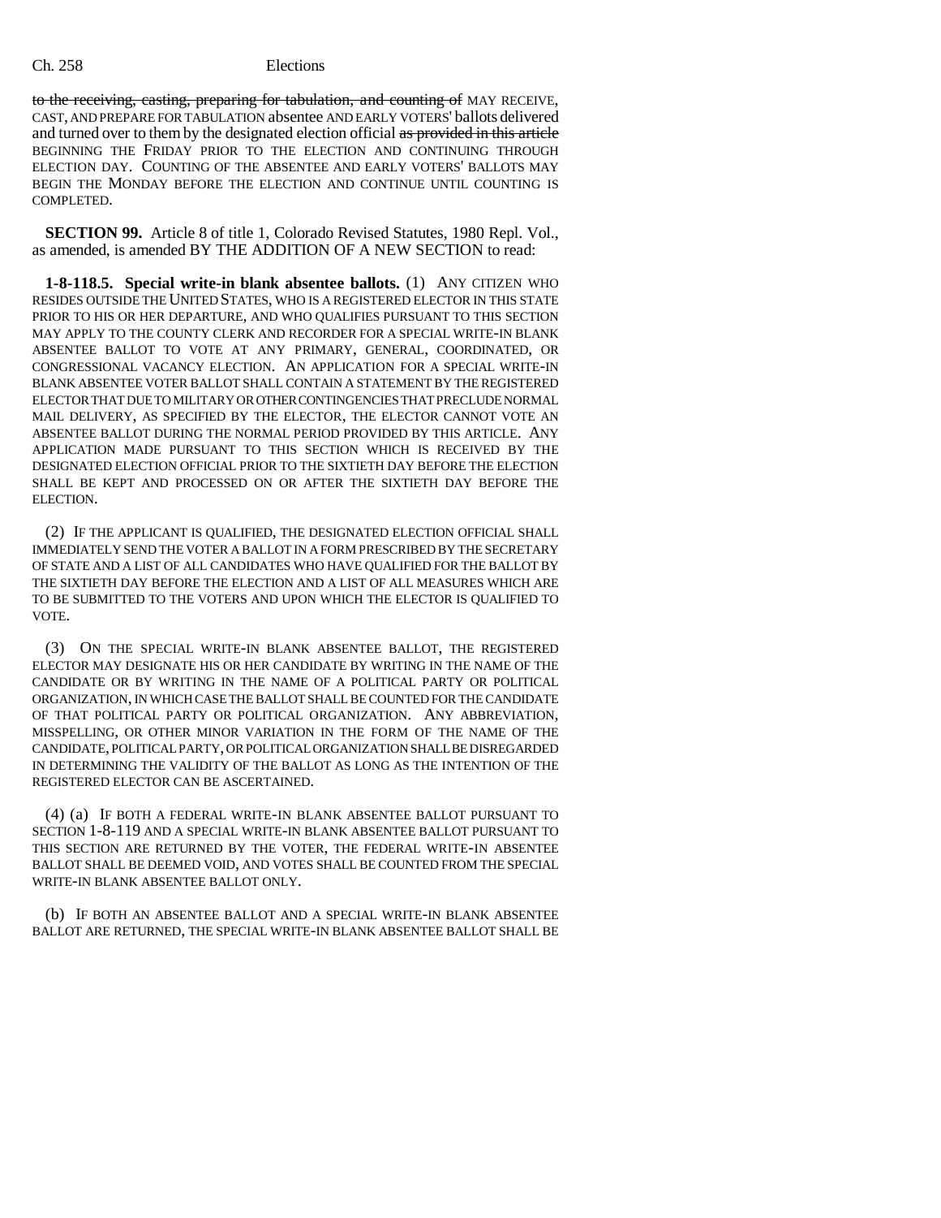to the receiving, casting, preparing for tabulation, and counting of MAY RECEIVE, CAST, AND PREPARE FOR TABULATION absentee AND EARLY VOTERS' ballots delivered and turned over to them by the designated election official as provided in this article BEGINNING THE FRIDAY PRIOR TO THE ELECTION AND CONTINUING THROUGH ELECTION DAY. COUNTING OF THE ABSENTEE AND EARLY VOTERS' BALLOTS MAY BEGIN THE MONDAY BEFORE THE ELECTION AND CONTINUE UNTIL COUNTING IS COMPLETED.

**SECTION 99.** Article 8 of title 1, Colorado Revised Statutes, 1980 Repl. Vol., as amended, is amended BY THE ADDITION OF A NEW SECTION to read:

**1-8-118.5. Special write-in blank absentee ballots.** (1) ANY CITIZEN WHO RESIDES OUTSIDE THE UNITED STATES, WHO IS A REGISTERED ELECTOR IN THIS STATE PRIOR TO HIS OR HER DEPARTURE, AND WHO QUALIFIES PURSUANT TO THIS SECTION MAY APPLY TO THE COUNTY CLERK AND RECORDER FOR A SPECIAL WRITE-IN BLANK ABSENTEE BALLOT TO VOTE AT ANY PRIMARY, GENERAL, COORDINATED, OR CONGRESSIONAL VACANCY ELECTION. AN APPLICATION FOR A SPECIAL WRITE-IN BLANK ABSENTEE VOTER BALLOT SHALL CONTAIN A STATEMENT BY THE REGISTERED ELECTOR THAT DUE TO MILITARY OR OTHER CONTINGENCIES THAT PRECLUDE NORMAL MAIL DELIVERY, AS SPECIFIED BY THE ELECTOR, THE ELECTOR CANNOT VOTE AN ABSENTEE BALLOT DURING THE NORMAL PERIOD PROVIDED BY THIS ARTICLE. ANY APPLICATION MADE PURSUANT TO THIS SECTION WHICH IS RECEIVED BY THE DESIGNATED ELECTION OFFICIAL PRIOR TO THE SIXTIETH DAY BEFORE THE ELECTION SHALL BE KEPT AND PROCESSED ON OR AFTER THE SIXTIETH DAY BEFORE THE ELECTION.

(2) IF THE APPLICANT IS QUALIFIED, THE DESIGNATED ELECTION OFFICIAL SHALL IMMEDIATELY SEND THE VOTER A BALLOT IN A FORM PRESCRIBED BY THE SECRETARY OF STATE AND A LIST OF ALL CANDIDATES WHO HAVE QUALIFIED FOR THE BALLOT BY THE SIXTIETH DAY BEFORE THE ELECTION AND A LIST OF ALL MEASURES WHICH ARE TO BE SUBMITTED TO THE VOTERS AND UPON WHICH THE ELECTOR IS QUALIFIED TO VOTE.

(3) ON THE SPECIAL WRITE-IN BLANK ABSENTEE BALLOT, THE REGISTERED ELECTOR MAY DESIGNATE HIS OR HER CANDIDATE BY WRITING IN THE NAME OF THE CANDIDATE OR BY WRITING IN THE NAME OF A POLITICAL PARTY OR POLITICAL ORGANIZATION, IN WHICH CASE THE BALLOT SHALL BE COUNTED FOR THE CANDIDATE OF THAT POLITICAL PARTY OR POLITICAL ORGANIZATION. ANY ABBREVIATION, MISSPELLING, OR OTHER MINOR VARIATION IN THE FORM OF THE NAME OF THE CANDIDATE, POLITICAL PARTY, OR POLITICAL ORGANIZATION SHALL BE DISREGARDED IN DETERMINING THE VALIDITY OF THE BALLOT AS LONG AS THE INTENTION OF THE REGISTERED ELECTOR CAN BE ASCERTAINED.

(4) (a) IF BOTH A FEDERAL WRITE-IN BLANK ABSENTEE BALLOT PURSUANT TO SECTION 1-8-119 AND A SPECIAL WRITE-IN BLANK ABSENTEE BALLOT PURSUANT TO THIS SECTION ARE RETURNED BY THE VOTER, THE FEDERAL WRITE-IN ABSENTEE BALLOT SHALL BE DEEMED VOID, AND VOTES SHALL BE COUNTED FROM THE SPECIAL WRITE-IN BLANK ABSENTEE BALLOT ONLY.

(b) IF BOTH AN ABSENTEE BALLOT AND A SPECIAL WRITE-IN BLANK ABSENTEE BALLOT ARE RETURNED, THE SPECIAL WRITE-IN BLANK ABSENTEE BALLOT SHALL BE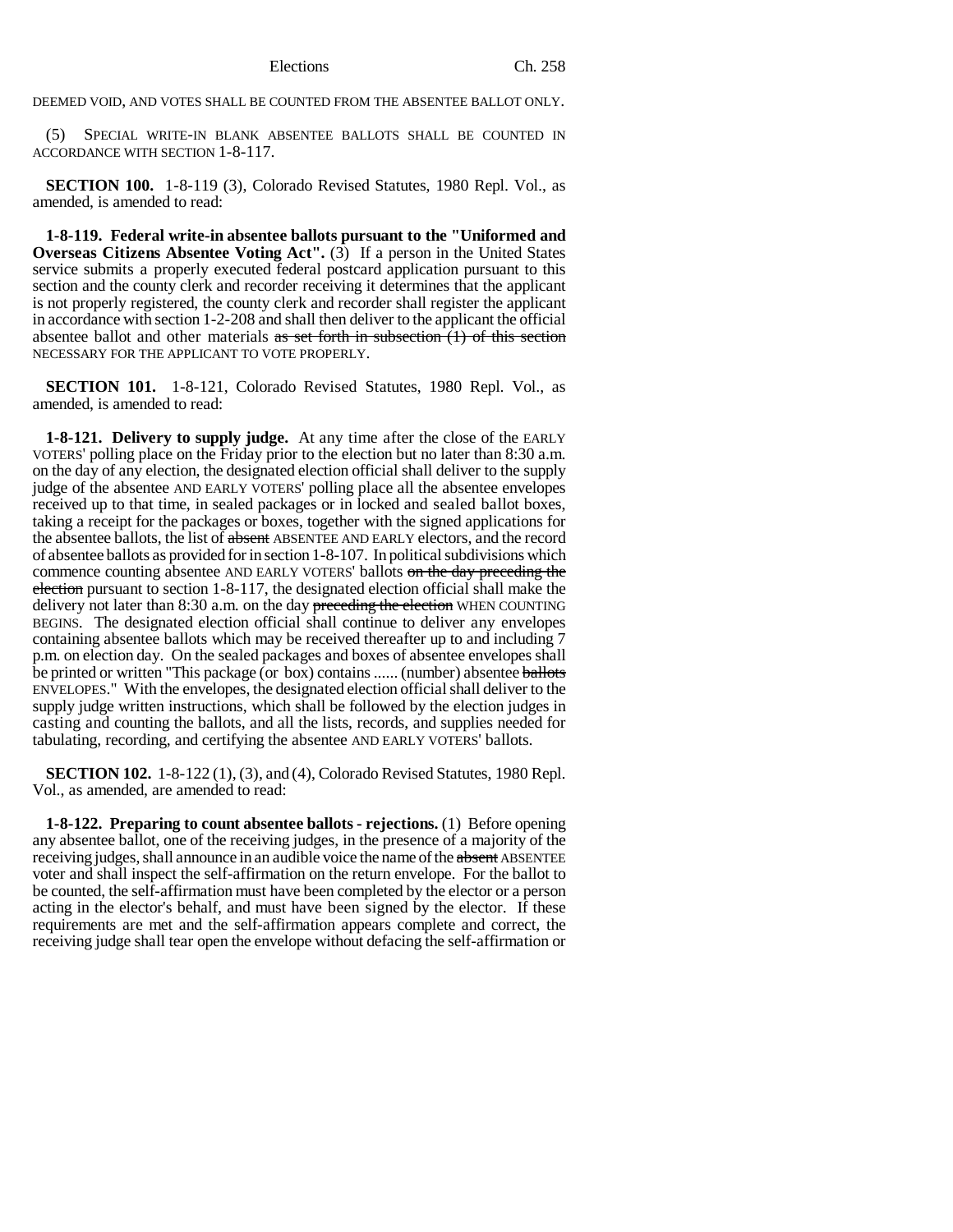DEEMED VOID, AND VOTES SHALL BE COUNTED FROM THE ABSENTEE BALLOT ONLY.

(5) SPECIAL WRITE-IN BLANK ABSENTEE BALLOTS SHALL BE COUNTED IN ACCORDANCE WITH SECTION 1-8-117.

**SECTION 100.** 1-8-119 (3), Colorado Revised Statutes, 1980 Repl. Vol., as amended, is amended to read:

**1-8-119. Federal write-in absentee ballots pursuant to the "Uniformed and Overseas Citizens Absentee Voting Act".** (3) If a person in the United States service submits a properly executed federal postcard application pursuant to this section and the county clerk and recorder receiving it determines that the applicant is not properly registered, the county clerk and recorder shall register the applicant in accordance with section 1-2-208 and shall then deliver to the applicant the official absentee ballot and other materials ~~as set forth in subsection (1) of this section~~ NECESSARY FOR THE APPLICANT TO VOTE PROPERLY.

**SECTION 101.** 1-8-121, Colorado Revised Statutes, 1980 Repl. Vol., as amended, is amended to read:

**1-8-121. Delivery to supply judge.** At any time after the close of the EARLY VOTERS' polling place on the Friday prior to the election but no later than 8:30 a.m. on the day of any election, the designated election official shall deliver to the supply judge of the absentee AND EARLY VOTERS' polling place all the absentee envelopes received up to that time, in sealed packages or in locked and sealed ballot boxes, taking a receipt for the packages or boxes, together with the signed applications for the absentee ballots, the list of ~~absent~~ ABSENTEE AND EARLY electors, and the record of absentee ballots as provided for in section 1-8-107. In political subdivisions which commence counting absentee AND EARLY VOTERS' ballots ~~on the day preceding the election~~ pursuant to section 1-8-117, the designated election official shall make the delivery not later than 8:30 a.m. on the day ~~preceding the election~~ WHEN COUNTING BEGINS. The designated election official shall continue to deliver any envelopes containing absentee ballots which may be received thereafter up to and including 7 p.m. on election day. On the sealed packages and boxes of absentee envelopes shall be printed or written "This package (or box) contains ...... (number) absentee ~~ballots~~ ENVELOPES." With the envelopes, the designated election official shall deliver to the supply judge written instructions, which shall be followed by the election judges in casting and counting the ballots, and all the lists, records, and supplies needed for tabulating, recording, and certifying the absentee AND EARLY VOTERS' ballots.

**SECTION 102.** 1-8-122 (1), (3), and (4), Colorado Revised Statutes, 1980 Repl. Vol., as amended, are amended to read:

**1-8-122. Preparing to count absentee ballots - rejections.** (1) Before opening any absentee ballot, one of the receiving judges, in the presence of a majority of the receiving judges, shall announce in an audible voice the name of the ~~absent~~ ABSENTEE voter and shall inspect the self-affirmation on the return envelope. For the ballot to be counted, the self-affirmation must have been completed by the elector or a person acting in the elector's behalf, and must have been signed by the elector. If these requirements are met and the self-affirmation appears complete and correct, the receiving judge shall tear open the envelope without defacing the self-affirmation or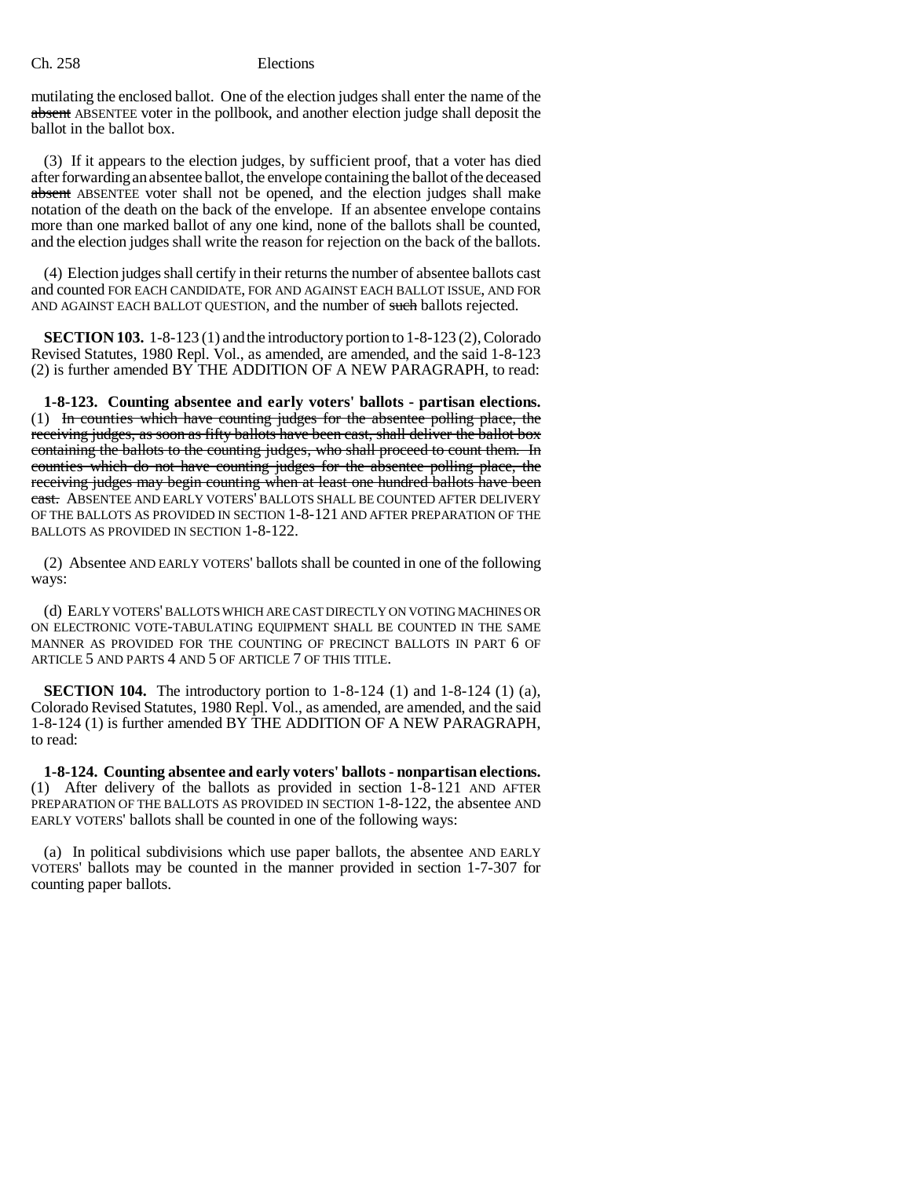mutilating the enclosed ballot. One of the election judges shall enter the name of the ~~absent~~ ABSENTEE voter in the pollbook, and another election judge shall deposit the ballot in the ballot box.

(3) If it appears to the election judges, by sufficient proof, that a voter has died after forwarding an absentee ballot, the envelope containing the ballot of the deceased ~~absent~~ ABSENTEE voter shall not be opened, and the election judges shall make notation of the death on the back of the envelope. If an absentee envelope contains more than one marked ballot of any one kind, none of the ballots shall be counted, and the election judges shall write the reason for rejection on the back of the ballots.

(4) Election judges shall certify in their returns the number of absentee ballots cast and counted FOR EACH CANDIDATE, FOR AND AGAINST EACH BALLOT ISSUE, AND FOR AND AGAINST EACH BALLOT QUESTION, and the number of ~~such~~ ballots rejected.

**SECTION 103.** 1-8-123 (1) and the introductory portion to 1-8-123 (2), Colorado Revised Statutes, 1980 Repl. Vol., as amended, are amended, and the said 1-8-123 (2) is further amended BY THE ADDITION OF A NEW PARAGRAPH, to read:

**1-8-123. Counting absentee and early voters' ballots - partisan elections.** (1) ~~In counties which have counting judges for the absentee polling place, the receiving judges, as soon as fifty ballots have been cast, shall deliver the ballot box containing the ballots to the counting judges, who shall proceed to count them. In counties which do not have counting judges for the absentee polling place, the receiving judges may begin counting when at least one hundred ballots have been cast.~~ ABSENTEE AND EARLY VOTERS' BALLOTS SHALL BE COUNTED AFTER DELIVERY OF THE BALLOTS AS PROVIDED IN SECTION 1-8-121 AND AFTER PREPARATION OF THE BALLOTS AS PROVIDED IN SECTION 1-8-122.

(2) Absentee AND EARLY VOTERS' ballots shall be counted in one of the following ways:

(d) EARLY VOTERS' BALLOTS WHICH ARE CAST DIRECTLY ON VOTING MACHINES OR ON ELECTRONIC VOTE-TABULATING EQUIPMENT SHALL BE COUNTED IN THE SAME MANNER AS PROVIDED FOR THE COUNTING OF PRECINCT BALLOTS IN PART 6 OF ARTICLE 5 AND PARTS 4 AND 5 OF ARTICLE 7 OF THIS TITLE.

**SECTION 104.** The introductory portion to 1-8-124 (1) and 1-8-124 (1) (a), Colorado Revised Statutes, 1980 Repl. Vol., as amended, are amended, and the said 1-8-124 (1) is further amended BY THE ADDITION OF A NEW PARAGRAPH, to read:

**1-8-124. Counting absentee and early voters' ballots - nonpartisan elections.** (1) After delivery of the ballots as provided in section 1-8-121 AND AFTER PREPARATION OF THE BALLOTS AS PROVIDED IN SECTION 1-8-122, the absentee AND EARLY VOTERS' ballots shall be counted in one of the following ways:

(a) In political subdivisions which use paper ballots, the absentee AND EARLY VOTERS' ballots may be counted in the manner provided in section 1-7-307 for counting paper ballots.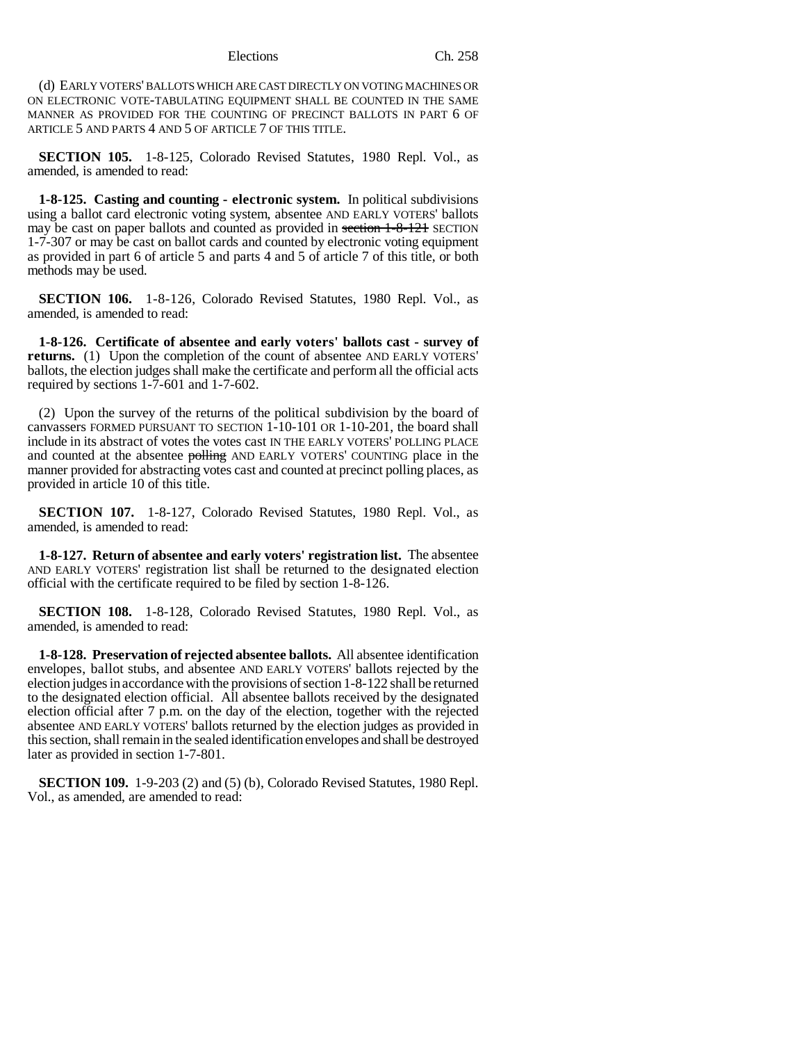(d) EARLY VOTERS' BALLOTS WHICH ARE CAST DIRECTLY ON VOTING MACHINES OR ON ELECTRONIC VOTE-TABULATING EQUIPMENT SHALL BE COUNTED IN THE SAME MANNER AS PROVIDED FOR THE COUNTING OF PRECINCT BALLOTS IN PART 6 OF ARTICLE 5 AND PARTS 4 AND 5 OF ARTICLE 7 OF THIS TITLE.

**SECTION 105.** 1-8-125, Colorado Revised Statutes, 1980 Repl. Vol., as amended, is amended to read:

**1-8-125. Casting and counting - electronic system.** In political subdivisions using a ballot card electronic voting system, absentee AND EARLY VOTERS' ballots may be cast on paper ballots and counted as provided in ~~section 1-8-121~~ SECTION 1-7-307 or may be cast on ballot cards and counted by electronic voting equipment as provided in part 6 of article 5 and parts 4 and 5 of article 7 of this title, or both methods may be used.

**SECTION 106.** 1-8-126, Colorado Revised Statutes, 1980 Repl. Vol., as amended, is amended to read:

**1-8-126. Certificate of absentee and early voters' ballots cast - survey of returns.** (1) Upon the completion of the count of absentee AND EARLY VOTERS' ballots, the election judges shall make the certificate and perform all the official acts required by sections 1-7-601 and 1-7-602.

(2) Upon the survey of the returns of the political subdivision by the board of canvassers FORMED PURSUANT TO SECTION 1-10-101 OR 1-10-201, the board shall include in its abstract of votes the votes cast IN THE EARLY VOTERS' POLLING PLACE and counted at the absentee ~~polling~~ AND EARLY VOTERS' COUNTING place in the manner provided for abstracting votes cast and counted at precinct polling places, as provided in article 10 of this title.

**SECTION 107.** 1-8-127, Colorado Revised Statutes, 1980 Repl. Vol., as amended, is amended to read:

**1-8-127. Return of absentee and early voters' registration list.** The absentee AND EARLY VOTERS' registration list shall be returned to the designated election official with the certificate required to be filed by section 1-8-126.

**SECTION 108.** 1-8-128, Colorado Revised Statutes, 1980 Repl. Vol., as amended, is amended to read:

**1-8-128. Preservation of rejected absentee ballots.** All absentee identification envelopes, ballot stubs, and absentee AND EARLY VOTERS' ballots rejected by the election judges in accordance with the provisions of section 1-8-122 shall be returned to the designated election official. All absentee ballots received by the designated election official after 7 p.m. on the day of the election, together with the rejected absentee AND EARLY VOTERS' ballots returned by the election judges as provided in this section, shall remain in the sealed identification envelopes and shall be destroyed later as provided in section 1-7-801.

**SECTION 109.** 1-9-203 (2) and (5) (b), Colorado Revised Statutes, 1980 Repl. Vol., as amended, are amended to read: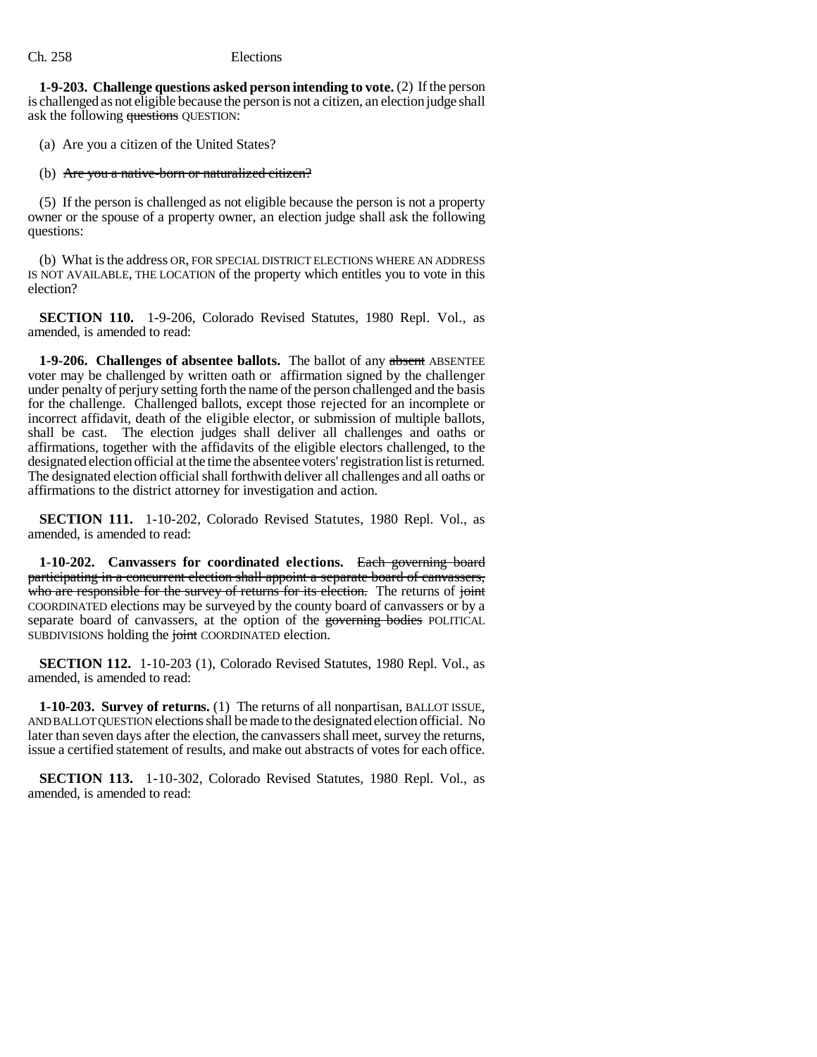**1-9-203. Challenge questions asked person intending to vote.** (2) If the person is challenged as not eligible because the person is not a citizen, an election judge shall ask the following ~~questions~~ QUESTION:

(a) Are you a citizen of the United States?

(b) ~~Are you a native-born or naturalized citizen?~~

(5) If the person is challenged as not eligible because the person is not a property owner or the spouse of a property owner, an election judge shall ask the following questions:

(b) What is the address OR, FOR SPECIAL DISTRICT ELECTIONS WHERE AN ADDRESS IS NOT AVAILABLE, THE LOCATION of the property which entitles you to vote in this election?

**SECTION 110.** 1-9-206, Colorado Revised Statutes, 1980 Repl. Vol., as amended, is amended to read:

**1-9-206. Challenges of absentee ballots.** The ballot of any ~~absent~~ ABSENTEE voter may be challenged by written oath or affirmation signed by the challenger under penalty of perjury setting forth the name of the person challenged and the basis for the challenge. Challenged ballots, except those rejected for an incomplete or incorrect affidavit, death of the eligible elector, or submission of multiple ballots, shall be cast. The election judges shall deliver all challenges and oaths or affirmations, together with the affidavits of the eligible electors challenged, to the designated election official at the time the absentee voters' registration list is returned. The designated election official shall forthwith deliver all challenges and all oaths or affirmations to the district attorney for investigation and action.

**SECTION 111.** 1-10-202, Colorado Revised Statutes, 1980 Repl. Vol., as amended, is amended to read:

**1-10-202. Canvassers for coordinated elections.** ~~Each governing board participating in a concurrent election shall appoint a separate board of canvassers, who are responsible for the survey of returns for its election.~~ The returns of ~~joint~~ COORDINATED elections may be surveyed by the county board of canvassers or by a separate board of canvassers, at the option of the ~~governing bodies~~ POLITICAL SUBDIVISIONS holding the ~~joint~~ COORDINATED election.

**SECTION 112.** 1-10-203 (1), Colorado Revised Statutes, 1980 Repl. Vol., as amended, is amended to read:

**1-10-203. Survey of returns.** (1) The returns of all nonpartisan, BALLOT ISSUE, AND BALLOT QUESTION elections shall be made to the designated election official. No later than seven days after the election, the canvassers shall meet, survey the returns, issue a certified statement of results, and make out abstracts of votes for each office.

**SECTION 113.** 1-10-302, Colorado Revised Statutes, 1980 Repl. Vol., as amended, is amended to read: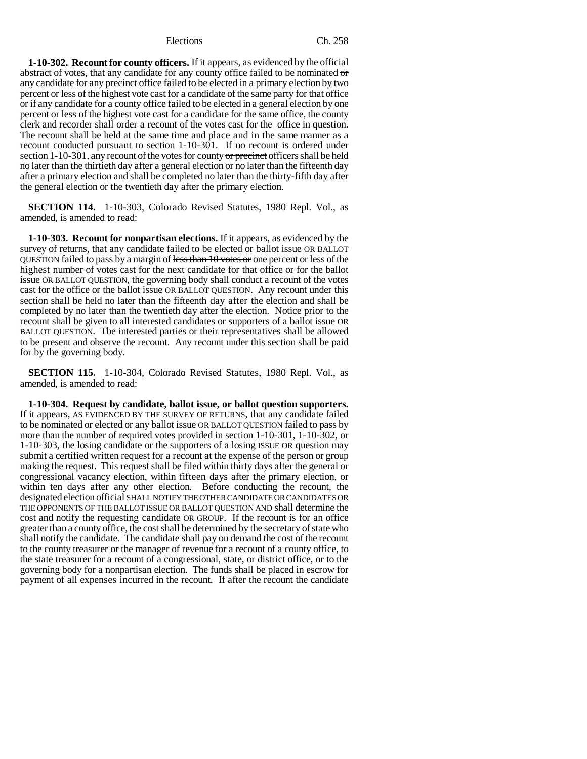**1-10-302. Recount for county officers.** If it appears, as evidenced by the official abstract of votes, that any candidate for any county office failed to be nominated ~~or any candidate for any precinct office failed to be elected~~ in a primary election by two percent or less of the highest vote cast for a candidate of the same party for that office or if any candidate for a county office failed to be elected in a general election by one percent or less of the highest vote cast for a candidate for the same office, the county clerk and recorder shall order a recount of the votes cast for the office in question. The recount shall be held at the same time and place and in the same manner as a recount conducted pursuant to section 1-10-301. If no recount is ordered under section 1-10-301, any recount of the votes for county ~~or precinct~~ officers shall be held no later than the thirtieth day after a general election or no later than the fifteenth day after a primary election and shall be completed no later than the thirty-fifth day after the general election or the twentieth day after the primary election.

**SECTION 114.** 1-10-303, Colorado Revised Statutes, 1980 Repl. Vol., as amended, is amended to read:

**1-10-303. Recount for nonpartisan elections.** If it appears, as evidenced by the survey of returns, that any candidate failed to be elected or ballot issue OR BALLOT QUESTION failed to pass by a margin of ~~less than 10 votes or~~ one percent or less of the highest number of votes cast for the next candidate for that office or for the ballot issue OR BALLOT QUESTION, the governing body shall conduct a recount of the votes cast for the office or the ballot issue OR BALLOT QUESTION. Any recount under this section shall be held no later than the fifteenth day after the election and shall be completed by no later than the twentieth day after the election. Notice prior to the recount shall be given to all interested candidates or supporters of a ballot issue OR BALLOT QUESTION. The interested parties or their representatives shall be allowed to be present and observe the recount. Any recount under this section shall be paid for by the governing body.

**SECTION 115.** 1-10-304, Colorado Revised Statutes, 1980 Repl. Vol., as amended, is amended to read:

**1-10-304. Request by candidate, ballot issue, or ballot question supporters.** If it appears, AS EVIDENCED BY THE SURVEY OF RETURNS, that any candidate failed to be nominated or elected or any ballot issue OR BALLOT QUESTION failed to pass by more than the number of required votes provided in section 1-10-301, 1-10-302, or 1-10-303, the losing candidate or the supporters of a losing ISSUE OR question may submit a certified written request for a recount at the expense of the person or group making the request. This request shall be filed within thirty days after the general or congressional vacancy election, within fifteen days after the primary election, or within ten days after any other election. Before conducting the recount, the designated election official SHALL NOTIFY THE OTHER CANDIDATE OR CANDIDATES OR THE OPPONENTS OF THE BALLOT ISSUE OR BALLOT QUESTION AND shall determine the cost and notify the requesting candidate OR GROUP. If the recount is for an office greater than a county office, the cost shall be determined by the secretary of state who shall notify the candidate. The candidate shall pay on demand the cost of the recount to the county treasurer or the manager of revenue for a recount of a county office, to the state treasurer for a recount of a congressional, state, or district office, or to the governing body for a nonpartisan election. The funds shall be placed in escrow for payment of all expenses incurred in the recount. If after the recount the candidate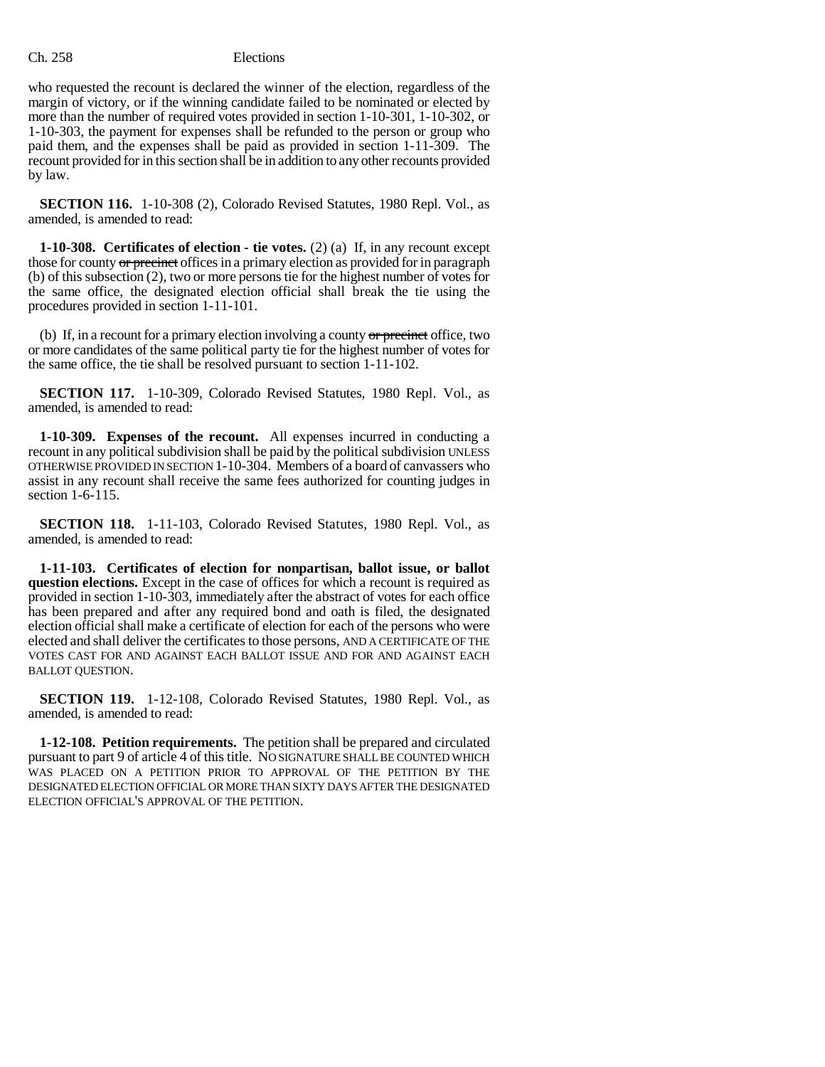who requested the recount is declared the winner of the election, regardless of the margin of victory, or if the winning candidate failed to be nominated or elected by more than the number of required votes provided in section 1-10-301, 1-10-302, or 1-10-303, the payment for expenses shall be refunded to the person or group who paid them, and the expenses shall be paid as provided in section 1-11-309. The recount provided for in this section shall be in addition to any other recounts provided by law.

**SECTION 116.** 1-10-308 (2), Colorado Revised Statutes, 1980 Repl. Vol., as amended, is amended to read:

**1-10-308. Certificates of election - tie votes.** (2) (a) If, in any recount except those for county ~~or precinct~~ offices in a primary election as provided for in paragraph (b) of this subsection (2), two or more persons tie for the highest number of votes for the same office, the designated election official shall break the tie using the procedures provided in section 1-11-101.

(b) If, in a recount for a primary election involving a county ~~or precinct~~ office, two or more candidates of the same political party tie for the highest number of votes for the same office, the tie shall be resolved pursuant to section 1-11-102.

**SECTION 117.** 1-10-309, Colorado Revised Statutes, 1980 Repl. Vol., as amended, is amended to read:

**1-10-309. Expenses of the recount.** All expenses incurred in conducting a recount in any political subdivision shall be paid by the political subdivision UNLESS OTHERWISE PROVIDED IN SECTION 1-10-304. Members of a board of canvassers who assist in any recount shall receive the same fees authorized for counting judges in section 1-6-115.

**SECTION 118.** 1-11-103, Colorado Revised Statutes, 1980 Repl. Vol., as amended, is amended to read:

**1-11-103. Certificates of election for nonpartisan, ballot issue, or ballot question elections.** Except in the case of offices for which a recount is required as provided in section 1-10-303, immediately after the abstract of votes for each office has been prepared and after any required bond and oath is filed, the designated election official shall make a certificate of election for each of the persons who were elected and shall deliver the certificates to those persons, AND A CERTIFICATE OF THE VOTES CAST FOR AND AGAINST EACH BALLOT ISSUE AND FOR AND AGAINST EACH BALLOT QUESTION.

**SECTION 119.** 1-12-108, Colorado Revised Statutes, 1980 Repl. Vol., as amended, is amended to read:

**1-12-108. Petition requirements.** The petition shall be prepared and circulated pursuant to part 9 of article 4 of this title. NO SIGNATURE SHALL BE COUNTED WHICH WAS PLACED ON A PETITION PRIOR TO APPROVAL OF THE PETITION BY THE DESIGNATED ELECTION OFFICIAL OR MORE THAN SIXTY DAYS AFTER THE DESIGNATED ELECTION OFFICIAL'S APPROVAL OF THE PETITION.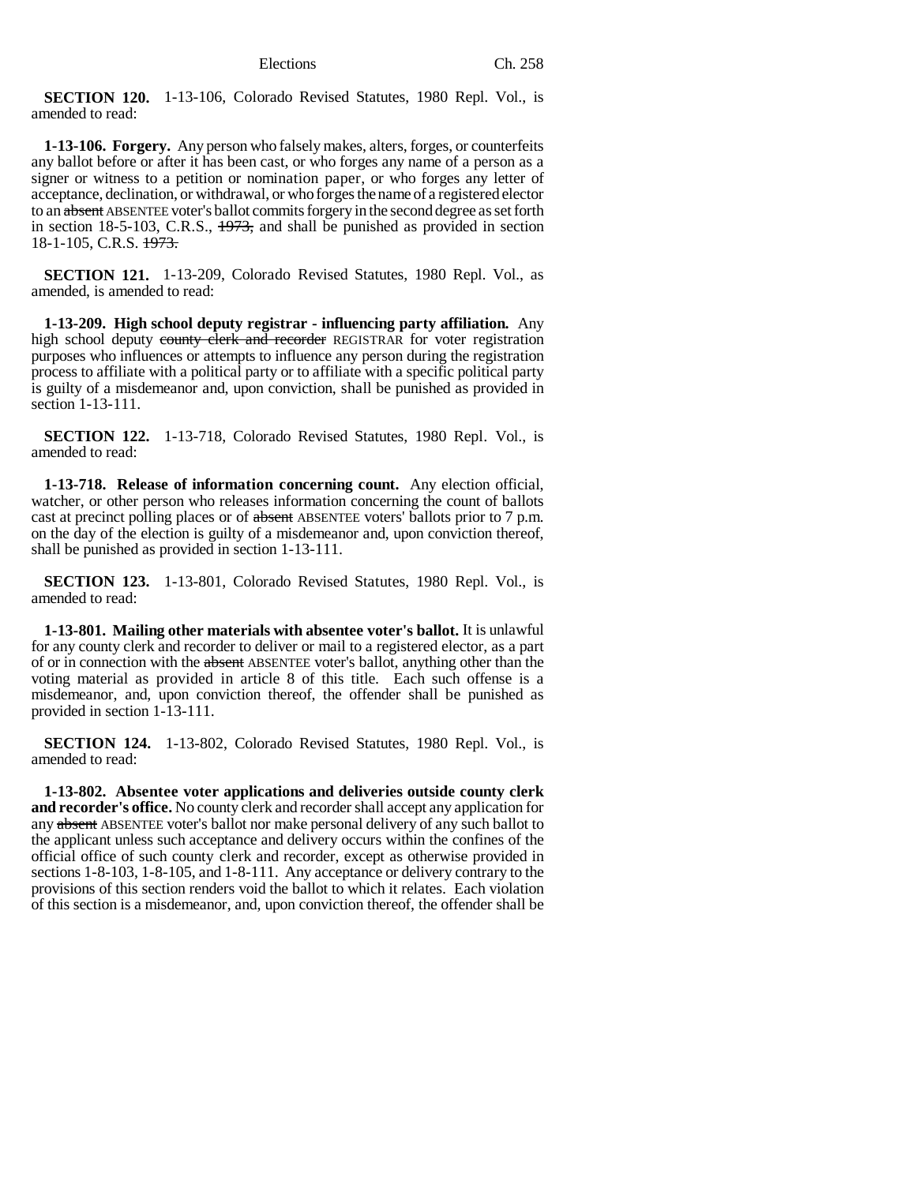**SECTION 120.** 1-13-106, Colorado Revised Statutes, 1980 Repl. Vol., is amended to read:

**1-13-106. Forgery.** Any person who falsely makes, alters, forges, or counterfeits any ballot before or after it has been cast, or who forges any name of a person as a signer or witness to a petition or nomination paper, or who forges any letter of acceptance, declination, or withdrawal, or who forges the name of a registered elector to an ~~absent~~ ABSENTEE voter's ballot commits forgery in the second degree as set forth in section 18-5-103, C.R.S., ~~1973,~~ and shall be punished as provided in section 18-1-105, C.R.S. ~~1973.~~

**SECTION 121.** 1-13-209, Colorado Revised Statutes, 1980 Repl. Vol., as amended, is amended to read:

**1-13-209. High school deputy registrar - influencing party affiliation.** Any high school deputy ~~county clerk and recorder~~ REGISTRAR for voter registration purposes who influences or attempts to influence any person during the registration process to affiliate with a political party or to affiliate with a specific political party is guilty of a misdemeanor and, upon conviction, shall be punished as provided in section 1-13-111.

**SECTION 122.** 1-13-718, Colorado Revised Statutes, 1980 Repl. Vol., is amended to read:

**1-13-718. Release of information concerning count.** Any election official, watcher, or other person who releases information concerning the count of ballots cast at precinct polling places or of ~~absent~~ ABSENTEE voters' ballots prior to 7 p.m. on the day of the election is guilty of a misdemeanor and, upon conviction thereof, shall be punished as provided in section 1-13-111.

**SECTION 123.** 1-13-801, Colorado Revised Statutes, 1980 Repl. Vol., is amended to read:

**1-13-801. Mailing other materials with absentee voter's ballot.** It is unlawful for any county clerk and recorder to deliver or mail to a registered elector, as a part of or in connection with the ~~absent~~ ABSENTEE voter's ballot, anything other than the voting material as provided in article 8 of this title. Each such offense is a misdemeanor, and, upon conviction thereof, the offender shall be punished as provided in section 1-13-111.

**SECTION 124.** 1-13-802, Colorado Revised Statutes, 1980 Repl. Vol., is amended to read:

**1-13-802. Absentee voter applications and deliveries outside county clerk and recorder's office.** No county clerk and recorder shall accept any application for any ~~absent~~ ABSENTEE voter's ballot nor make personal delivery of any such ballot to the applicant unless such acceptance and delivery occurs within the confines of the official office of such county clerk and recorder, except as otherwise provided in sections 1-8-103, 1-8-105, and 1-8-111. Any acceptance or delivery contrary to the provisions of this section renders void the ballot to which it relates. Each violation of this section is a misdemeanor, and, upon conviction thereof, the offender shall be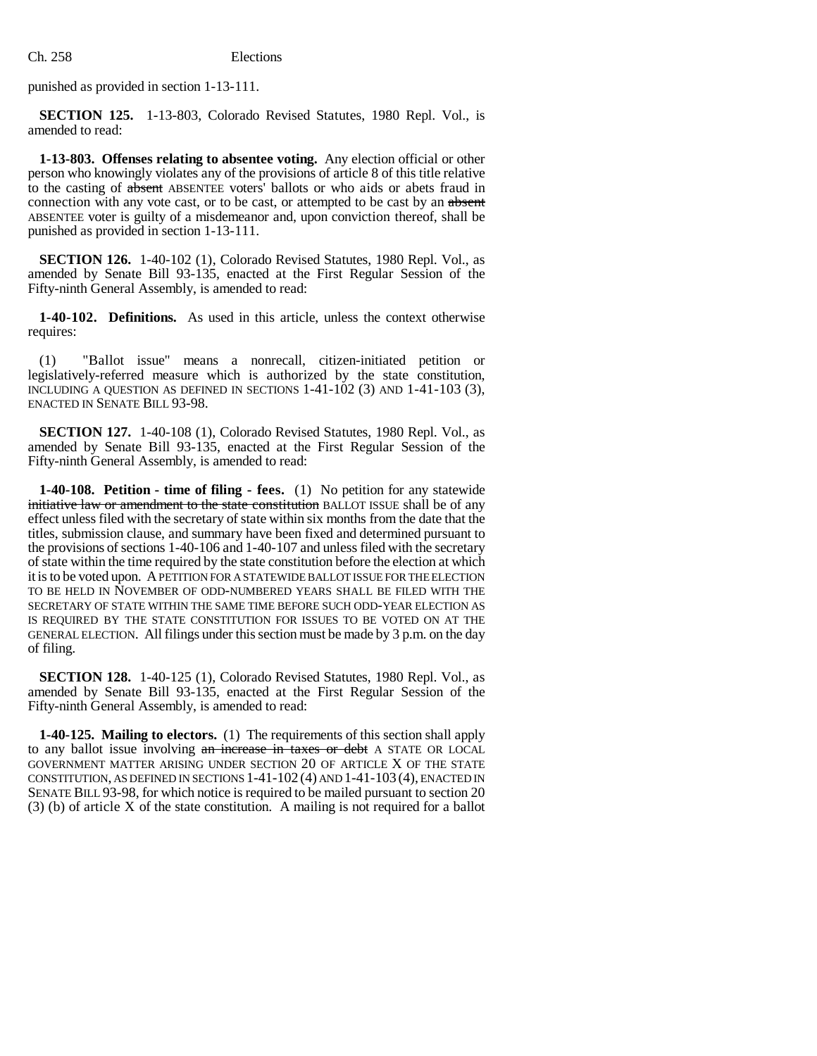punished as provided in section 1-13-111.

**SECTION 125.** 1-13-803, Colorado Revised Statutes, 1980 Repl. Vol., is amended to read:

**1-13-803. Offenses relating to absentee voting.** Any election official or other person who knowingly violates any of the provisions of article 8 of this title relative to the casting of ~~absent~~ ABSENTEE voters' ballots or who aids or abets fraud in connection with any vote cast, or to be cast, or attempted to be cast by an ~~absent~~ ABSENTEE voter is guilty of a misdemeanor and, upon conviction thereof, shall be punished as provided in section 1-13-111.

**SECTION 126.** 1-40-102 (1), Colorado Revised Statutes, 1980 Repl. Vol., as amended by Senate Bill 93-135, enacted at the First Regular Session of the Fifty-ninth General Assembly, is amended to read:

**1-40-102. Definitions.** As used in this article, unless the context otherwise requires:

(1) "Ballot issue" means a nonrecall, citizen-initiated petition or legislatively-referred measure which is authorized by the state constitution, INCLUDING A QUESTION AS DEFINED IN SECTIONS 1-41-102 (3) AND 1-41-103 (3), ENACTED IN SENATE BILL 93-98.

**SECTION 127.** 1-40-108 (1), Colorado Revised Statutes, 1980 Repl. Vol., as amended by Senate Bill 93-135, enacted at the First Regular Session of the Fifty-ninth General Assembly, is amended to read:

**1-40-108. Petition - time of filing - fees.** (1) No petition for any statewide ~~initiative law or amendment to the state constitution~~ BALLOT ISSUE shall be of any effect unless filed with the secretary of state within six months from the date that the titles, submission clause, and summary have been fixed and determined pursuant to the provisions of sections 1-40-106 and 1-40-107 and unless filed with the secretary of state within the time required by the state constitution before the election at which it is to be voted upon. A PETITION FOR A STATEWIDE BALLOT ISSUE FOR THE ELECTION TO BE HELD IN NOVEMBER OF ODD-NUMBERED YEARS SHALL BE FILED WITH THE SECRETARY OF STATE WITHIN THE SAME TIME BEFORE SUCH ODD-YEAR ELECTION AS IS REQUIRED BY THE STATE CONSTITUTION FOR ISSUES TO BE VOTED ON AT THE GENERAL ELECTION. All filings under this section must be made by 3 p.m. on the day of filing.

**SECTION 128.** 1-40-125 (1), Colorado Revised Statutes, 1980 Repl. Vol., as amended by Senate Bill 93-135, enacted at the First Regular Session of the Fifty-ninth General Assembly, is amended to read:

**1-40-125. Mailing to electors.** (1) The requirements of this section shall apply to any ballot issue involving ~~an increase in taxes or debt~~ A STATE OR LOCAL GOVERNMENT MATTER ARISING UNDER SECTION 20 OF ARTICLE X OF THE STATE CONSTITUTION, AS DEFINED IN SECTIONS 1-41-102 (4) AND 1-41-103 (4), ENACTED IN SENATE BILL 93-98, for which notice is required to be mailed pursuant to section 20 (3) (b) of article X of the state constitution. A mailing is not required for a ballot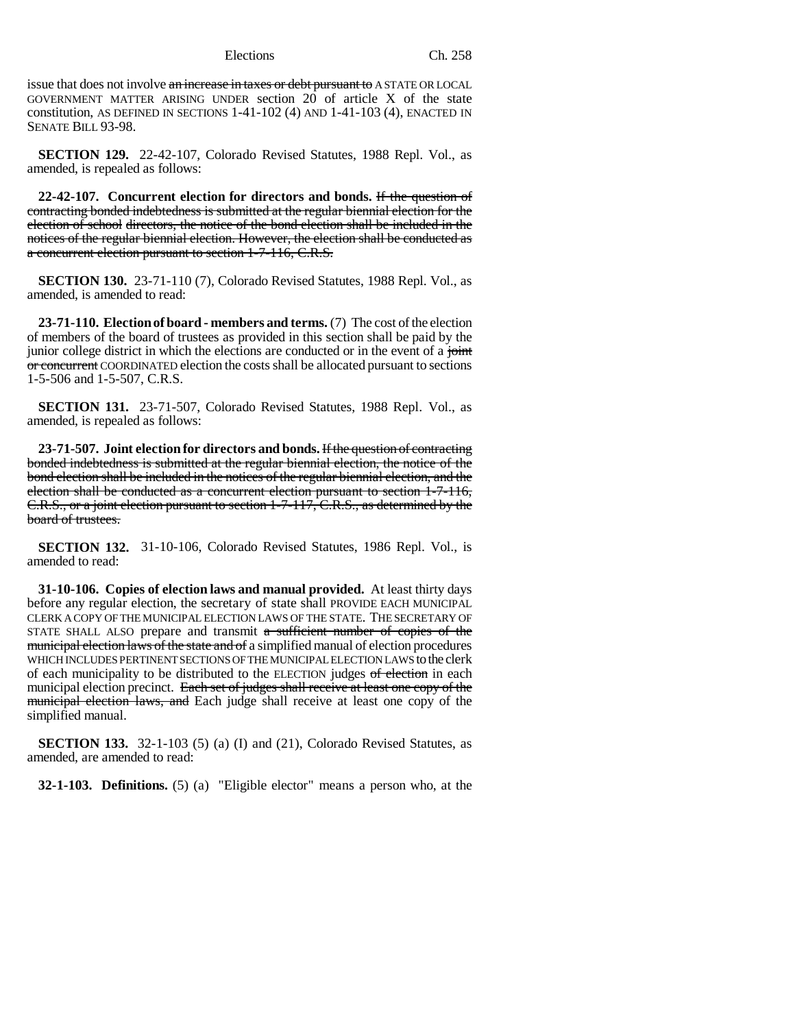issue that does not involve ~~an increase in taxes or debt pursuant to~~ A STATE OR LOCAL GOVERNMENT MATTER ARISING UNDER section 20 of article X of the state constitution, AS DEFINED IN SECTIONS 1-41-102 (4) AND 1-41-103 (4), ENACTED IN SENATE BILL 93-98.

**SECTION 129.** 22-42-107, Colorado Revised Statutes, 1988 Repl. Vol., as amended, is repealed as follows:

**22-42-107. Concurrent election for directors and bonds.** ~~If the question of contracting bonded indebtedness is submitted at the regular biennial election for the election of school directors, the notice of the bond election shall be included in the notices of the regular biennial election. However, the election shall be conducted as a concurrent election pursuant to section 1-7-116, C.R.S.~~

**SECTION 130.** 23-71-110 (7), Colorado Revised Statutes, 1988 Repl. Vol., as amended, is amended to read:

**23-71-110. Election of board - members and terms.** (7) The cost of the election of members of the board of trustees as provided in this section shall be paid by the junior college district in which the elections are conducted or in the event of a ~~joint or concurrent~~ COORDINATED election the costs shall be allocated pursuant to sections 1-5-506 and 1-5-507, C.R.S.

**SECTION 131.** 23-71-507, Colorado Revised Statutes, 1988 Repl. Vol., as amended, is repealed as follows:

**23-71-507. Joint election for directors and bonds.** ~~If the question of contracting bonded indebtedness is submitted at the regular biennial election, the notice of the bond election shall be included in the notices of the regular biennial election, and the election shall be conducted as a concurrent election pursuant to section 1-7-116, C.R.S., or a joint election pursuant to section 1-7-117, C.R.S., as determined by the board of trustees.~~

**SECTION 132.** 31-10-106, Colorado Revised Statutes, 1986 Repl. Vol., is amended to read:

**31-10-106. Copies of election laws and manual provided.** At least thirty days before any regular election, the secretary of state shall PROVIDE EACH MUNICIPAL CLERK A COPY OF THE MUNICIPAL ELECTION LAWS OF THE STATE. THE SECRETARY OF STATE SHALL ALSO prepare and transmit ~~a sufficient number of copies of the municipal election laws of the state and of~~ a simplified manual of election procedures WHICH INCLUDES PERTINENT SECTIONS OF THE MUNICIPAL ELECTION LAWS to the clerk of each municipality to be distributed to the ELECTION judges ~~of election~~ in each municipal election precinct. ~~Each set of judges shall receive at least one copy of the municipal election laws, and~~ Each judge shall receive at least one copy of the simplified manual.

**SECTION 133.** 32-1-103 (5) (a) (I) and (21), Colorado Revised Statutes, as amended, are amended to read:

**32-1-103. Definitions.** (5) (a) "Eligible elector" means a person who, at the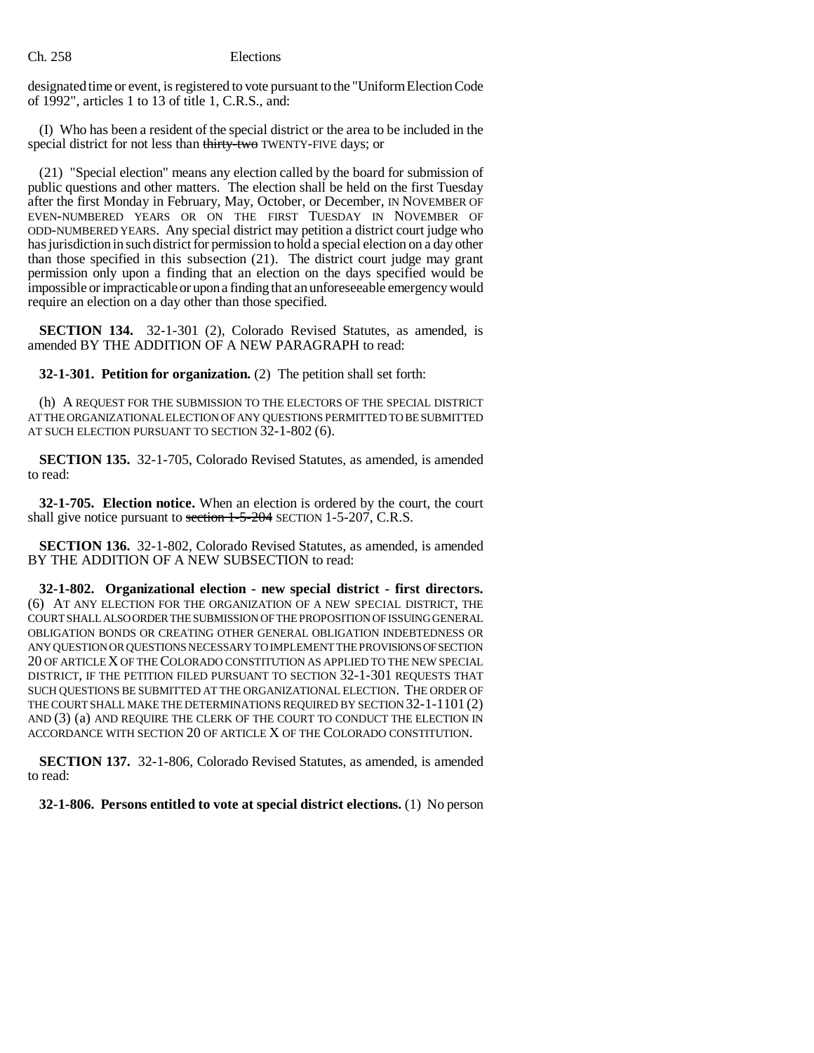designated time or event, is registered to vote pursuant to the "Uniform Election Code of 1992", articles 1 to 13 of title 1, C.R.S., and:

(I) Who has been a resident of the special district or the area to be included in the special district for not less than ~~thirty-two~~ TWENTY-FIVE days; or

(21) "Special election" means any election called by the board for submission of public questions and other matters. The election shall be held on the first Tuesday after the first Monday in February, May, October, or December, IN NOVEMBER OF EVEN-NUMBERED YEARS OR ON THE FIRST TUESDAY IN NOVEMBER OF ODD-NUMBERED YEARS. Any special district may petition a district court judge who has jurisdiction in such district for permission to hold a special election on a day other than those specified in this subsection (21). The district court judge may grant permission only upon a finding that an election on the days specified would be impossible or impracticable or upon a finding that an unforeseeable emergency would require an election on a day other than those specified.

**SECTION 134.** 32-1-301 (2), Colorado Revised Statutes, as amended, is amended BY THE ADDITION OF A NEW PARAGRAPH to read:

**32-1-301. Petition for organization.** (2) The petition shall set forth:

(h) A REQUEST FOR THE SUBMISSION TO THE ELECTORS OF THE SPECIAL DISTRICT AT THE ORGANIZATIONAL ELECTION OF ANY QUESTIONS PERMITTED TO BE SUBMITTED AT SUCH ELECTION PURSUANT TO SECTION 32-1-802 (6).

**SECTION 135.** 32-1-705, Colorado Revised Statutes, as amended, is amended to read:

**32-1-705. Election notice.** When an election is ordered by the court, the court shall give notice pursuant to ~~section 1-5-204~~ SECTION 1-5-207, C.R.S.

**SECTION 136.** 32-1-802, Colorado Revised Statutes, as amended, is amended BY THE ADDITION OF A NEW SUBSECTION to read:

**32-1-802. Organizational election - new special district - first directors.** (6) AT ANY ELECTION FOR THE ORGANIZATION OF A NEW SPECIAL DISTRICT, THE COURT SHALL ALSO ORDER THE SUBMISSION OF THE PROPOSITION OF ISSUING GENERAL OBLIGATION BONDS OR CREATING OTHER GENERAL OBLIGATION INDEBTEDNESS OR ANY QUESTION OR QUESTIONS NECESSARY TO IMPLEMENT THE PROVISIONS OF SECTION 20 OF ARTICLE X OF THE COLORADO CONSTITUTION AS APPLIED TO THE NEW SPECIAL DISTRICT, IF THE PETITION FILED PURSUANT TO SECTION 32-1-301 REQUESTS THAT SUCH QUESTIONS BE SUBMITTED AT THE ORGANIZATIONAL ELECTION. THE ORDER OF THE COURT SHALL MAKE THE DETERMINATIONS REQUIRED BY SECTION 32-1-1101 (2) AND (3) (a) AND REQUIRE THE CLERK OF THE COURT TO CONDUCT THE ELECTION IN ACCORDANCE WITH SECTION 20 OF ARTICLE X OF THE COLORADO CONSTITUTION.

**SECTION 137.** 32-1-806, Colorado Revised Statutes, as amended, is amended to read:

**32-1-806. Persons entitled to vote at special district elections.** (1) No person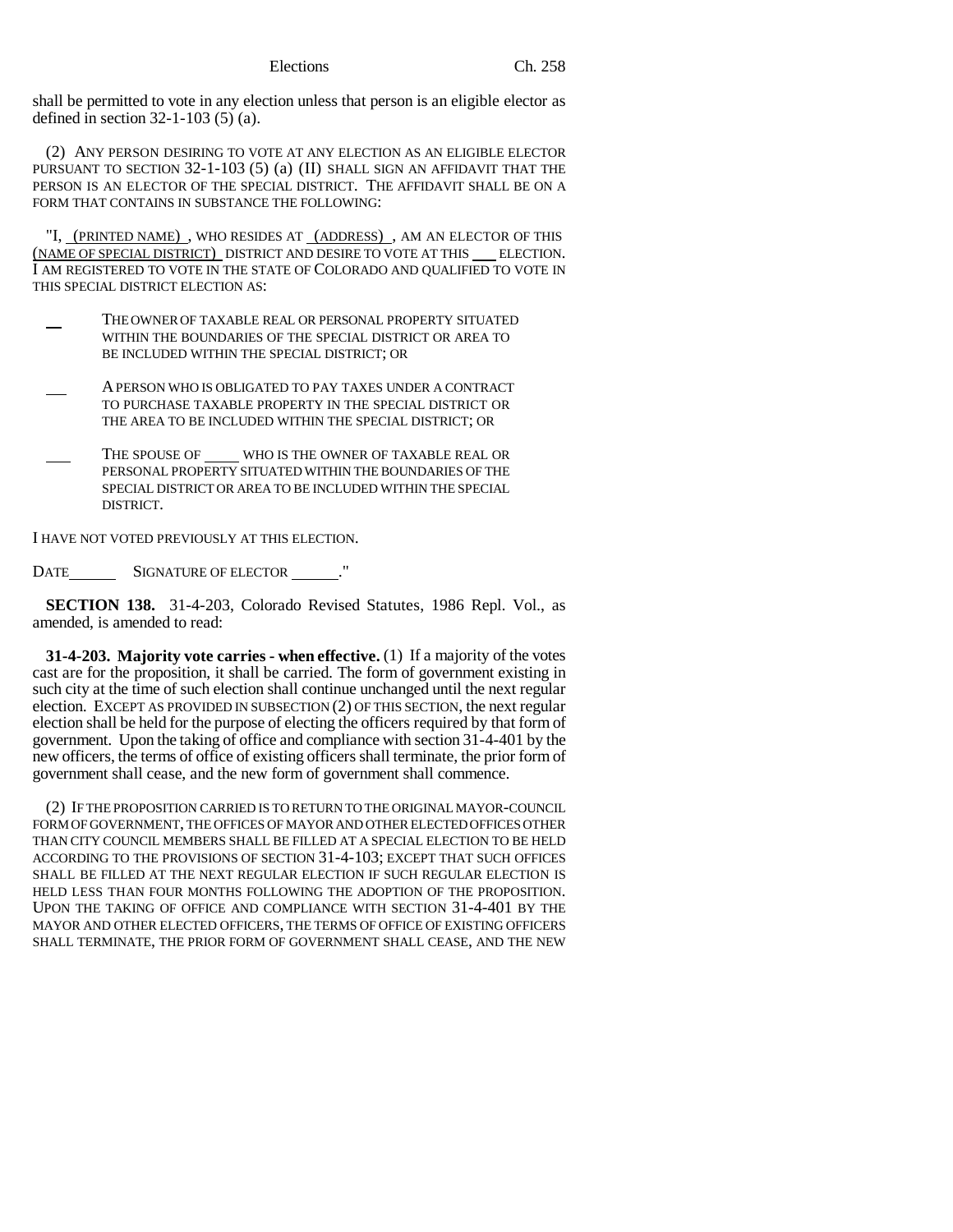shall be permitted to vote in any election unless that person is an eligible elector as defined in section 32-1-103 (5) (a).

(2) ANY PERSON DESIRING TO VOTE AT ANY ELECTION AS AN ELIGIBLE ELECTOR PURSUANT TO SECTION 32-1-103 (5) (a) (II) SHALL SIGN AN AFFIDAVIT THAT THE PERSON IS AN ELECTOR OF THE SPECIAL DISTRICT. THE AFFIDAVIT SHALL BE ON A FORM THAT CONTAINS IN SUBSTANCE THE FOLLOWING:

"I, (PRINTED NAME), WHO RESIDES AT (ADDRESS), AM AN ELECTOR OF THIS (NAME OF SPECIAL DISTRICT) DISTRICT AND DESIRE TO VOTE AT THIS ___ ELECTION. I AM REGISTERED TO VOTE IN THE STATE OF COLORADO AND QUALIFIED TO VOTE IN THIS SPECIAL DISTRICT ELECTION AS:

___ THE OWNER OF TAXABLE REAL OR PERSONAL PROPERTY SITUATED WITHIN THE BOUNDARIES OF THE SPECIAL DISTRICT OR AREA TO BE INCLUDED WITHIN THE SPECIAL DISTRICT; OR

___ A PERSON WHO IS OBLIGATED TO PAY TAXES UNDER A CONTRACT TO PURCHASE TAXABLE PROPERTY IN THE SPECIAL DISTRICT OR THE AREA TO BE INCLUDED WITHIN THE SPECIAL DISTRICT; OR

___ THE SPOUSE OF ____ WHO IS THE OWNER OF TAXABLE REAL OR PERSONAL PROPERTY SITUATED WITHIN THE BOUNDARIES OF THE SPECIAL DISTRICT OR AREA TO BE INCLUDED WITHIN THE SPECIAL DISTRICT.

I HAVE NOT VOTED PREVIOUSLY AT THIS ELECTION.

DATE______ SIGNATURE OF ELECTOR ______."

**SECTION 138.** 31-4-203, Colorado Revised Statutes, 1986 Repl. Vol., as amended, is amended to read:

**31-4-203. Majority vote carries - when effective.** (1) If a majority of the votes cast are for the proposition, it shall be carried. The form of government existing in such city at the time of such election shall continue unchanged until the next regular election. EXCEPT AS PROVIDED IN SUBSECTION (2) OF THIS SECTION, the next regular election shall be held for the purpose of electing the officers required by that form of government. Upon the taking of office and compliance with section 31-4-401 by the new officers, the terms of office of existing officers shall terminate, the prior form of government shall cease, and the new form of government shall commence.

(2) IF THE PROPOSITION CARRIED IS TO RETURN TO THE ORIGINAL MAYOR-COUNCIL FORM OF GOVERNMENT, THE OFFICES OF MAYOR AND OTHER ELECTED OFFICES OTHER THAN CITY COUNCIL MEMBERS SHALL BE FILLED AT A SPECIAL ELECTION TO BE HELD ACCORDING TO THE PROVISIONS OF SECTION 31-4-103; EXCEPT THAT SUCH OFFICES SHALL BE FILLED AT THE NEXT REGULAR ELECTION IF SUCH REGULAR ELECTION IS HELD LESS THAN FOUR MONTHS FOLLOWING THE ADOPTION OF THE PROPOSITION. UPON THE TAKING OF OFFICE AND COMPLIANCE WITH SECTION 31-4-401 BY THE MAYOR AND OTHER ELECTED OFFICERS, THE TERMS OF OFFICE OF EXISTING OFFICERS SHALL TERMINATE, THE PRIOR FORM OF GOVERNMENT SHALL CEASE, AND THE NEW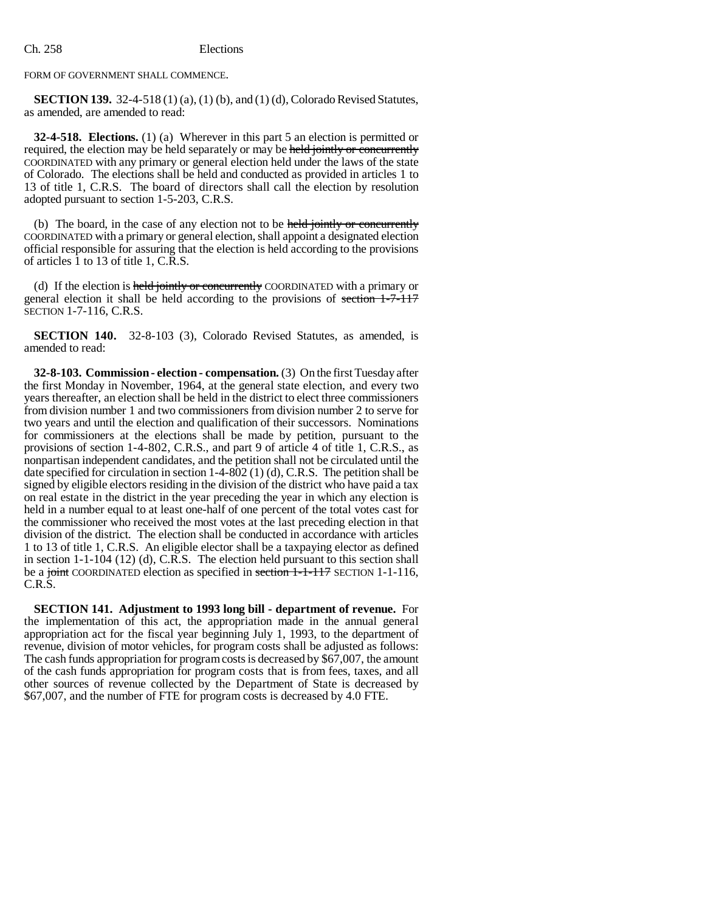FORM OF GOVERNMENT SHALL COMMENCE.

**SECTION 139.** 32-4-518 (1) (a), (1) (b), and (1) (d), Colorado Revised Statutes, as amended, are amended to read:

**32-4-518. Elections.** (1) (a) Wherever in this part 5 an election is permitted or required, the election may be held separately or may be ~~held jointly or concurrently~~ COORDINATED with any primary or general election held under the laws of the state of Colorado. The elections shall be held and conducted as provided in articles 1 to 13 of title 1, C.R.S. The board of directors shall call the election by resolution adopted pursuant to section 1-5-203, C.R.S.

(b) The board, in the case of any election not to be ~~held jointly or concurrently~~ COORDINATED with a primary or general election, shall appoint a designated election official responsible for assuring that the election is held according to the provisions of articles 1 to 13 of title 1, C.R.S.

(d) If the election is ~~held jointly or concurrently~~ COORDINATED with a primary or general election it shall be held according to the provisions of ~~section 1-7-117~~ SECTION 1-7-116, C.R.S.

**SECTION 140.** 32-8-103 (3), Colorado Revised Statutes, as amended, is amended to read:

**32-8-103. Commission - election - compensation.** (3) On the first Tuesday after the first Monday in November, 1964, at the general state election, and every two years thereafter, an election shall be held in the district to elect three commissioners from division number 1 and two commissioners from division number 2 to serve for two years and until the election and qualification of their successors. Nominations for commissioners at the elections shall be made by petition, pursuant to the provisions of section 1-4-802, C.R.S., and part 9 of article 4 of title 1, C.R.S., as nonpartisan independent candidates, and the petition shall not be circulated until the date specified for circulation in section 1-4-802 (1) (d), C.R.S. The petition shall be signed by eligible electors residing in the division of the district who have paid a tax on real estate in the district in the year preceding the year in which any election is held in a number equal to at least one-half of one percent of the total votes cast for the commissioner who received the most votes at the last preceding election in that division of the district. The election shall be conducted in accordance with articles 1 to 13 of title 1, C.R.S. An eligible elector shall be a taxpaying elector as defined in section 1-1-104 (12) (d), C.R.S. The election held pursuant to this section shall be a ~~joint~~ COORDINATED election as specified in ~~section 1-1-117~~ SECTION 1-1-116, C.R.S.

**SECTION 141. Adjustment to 1993 long bill - department of revenue.** For the implementation of this act, the appropriation made in the annual general appropriation act for the fiscal year beginning July 1, 1993, to the department of revenue, division of motor vehicles, for program costs shall be adjusted as follows: The cash funds appropriation for program costs is decreased by $67,007, the amount of the cash funds appropriation for program costs that is from fees, taxes, and all other sources of revenue collected by the Department of State is decreased by $67,007, and the number of FTE for program costs is decreased by 4.0 FTE.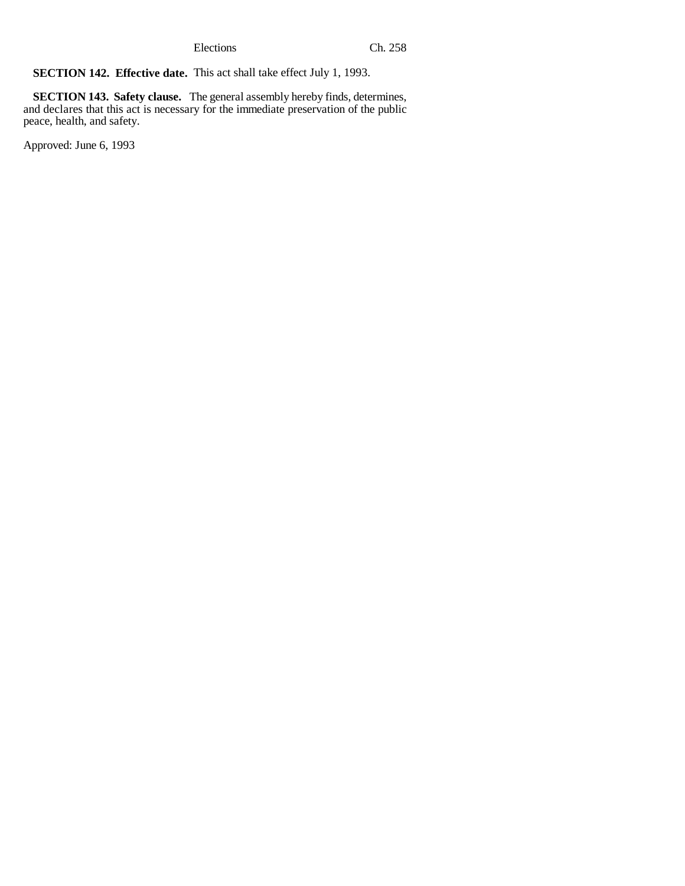**SECTION 142. Effective date.** This act shall take effect July 1, 1993.

**SECTION 143. Safety clause.** The general assembly hereby finds, determines, and declares that this act is necessary for the immediate preservation of the public peace, health, and safety.

Approved: June 6, 1993